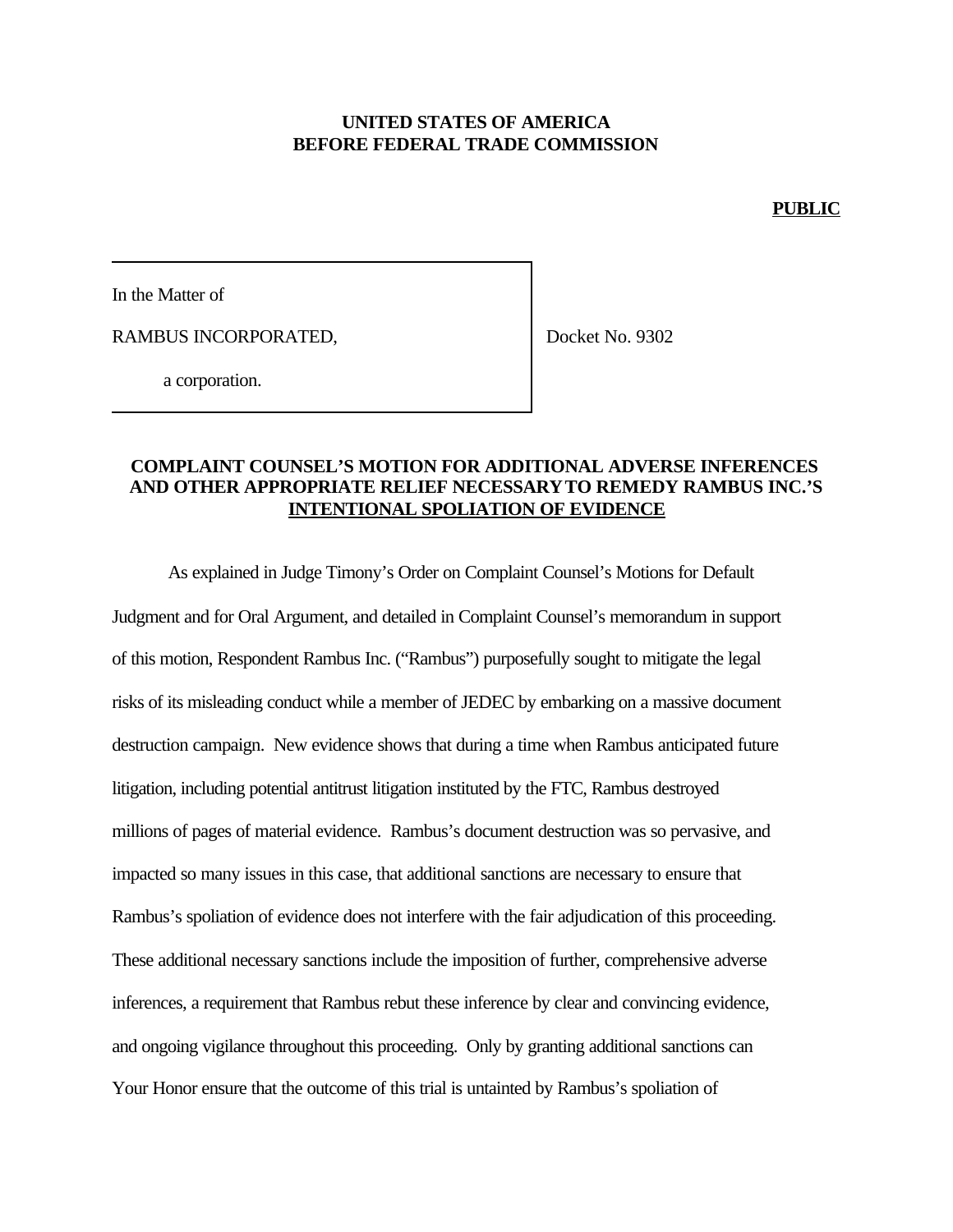**UNITED STATES OF AMERICA**
**BEFORE FEDERAL TRADE COMMISSION**

**PUBLIC**

| | |
|---|---|
| In the Matter of<br><br>RAMBUS INCORPORATED,<br><br>a corporation. | Docket No. 9302 |

**COMPLAINT COUNSEL'S MOTION FOR ADDITIONAL ADVERSE INFERENCES AND OTHER APPROPRIATE RELIEF NECESSARY TO REMEDY RAMBUS INC.'S INTENTIONAL SPOLIATION OF EVIDENCE**

As explained in Judge Timony's Order on Complaint Counsel's Motions for Default Judgment and for Oral Argument, and detailed in Complaint Counsel's memorandum in support of this motion, Respondent Rambus Inc. ("Rambus") purposefully sought to mitigate the legal risks of its misleading conduct while a member of JEDEC by embarking on a massive document destruction campaign. New evidence shows that during a time when Rambus anticipated future litigation, including potential antitrust litigation instituted by the FTC, Rambus destroyed millions of pages of material evidence. Rambus's document destruction was so pervasive, and impacted so many issues in this case, that additional sanctions are necessary to ensure that Rambus's spoliation of evidence does not interfere with the fair adjudication of this proceeding. These additional necessary sanctions include the imposition of further, comprehensive adverse inferences, a requirement that Rambus rebut these inference by clear and convincing evidence, and ongoing vigilance throughout this proceeding. Only by granting additional sanctions can Your Honor ensure that the outcome of this trial is untainted by Rambus's spoliation of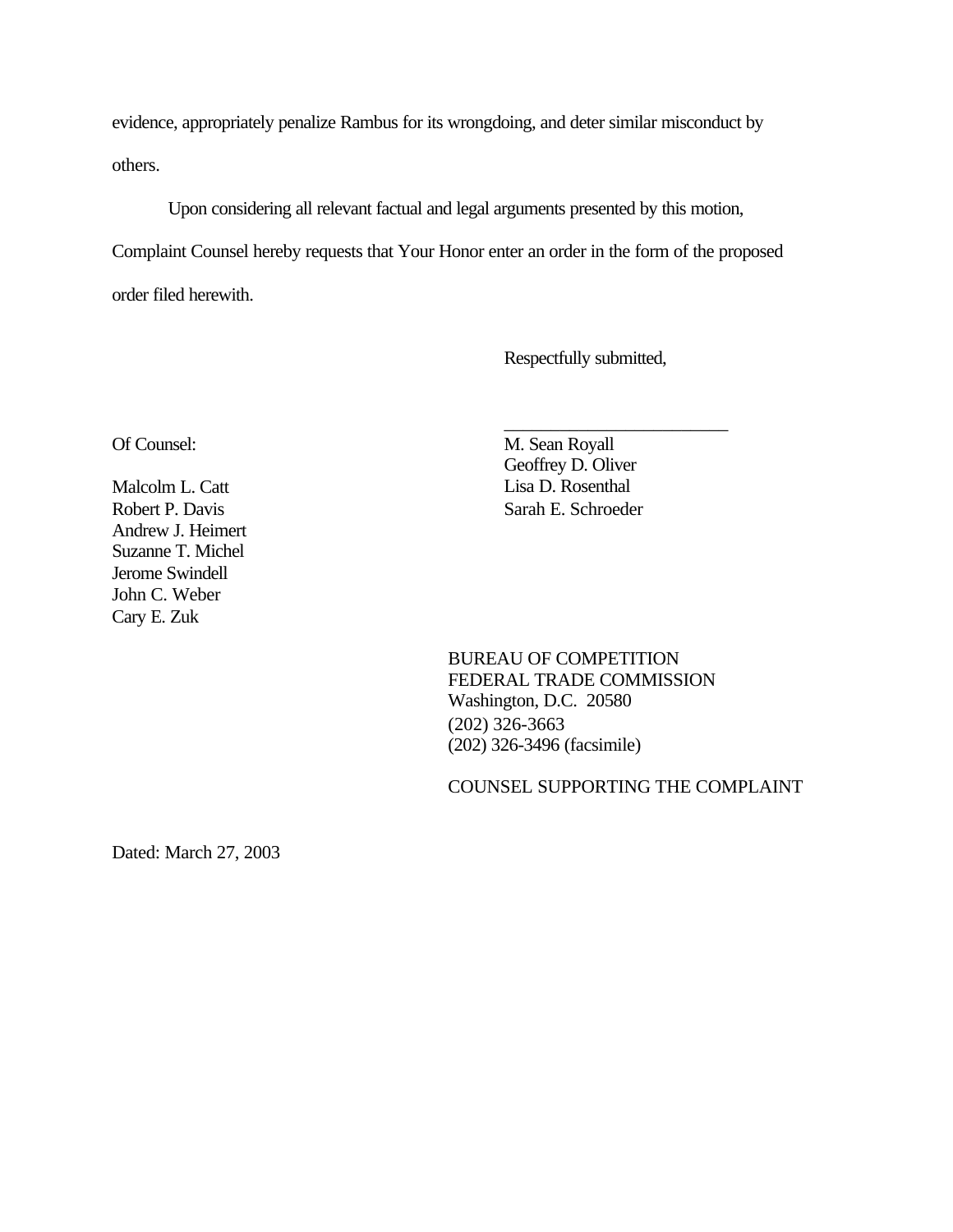evidence, appropriately penalize Rambus for its wrongdoing, and deter similar misconduct by others.

Upon considering all relevant factual and legal arguments presented by this motion, Complaint Counsel hereby requests that Your Honor enter an order in the form of the proposed order filed herewith.

Respectfully submitted,

\_\_\_\_\_\_\_\_\_\_\_\_\_\_\_\_\_\_\_\_\_\_\_\_\_\_

M. Sean Royall
Geoffrey D. Oliver
Lisa D. Rosenthal
Sarah E. Schroeder

Of Counsel:

Malcolm L. Catt
Robert P. Davis
Andrew J. Heimert
Suzanne T. Michel
Jerome Swindell
John C. Weber
Cary E. Zuk

BUREAU OF COMPETITION
FEDERAL TRADE COMMISSION
Washington, D.C. 20580
(202) 326-3663
(202) 326-3496 (facsimile)

COUNSEL SUPPORTING THE COMPLAINT

Dated: March 27, 2003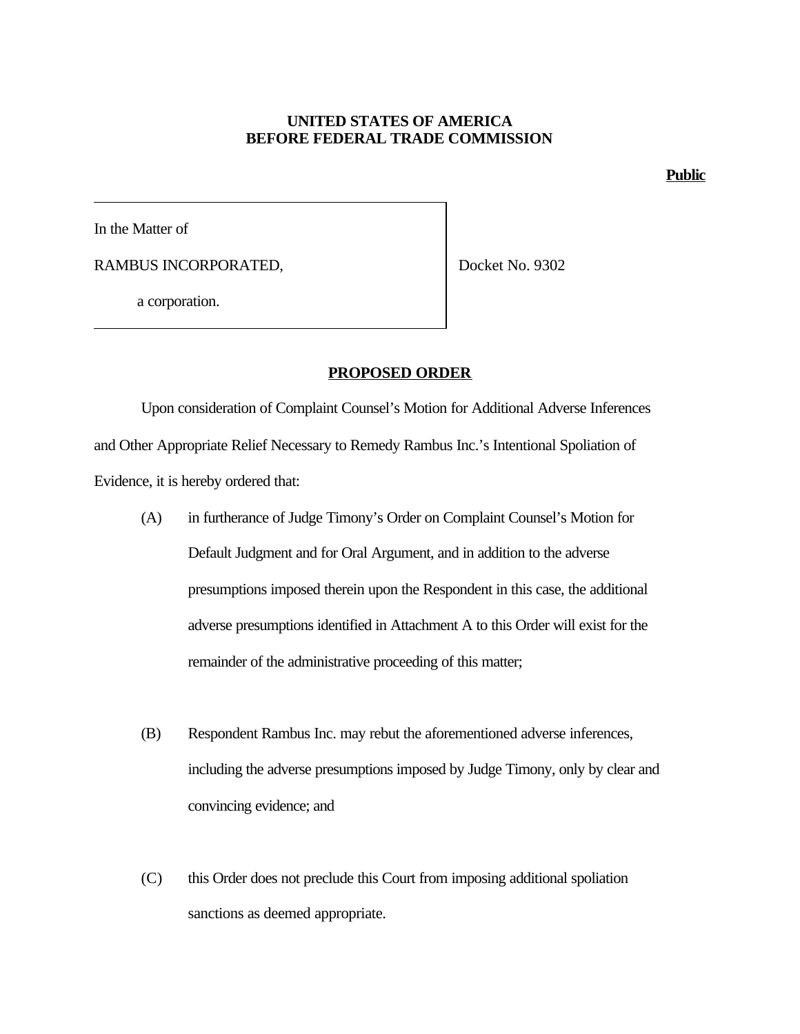**UNITED STATES OF AMERICA**
**BEFORE FEDERAL TRADE COMMISSION**

**Public**

| | |
|---|---|
| In the Matter of<br><br>RAMBUS INCORPORATED,<br><br>a corporation. | Docket No. 9302 |

## PROPOSED ORDER

Upon consideration of Complaint Counsel's Motion for Additional Adverse Inferences and Other Appropriate Relief Necessary to Remedy Rambus Inc.'s Intentional Spoliation of Evidence, it is hereby ordered that:

(A) in furtherance of Judge Timony's Order on Complaint Counsel's Motion for Default Judgment and for Oral Argument, and in addition to the adverse presumptions imposed therein upon the Respondent in this case, the additional adverse presumptions identified in Attachment A to this Order will exist for the remainder of the administrative proceeding of this matter;

(B) Respondent Rambus Inc. may rebut the aforementioned adverse inferences, including the adverse presumptions imposed by Judge Timony, only by clear and convincing evidence; and

(C) this Order does not preclude this Court from imposing additional spoliation sanctions as deemed appropriate.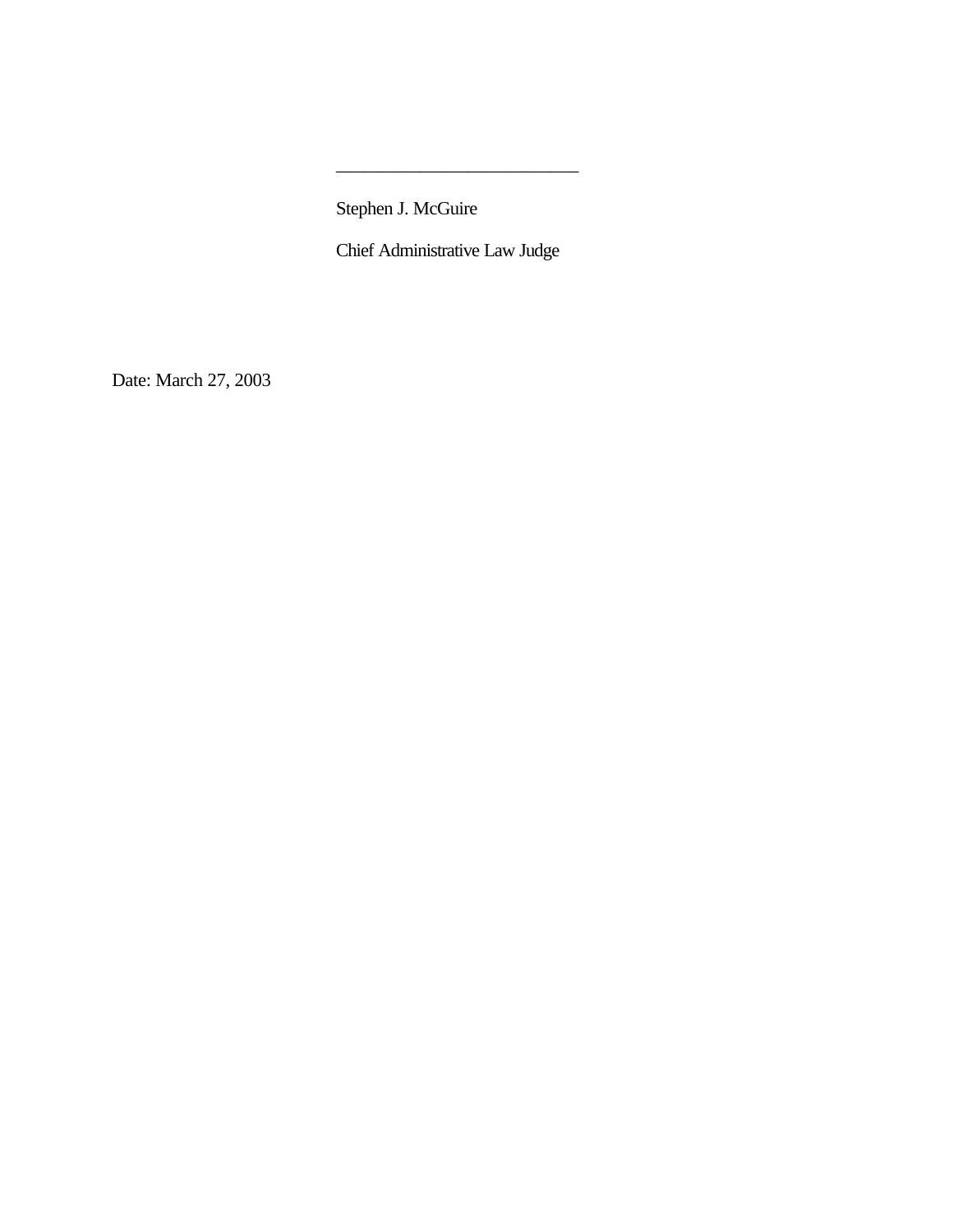\_\_\_\_\_\_\_\_\_\_\_\_\_\_\_\_\_\_\_\_\_\_\_\_\_\_\_

Stephen J. McGuire

Chief Administrative Law Judge

Date: March 27, 2003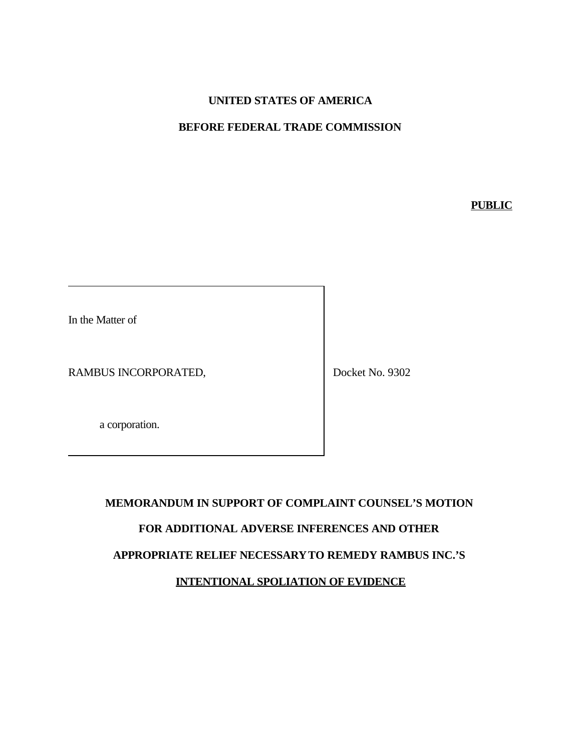**UNITED STATES OF AMERICA**

**BEFORE FEDERAL TRADE COMMISSION**

**PUBLIC**

| In the Matter of<br><br>RAMBUS INCORPORATED,<br><br>a corporation. | Docket No. 9302 |
|---|---|

**MEMORANDUM IN SUPPORT OF COMPLAINT COUNSEL'S MOTION FOR ADDITIONAL ADVERSE INFERENCES AND OTHER APPROPRIATE RELIEF NECESSARY TO REMEDY RAMBUS INC.'S INTENTIONAL SPOLIATION OF EVIDENCE**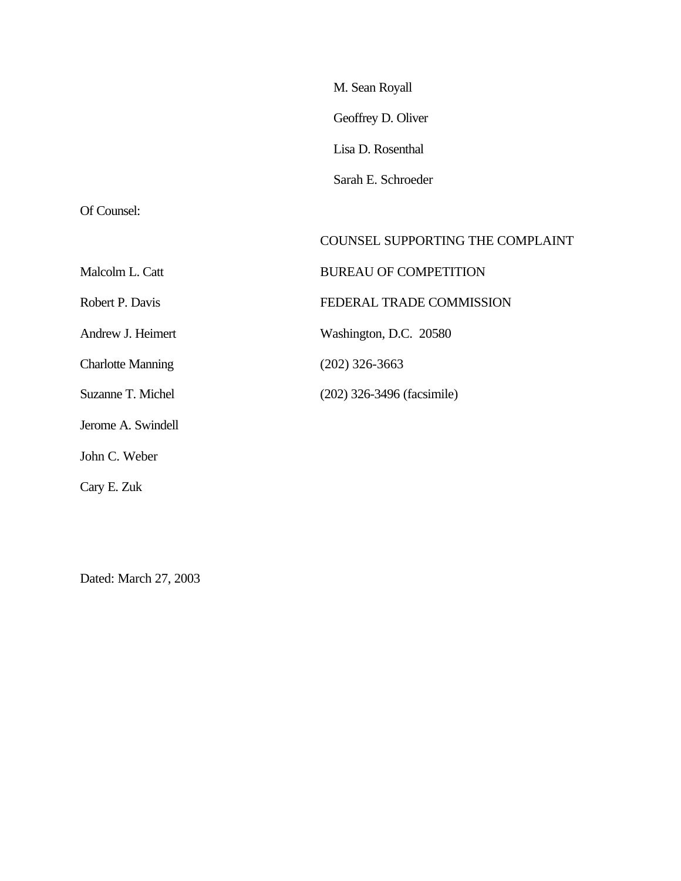M. Sean Royall

Geoffrey D. Oliver

Lisa D. Rosenthal

Sarah E. Schroeder

Of Counsel:

COUNSEL SUPPORTING THE COMPLAINT
BUREAU OF COMPETITION
FEDERAL TRADE COMMISSION
Washington, D.C. 20580
(202) 326-3663
(202) 326-3496 (facsimile)

Malcolm L. Catt
Robert P. Davis
Andrew J. Heimert
Charlotte Manning
Suzanne T. Michel
Jerome A. Swindell
John C. Weber
Cary E. Zuk

Dated: March 27, 2003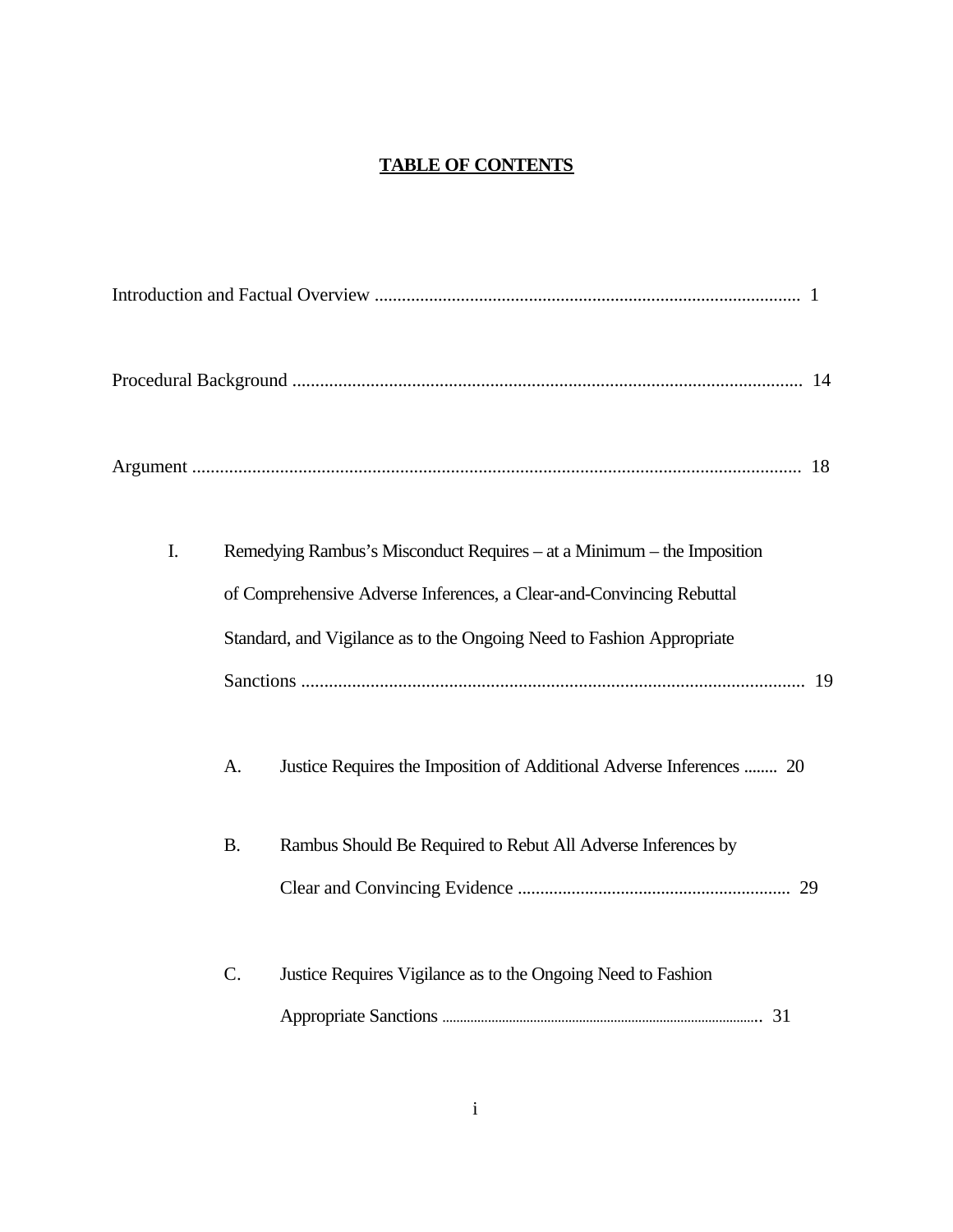# TABLE OF CONTENTS

Introduction and Factual Overview ............................................................................................. 1

Procedural Background ............................................................................................................... 14

Argument ...................................................................................................................................... 18

I. Remedying Rambus's Misconduct Requires – at a Minimum – the Imposition of Comprehensive Adverse Inferences, a Clear-and-Convincing Rebuttal Standard, and Vigilance as to the Ongoing Need to Fashion Appropriate Sanctions ............................................................................................................. 19

   A. Justice Requires the Imposition of Additional Adverse Inferences ........ 20

   B. Rambus Should Be Required to Rebut All Adverse Inferences by Clear and Convincing Evidence ............................................................ 29

   C. Justice Requires Vigilance as to the Ongoing Need to Fashion Appropriate Sanctions ......................................................................................... 31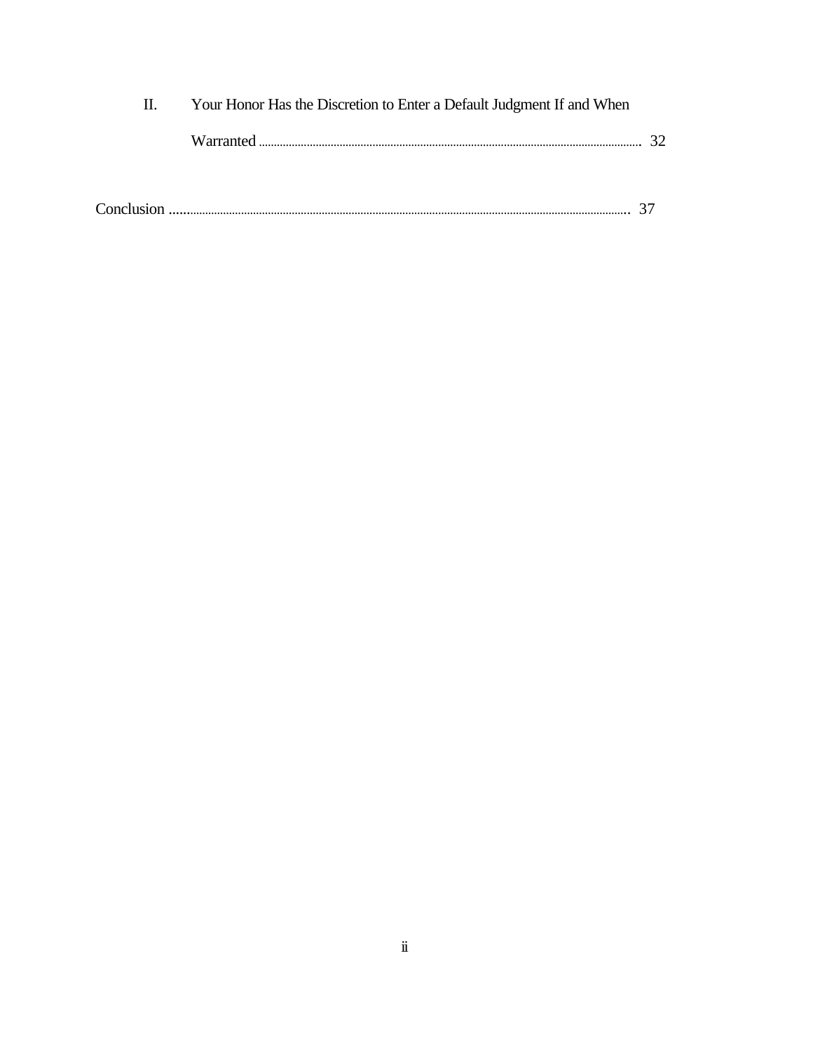II. Your Honor Has the Discretion to Enter a Default Judgment If and When Warranted ........................................................................................................................ 32

Conclusion ........................................................................................................................................ 37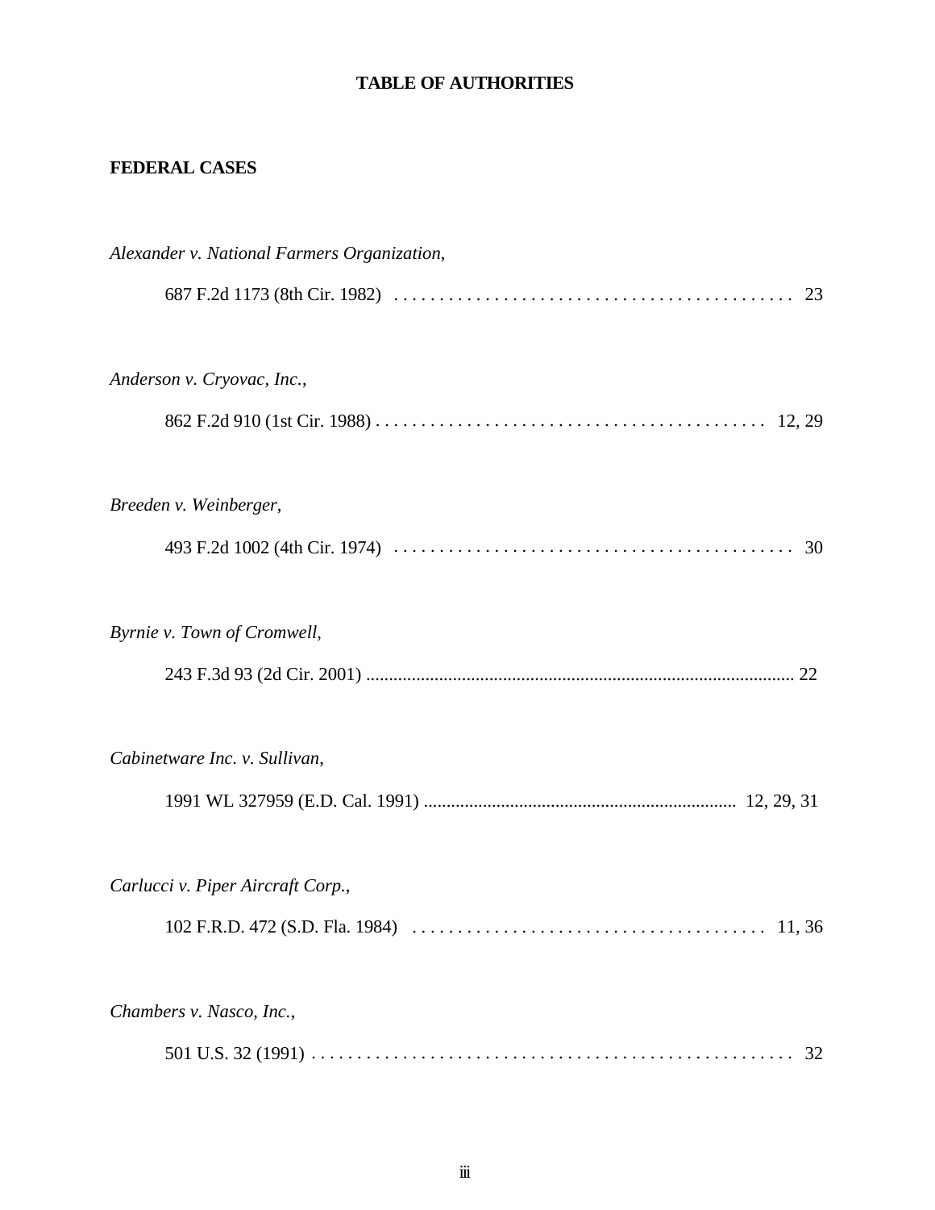# TABLE OF AUTHORITIES

## FEDERAL CASES

*Alexander v. National Farmers Organization*,

687 F.2d 1173 (8th Cir. 1982) . . . . . . . . . . . . . . . . . . . . . . . . . . . . . . . . . . . . . . . . . . . 23

*Anderson v. Cryovac, Inc.*,

862 F.2d 910 (1st Cir. 1988) . . . . . . . . . . . . . . . . . . . . . . . . . . . . . . . . . . . . . . . . . . . 12, 29

*Breeden v. Weinberger*,

493 F.2d 1002 (4th Cir. 1974) . . . . . . . . . . . . . . . . . . . . . . . . . . . . . . . . . . . . . . . . . . . 30

*Byrnie v. Town of Cromwell*,

243 F.3d 93 (2d Cir. 2001) ............................................................................................ 22

*Cabinetware Inc. v. Sullivan*,

1991 WL 327959 (E.D. Cal. 1991) .................................................................... 12, 29, 31

*Carlucci v. Piper Aircraft Corp.*,

102 F.R.D. 472 (S.D. Fla. 1984) . . . . . . . . . . . . . . . . . . . . . . . . . . . . . . . . . . . . . . . 11, 36

*Chambers v. Nasco, Inc.*,

501 U.S. 32 (1991) . . . . . . . . . . . . . . . . . . . . . . . . . . . . . . . . . . . . . . . . . . . . . . . . . . . . 32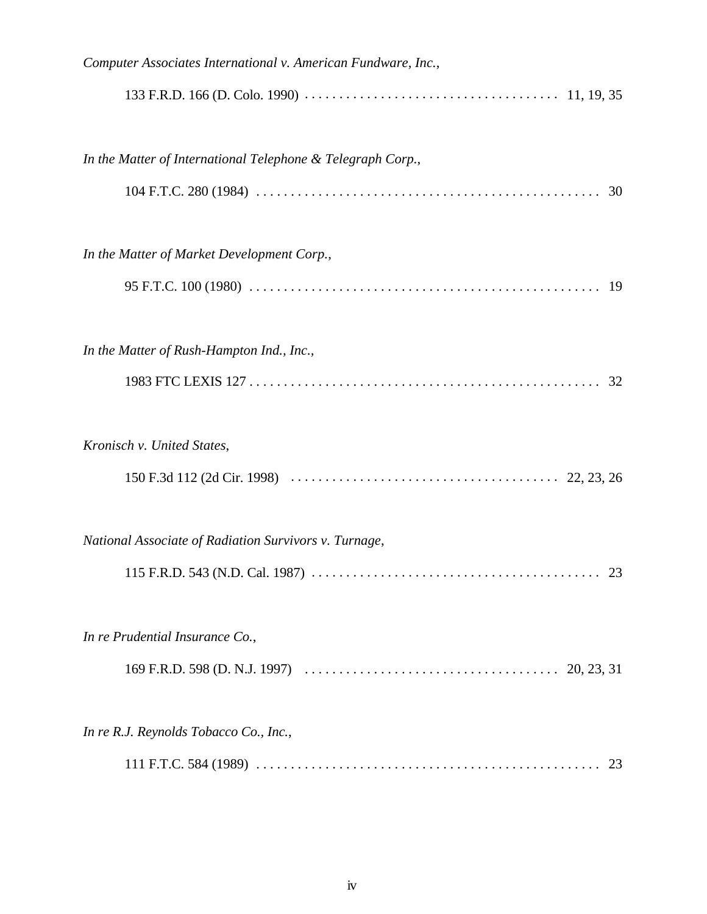*Computer Associates International v. American Fundware, Inc.*,

133 F.R.D. 166 (D. Colo. 1990) . . . . . . . . . . . . . . . . . . . . . . . . . . . . . . . . . . . . 11, 19, 35

*In the Matter of International Telephone & Telegraph Corp.*,

104 F.T.C. 280 (1984) . . . . . . . . . . . . . . . . . . . . . . . . . . . . . . . . . . . . . . . . . . . . . . . 30

*In the Matter of Market Development Corp.*,

95 F.T.C. 100 (1980) . . . . . . . . . . . . . . . . . . . . . . . . . . . . . . . . . . . . . . . . . . . . . . . 19

*In the Matter of Rush-Hampton Ind., Inc.*,

1983 FTC LEXIS 127 . . . . . . . . . . . . . . . . . . . . . . . . . . . . . . . . . . . . . . . . . . . . . . . 32

*Kronisch v. United States*,

150 F.3d 112 (2d Cir. 1998) . . . . . . . . . . . . . . . . . . . . . . . . . . . . . . . . . . . . . . 22, 23, 26

*National Associate of Radiation Survivors v. Turnage*,

115 F.R.D. 543 (N.D. Cal. 1987) . . . . . . . . . . . . . . . . . . . . . . . . . . . . . . . . . . . . . . . 23

*In re Prudential Insurance Co.*,

169 F.R.D. 598 (D. N.J. 1997) . . . . . . . . . . . . . . . . . . . . . . . . . . . . . . . . . . . . 20, 23, 31

*In re R.J. Reynolds Tobacco Co., Inc.*,

111 F.T.C. 584 (1989) . . . . . . . . . . . . . . . . . . . . . . . . . . . . . . . . . . . . . . . . . . . . . . . 23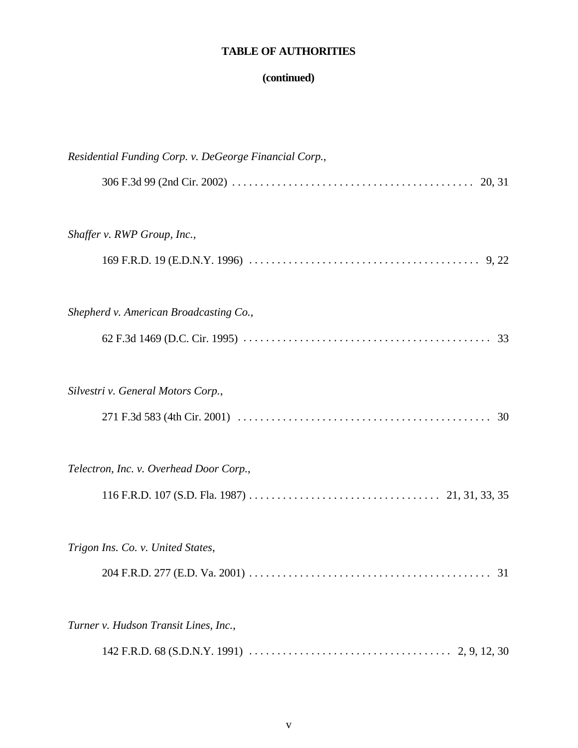**TABLE OF AUTHORITIES**

**(continued)**

*Residential Funding Corp. v. DeGeorge Financial Corp.*,

306 F.3d 99 (2nd Cir. 2002) . . . . . . . . . . . . . . . . . . . . . . . . . . . . . . . . . . . . . . . . . . 20, 31

*Shaffer v. RWP Group, Inc.*,

169 F.R.D. 19 (E.D.N.Y. 1996) . . . . . . . . . . . . . . . . . . . . . . . . . . . . . . . . . . . . . . . . 9, 22

*Shepherd v. American Broadcasting Co.*,

62 F.3d 1469 (D.C. Cir. 1995) . . . . . . . . . . . . . . . . . . . . . . . . . . . . . . . . . . . . . . . . . . . 33

*Silvestri v. General Motors Corp.*,

271 F.3d 583 (4th Cir. 2001) . . . . . . . . . . . . . . . . . . . . . . . . . . . . . . . . . . . . . . . . . . . . 30

*Telectron, Inc. v. Overhead Door Corp.*,

116 F.R.D. 107 (S.D. Fla. 1987) . . . . . . . . . . . . . . . . . . . . . . . . . . . . . . . . . 21, 31, 33, 35

*Trigon Ins. Co. v. United States*,

204 F.R.D. 277 (E.D. Va. 2001) . . . . . . . . . . . . . . . . . . . . . . . . . . . . . . . . . . . . . . . . . . 31

*Turner v. Hudson Transit Lines, Inc.*,

142 F.R.D. 68 (S.D.N.Y. 1991) . . . . . . . . . . . . . . . . . . . . . . . . . . . . . . . . . . . . 2, 9, 12, 30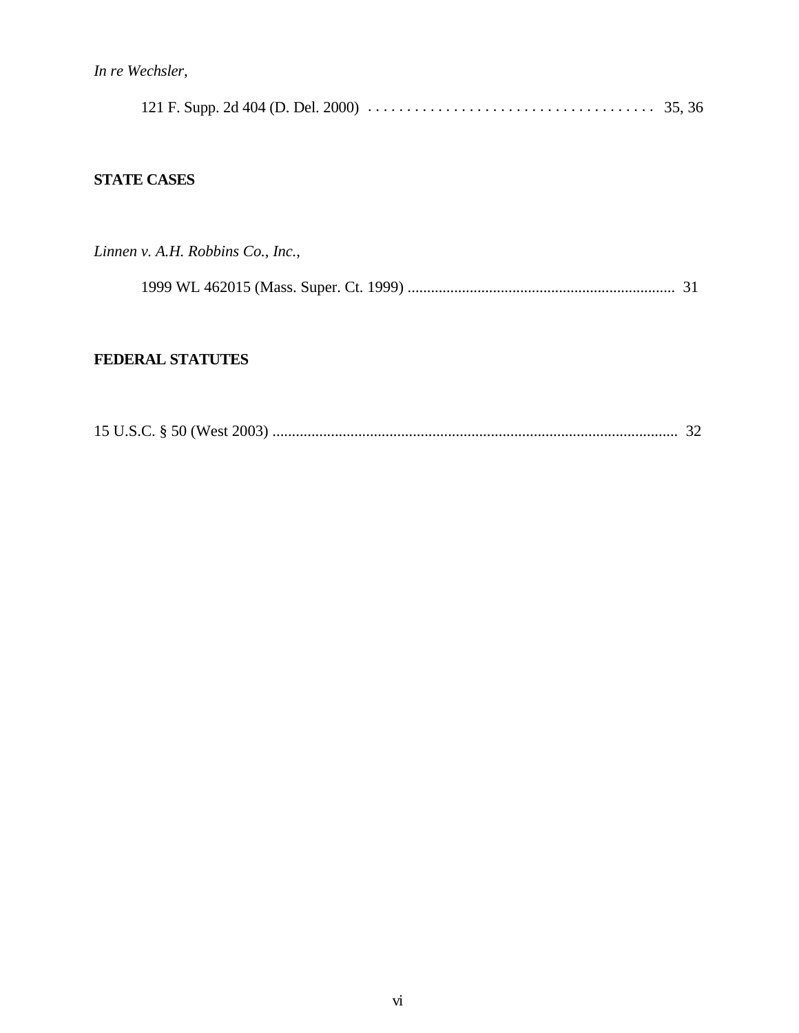*In re Wechsler*,

121 F. Supp. 2d 404 (D. Del. 2000) . . . . . . . . . . . . . . . . . . . . . . . . . . . . . . . . . . . . . 35, 36

**STATE CASES**

*Linnen v. A.H. Robbins Co., Inc.*,

1999 WL 462015 (Mass. Super. Ct. 1999) .................................................................... 31

**FEDERAL STATUTES**

15 U.S.C. § 50 (West 2003) ....................................................................................................... 32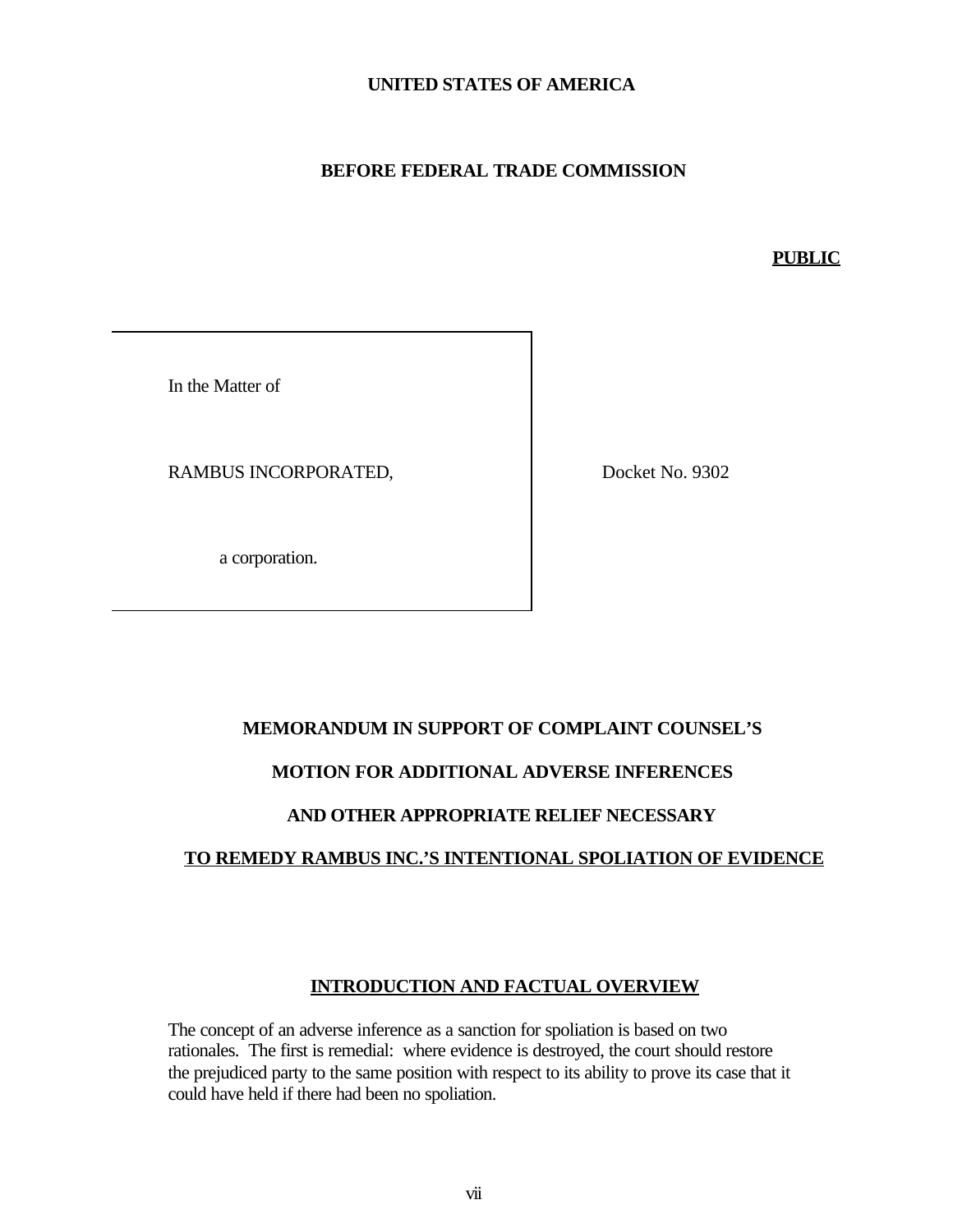**UNITED STATES OF AMERICA**

**BEFORE FEDERAL TRADE COMMISSION**

**PUBLIC**

| In the Matter of | |
|---|---|
| RAMBUS INCORPORATED, | Docket No. 9302 |
| a corporation. | |

**MEMORANDUM IN SUPPORT OF COMPLAINT COUNSEL'S**

**MOTION FOR ADDITIONAL ADVERSE INFERENCES**

**AND OTHER APPROPRIATE RELIEF NECESSARY**

**TO REMEDY RAMBUS INC.'S INTENTIONAL SPOLIATION OF EVIDENCE**

## INTRODUCTION AND FACTUAL OVERVIEW

The concept of an adverse inference as a sanction for spoliation is based on two rationales. The first is remedial: where evidence is destroyed, the court should restore the prejudiced party to the same position with respect to its ability to prove its case that it could have held if there had been no spoliation.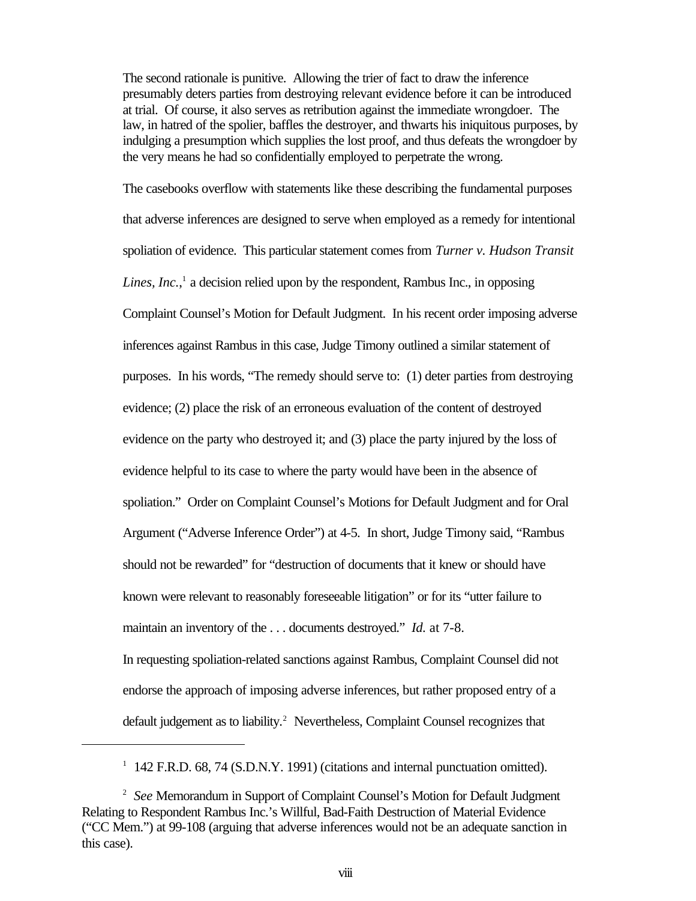> The second rationale is punitive. Allowing the trier of fact to draw the inference presumably deters parties from destroying relevant evidence before it can be introduced at trial. Of course, it also serves as retribution against the immediate wrongdoer. The law, in hatred of the spolier, baffles the destroyer, and thwarts his iniquitous purposes, by indulging a presumption which supplies the lost proof, and thus defeats the wrongdoer by the very means he had so confidentially employed to perpetrate the wrong.

The casebooks overflow with statements like these describing the fundamental purposes that adverse inferences are designed to serve when employed as a remedy for intentional spoliation of evidence. This particular statement comes from *Turner v. Hudson Transit Lines, Inc.*,[1] a decision relied upon by the respondent, Rambus Inc., in opposing Complaint Counsel's Motion for Default Judgment. In his recent order imposing adverse inferences against Rambus in this case, Judge Timony outlined a similar statement of purposes. In his words, "The remedy should serve to: (1) deter parties from destroying evidence; (2) place the risk of an erroneous evaluation of the content of destroyed evidence on the party who destroyed it; and (3) place the party injured by the loss of evidence helpful to its case to where the party would have been in the absence of spoliation." Order on Complaint Counsel's Motions for Default Judgment and for Oral Argument ("Adverse Inference Order") at 4-5. In short, Judge Timony said, "Rambus should not be rewarded" for "destruction of documents that it knew or should have known were relevant to reasonably foreseeable litigation" or for its "utter failure to maintain an inventory of the . . . documents destroyed." *Id.* at 7-8.

In requesting spoliation-related sanctions against Rambus, Complaint Counsel did not endorse the approach of imposing adverse inferences, but rather proposed entry of a default judgement as to liability.[2] Nevertheless, Complaint Counsel recognizes that

---

[1] 142 F.R.D. 68, 74 (S.D.N.Y. 1991) (citations and internal punctuation omitted).

[2] *See* Memorandum in Support of Complaint Counsel's Motion for Default Judgment Relating to Respondent Rambus Inc.'s Willful, Bad-Faith Destruction of Material Evidence ("CC Mem.") at 99-108 (arguing that adverse inferences would not be an adequate sanction in this case).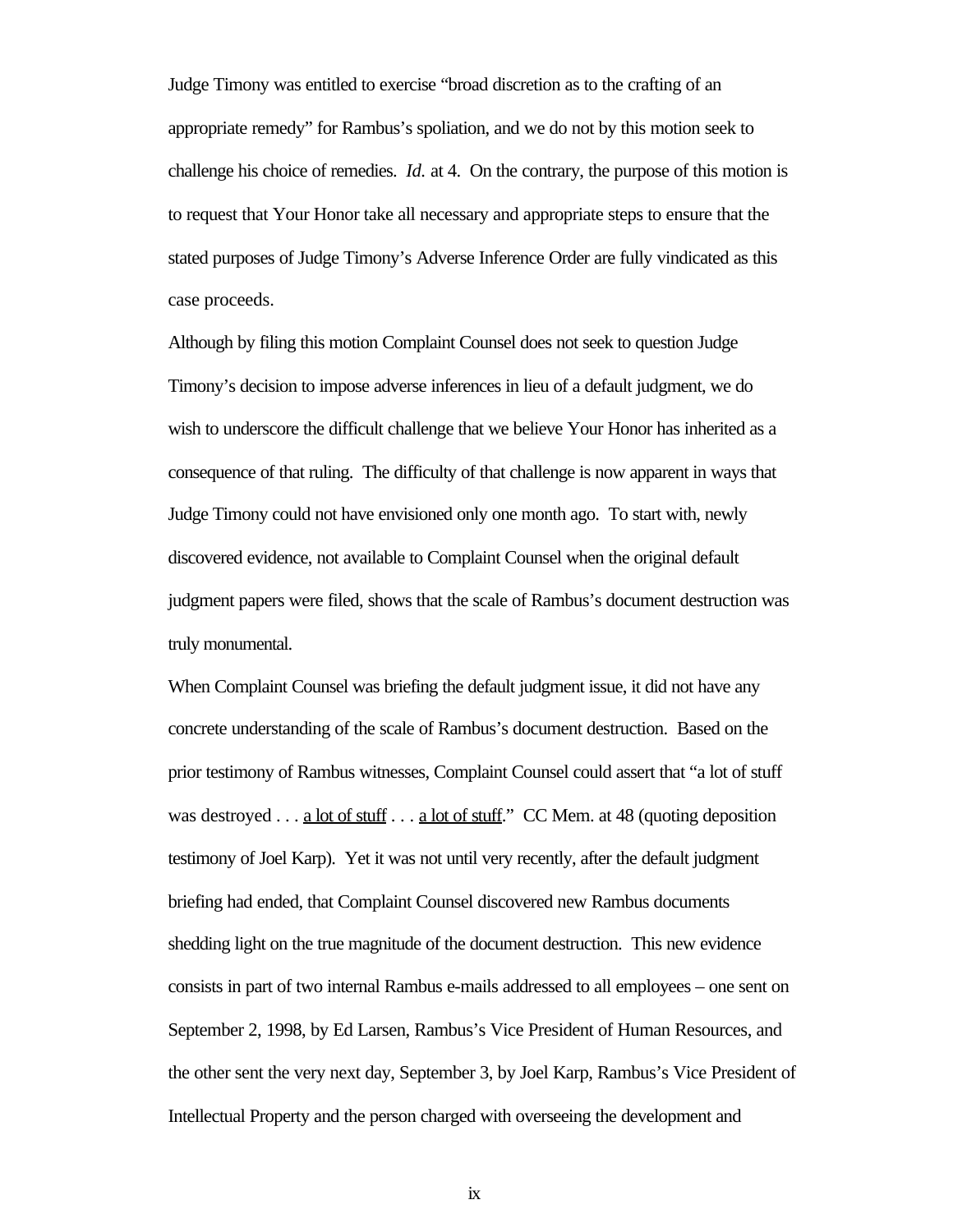Judge Timony was entitled to exercise "broad discretion as to the crafting of an appropriate remedy" for Rambus's spoliation, and we do not by this motion seek to challenge his choice of remedies. *Id.* at 4. On the contrary, the purpose of this motion is to request that Your Honor take all necessary and appropriate steps to ensure that the stated purposes of Judge Timony's Adverse Inference Order are fully vindicated as this case proceeds.

Although by filing this motion Complaint Counsel does not seek to question Judge Timony's decision to impose adverse inferences in lieu of a default judgment, we do wish to underscore the difficult challenge that we believe Your Honor has inherited as a consequence of that ruling. The difficulty of that challenge is now apparent in ways that Judge Timony could not have envisioned only one month ago. To start with, newly discovered evidence, not available to Complaint Counsel when the original default judgment papers were filed, shows that the scale of Rambus's document destruction was truly monumental.

When Complaint Counsel was briefing the default judgment issue, it did not have any concrete understanding of the scale of Rambus's document destruction. Based on the prior testimony of Rambus witnesses, Complaint Counsel could assert that "a lot of stuff was destroyed . . . <u>a lot of stuff</u> . . . <u>a lot of stuff</u>." CC Mem. at 48 (quoting deposition testimony of Joel Karp). Yet it was not until very recently, after the default judgment briefing had ended, that Complaint Counsel discovered new Rambus documents shedding light on the true magnitude of the document destruction. This new evidence consists in part of two internal Rambus e-mails addressed to all employees – one sent on September 2, 1998, by Ed Larsen, Rambus's Vice President of Human Resources, and the other sent the very next day, September 3, by Joel Karp, Rambus's Vice President of Intellectual Property and the person charged with overseeing the development and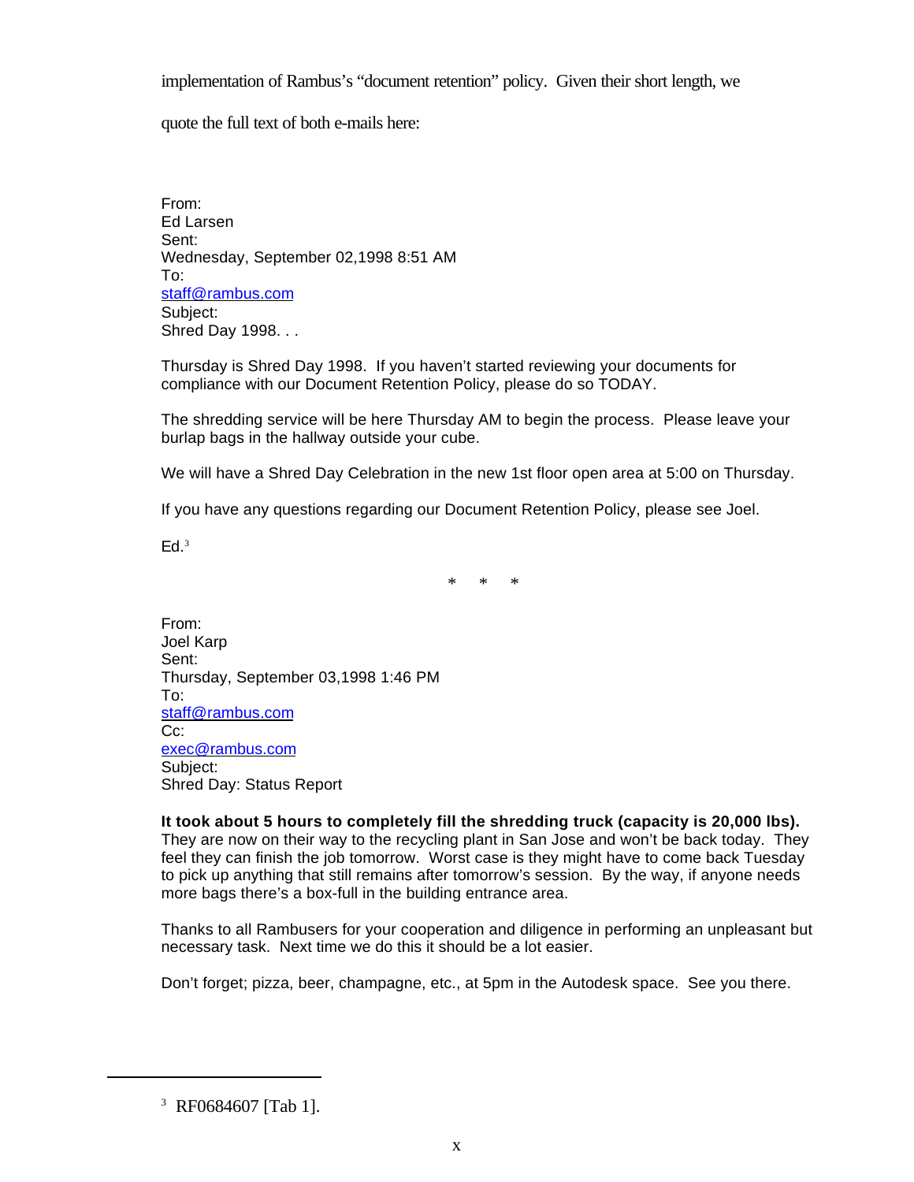implementation of Rambus's "document retention" policy. Given their short length, we quote the full text of both e-mails here:

From:
Ed Larsen
Sent:
Wednesday, September 02,1998 8:51 AM
To:
staff@rambus.com
Subject:
Shred Day 1998. . .

Thursday is Shred Day 1998. If you haven't started reviewing your documents for compliance with our Document Retention Policy, please do so TODAY.

The shredding service will be here Thursday AM to begin the process. Please leave your burlap bags in the hallway outside your cube.

We will have a Shred Day Celebration in the new 1st floor open area at 5:00 on Thursday.

If you have any questions regarding our Document Retention Policy, please see Joel.

Ed.[3]

\* \* \*

From:
Joel Karp
Sent:
Thursday, September 03,1998 1:46 PM
To:
staff@rambus.com
Cc:
exec@rambus.com
Subject:
Shred Day: Status Report

**It took about 5 hours to completely fill the shredding truck (capacity is 20,000 lbs).** They are now on their way to the recycling plant in San Jose and won't be back today. They feel they can finish the job tomorrow. Worst case is they might have to come back Tuesday to pick up anything that still remains after tomorrow's session. By the way, if anyone needs more bags there's a box-full in the building entrance area.

Thanks to all Rambusers for your cooperation and diligence in performing an unpleasant but necessary task. Next time we do this it should be a lot easier.

Don't forget; pizza, beer, champagne, etc., at 5pm in the Autodesk space. See you there.

---

[3] RF0684607 [Tab 1].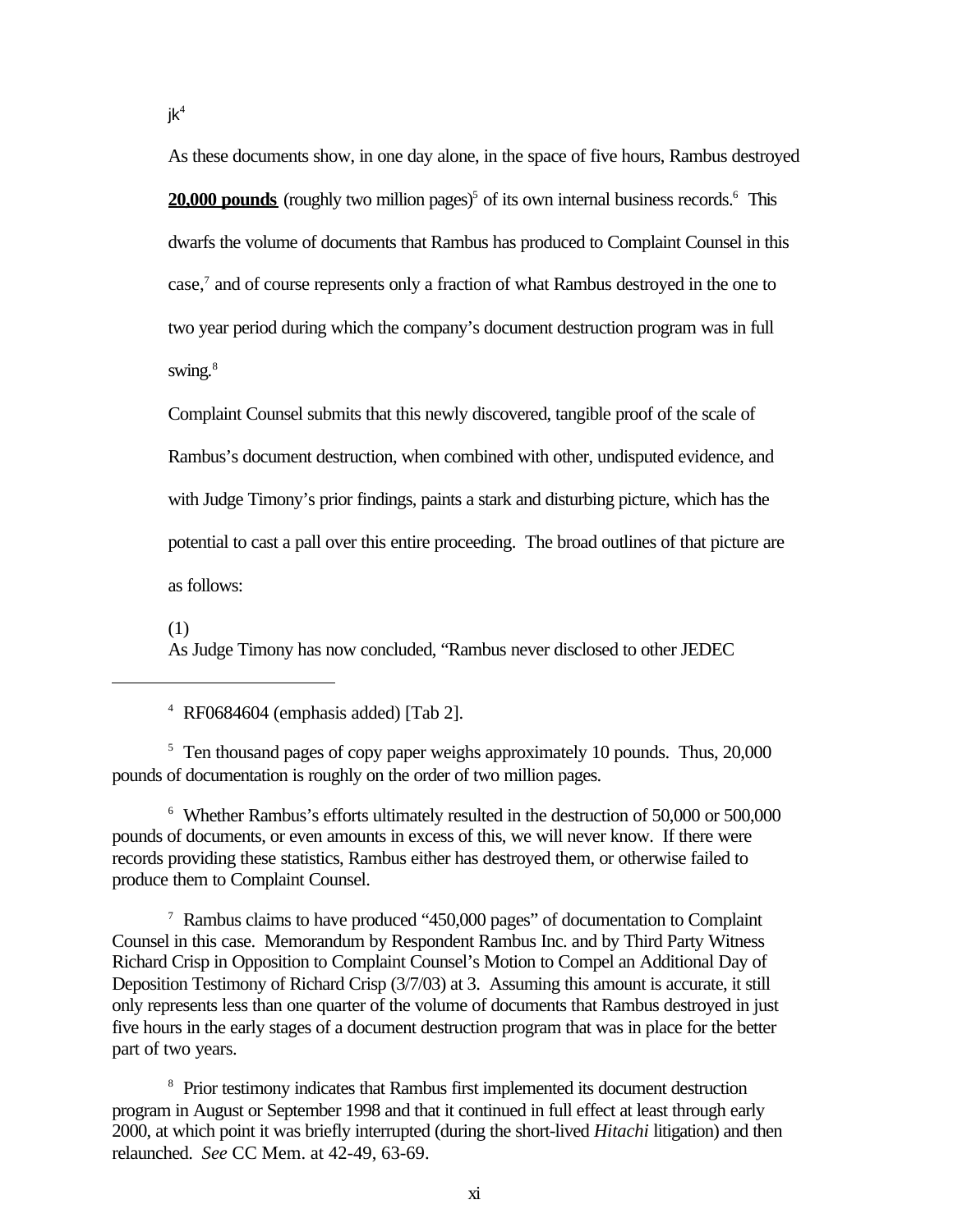jk[4]

As these documents show, in one day alone, in the space of five hours, Rambus destroyed **<u>20,000 pounds</u>** (roughly two million pages)[5] of its own internal business records.[6] This dwarfs the volume of documents that Rambus has produced to Complaint Counsel in this case,[7] and of course represents only a fraction of what Rambus destroyed in the one to two year period during which the company's document destruction program was in full swing.[8]

Complaint Counsel submits that this newly discovered, tangible proof of the scale of Rambus's document destruction, when combined with other, undisputed evidence, and with Judge Timony's prior findings, paints a stark and disturbing picture, which has the potential to cast a pall over this entire proceeding. The broad outlines of that picture are as follows:

(1)
As Judge Timony has now concluded, "Rambus never disclosed to other JEDEC

---

[4] RF0684604 (emphasis added) [Tab 2].

[5] Ten thousand pages of copy paper weighs approximately 10 pounds. Thus, 20,000 pounds of documentation is roughly on the order of two million pages.

[6] Whether Rambus's efforts ultimately resulted in the destruction of 50,000 or 500,000 pounds of documents, or even amounts in excess of this, we will never know. If there were records providing these statistics, Rambus either has destroyed them, or otherwise failed to produce them to Complaint Counsel.

[7] Rambus claims to have produced "450,000 pages" of documentation to Complaint Counsel in this case. Memorandum by Respondent Rambus Inc. and by Third Party Witness Richard Crisp in Opposition to Complaint Counsel's Motion to Compel an Additional Day of Deposition Testimony of Richard Crisp (3/7/03) at 3. Assuming this amount is accurate, it still only represents less than one quarter of the volume of documents that Rambus destroyed in just five hours in the early stages of a document destruction program that was in place for the better part of two years.

[8] Prior testimony indicates that Rambus first implemented its document destruction program in August or September 1998 and that it continued in full effect at least through early 2000, at which point it was briefly interrupted (during the short-lived *Hitachi* litigation) and then relaunched. *See* CC Mem. at 42-49, 63-69.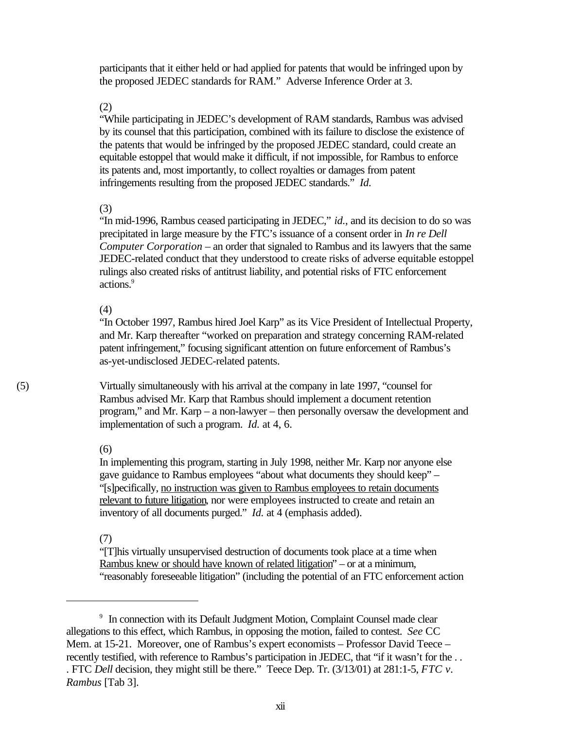participants that it either held or had applied for patents that would be infringed upon by the proposed JEDEC standards for RAM." Adverse Inference Order at 3.

(2)
"While participating in JEDEC's development of RAM standards, Rambus was advised by its counsel that this participation, combined with its failure to disclose the existence of the patents that would be infringed by the proposed JEDEC standard, could create an equitable estoppel that would make it difficult, if not impossible, for Rambus to enforce its patents and, most importantly, to collect royalties or damages from patent infringements resulting from the proposed JEDEC standards." *Id.*

(3)
"In mid-1996, Rambus ceased participating in JEDEC," *id.*, and its decision to do so was precipitated in large measure by the FTC's issuance of a consent order in *In re Dell Computer Corporation* – an order that signaled to Rambus and its lawyers that the same JEDEC-related conduct that they understood to create risks of adverse equitable estoppel rulings also created risks of antitrust liability, and potential risks of FTC enforcement actions.[9]

(4)
"In October 1997, Rambus hired Joel Karp" as its Vice President of Intellectual Property, and Mr. Karp thereafter "worked on preparation and strategy concerning RAM-related patent infringement," focusing significant attention on future enforcement of Rambus's as-yet-undisclosed JEDEC-related patents.

(5)
Virtually simultaneously with his arrival at the company in late 1997, "counsel for Rambus advised Mr. Karp that Rambus should implement a document retention program," and Mr. Karp – a non-lawyer – then personally oversaw the development and implementation of such a program. *Id.* at 4, 6.

(6)
In implementing this program, starting in July 1998, neither Mr. Karp nor anyone else gave guidance to Rambus employees "about what documents they should keep" – "[s]pecifically, <u>no instruction was given to Rambus employees to retain documents relevant to future litigation</u>, nor were employees instructed to create and retain an inventory of all documents purged." *Id.* at 4 (emphasis added).

(7)
"[T]his virtually unsupervised destruction of documents took place at a time when <u>Rambus knew or should have known of related litigation</u>" – or at a minimum, "reasonably foreseeable litigation" (including the potential of an FTC enforcement action

---

[9] In connection with its Default Judgment Motion, Complaint Counsel made clear allegations to this effect, which Rambus, in opposing the motion, failed to contest. *See* CC Mem. at 15-21. Moreover, one of Rambus's expert economists – Professor David Teece – recently testified, with reference to Rambus's participation in JEDEC, that "if it wasn't for the . . . FTC *Dell* decision, they might still be there." Teece Dep. Tr. (3/13/01) at 281:1-5, *FTC v. Rambus* [Tab 3].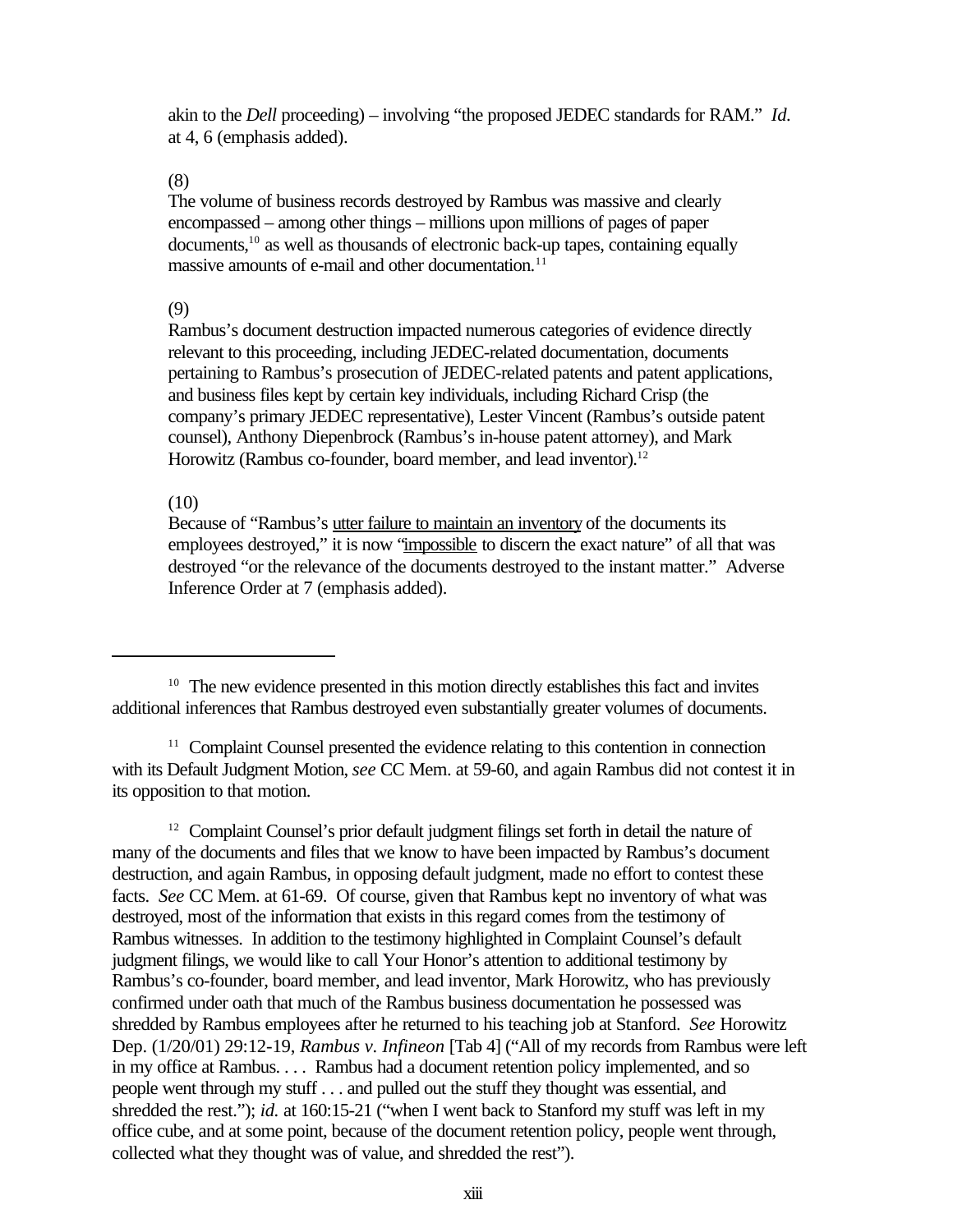akin to the *Dell* proceeding) – involving "the proposed JEDEC standards for RAM." *Id.* at 4, 6 (emphasis added).

(8)
The volume of business records destroyed by Rambus was massive and clearly encompassed – among other things – millions upon millions of pages of paper documents,[10] as well as thousands of electronic back-up tapes, containing equally massive amounts of e-mail and other documentation.[11]

(9)
Rambus's document destruction impacted numerous categories of evidence directly relevant to this proceeding, including JEDEC-related documentation, documents pertaining to Rambus's prosecution of JEDEC-related patents and patent applications, and business files kept by certain key individuals, including Richard Crisp (the company's primary JEDEC representative), Lester Vincent (Rambus's outside patent counsel), Anthony Diepenbrock (Rambus's in-house patent attorney), and Mark Horowitz (Rambus co-founder, board member, and lead inventor).[12]

(10)
Because of "Rambus's <u>utter failure to maintain an inventory</u> of the documents its employees destroyed," it is now "<u>impossible</u> to discern the exact nature" of all that was destroyed "or the relevance of the documents destroyed to the instant matter." Adverse Inference Order at 7 (emphasis added).

---

[10] The new evidence presented in this motion directly establishes this fact and invites additional inferences that Rambus destroyed even substantially greater volumes of documents.

[11] Complaint Counsel presented the evidence relating to this contention in connection with its Default Judgment Motion, *see* CC Mem. at 59-60, and again Rambus did not contest it in its opposition to that motion.

[12] Complaint Counsel's prior default judgment filings set forth in detail the nature of many of the documents and files that we know to have been impacted by Rambus's document destruction, and again Rambus, in opposing default judgment, made no effort to contest these facts. *See* CC Mem. at 61-69. Of course, given that Rambus kept no inventory of what was destroyed, most of the information that exists in this regard comes from the testimony of Rambus witnesses. In addition to the testimony highlighted in Complaint Counsel's default judgment filings, we would like to call Your Honor's attention to additional testimony by Rambus's co-founder, board member, and lead inventor, Mark Horowitz, who has previously confirmed under oath that much of the Rambus business documentation he possessed was shredded by Rambus employees after he returned to his teaching job at Stanford. *See* Horowitz Dep. (1/20/01) 29:12-19, *Rambus v. Infineon* [Tab 4] ("All of my records from Rambus were left in my office at Rambus. . . . Rambus had a document retention policy implemented, and so people went through my stuff . . . and pulled out the stuff they thought was essential, and shredded the rest."); *id.* at 160:15-21 ("when I went back to Stanford my stuff was left in my office cube, and at some point, because of the document retention policy, people went through, collected what they thought was of value, and shredded the rest").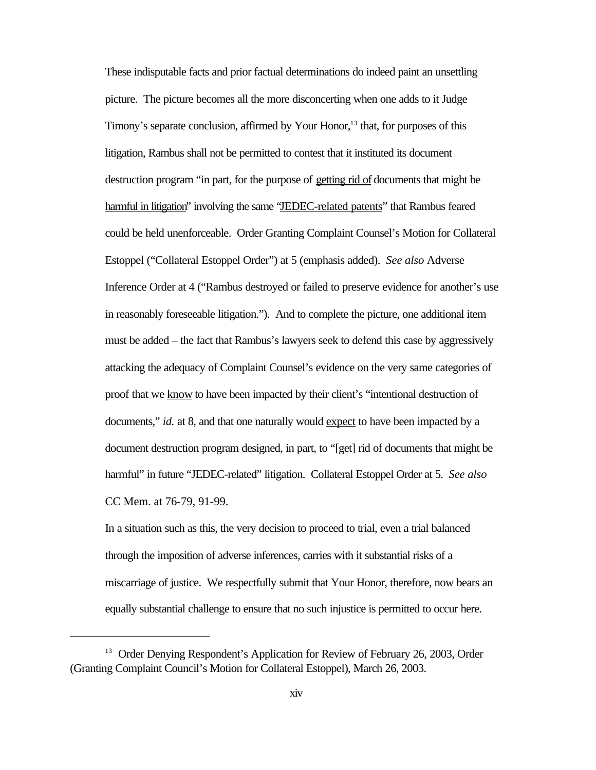These indisputable facts and prior factual determinations do indeed paint an unsettling picture. The picture becomes all the more disconcerting when one adds to it Judge Timony's separate conclusion, affirmed by Your Honor,[13] that, for purposes of this litigation, Rambus shall not be permitted to contest that it instituted its document destruction program "in part, for the purpose of <u>getting rid of</u> documents that might be <u>harmful in litigation</u>" involving the same "<u>JEDEC-related patents</u>" that Rambus feared could be held unenforceable. Order Granting Complaint Counsel's Motion for Collateral Estoppel ("Collateral Estoppel Order") at 5 (emphasis added). *See also* Adverse Inference Order at 4 ("Rambus destroyed or failed to preserve evidence for another's use in reasonably foreseeable litigation."). And to complete the picture, one additional item must be added – the fact that Rambus's lawyers seek to defend this case by aggressively attacking the adequacy of Complaint Counsel's evidence on the very same categories of proof that we <u>know</u> to have been impacted by their client's "intentional destruction of documents," *id.* at 8, and that one naturally would <u>expect</u> to have been impacted by a document destruction program designed, in part, to "[get] rid of documents that might be harmful" in future "JEDEC-related" litigation. Collateral Estoppel Order at 5. *See also* CC Mem. at 76-79, 91-99.

In a situation such as this, the very decision to proceed to trial, even a trial balanced through the imposition of adverse inferences, carries with it substantial risks of a miscarriage of justice. We respectfully submit that Your Honor, therefore, now bears an equally substantial challenge to ensure that no such injustice is permitted to occur here.

---

[13] Order Denying Respondent's Application for Review of February 26, 2003, Order (Granting Complaint Council's Motion for Collateral Estoppel), March 26, 2003.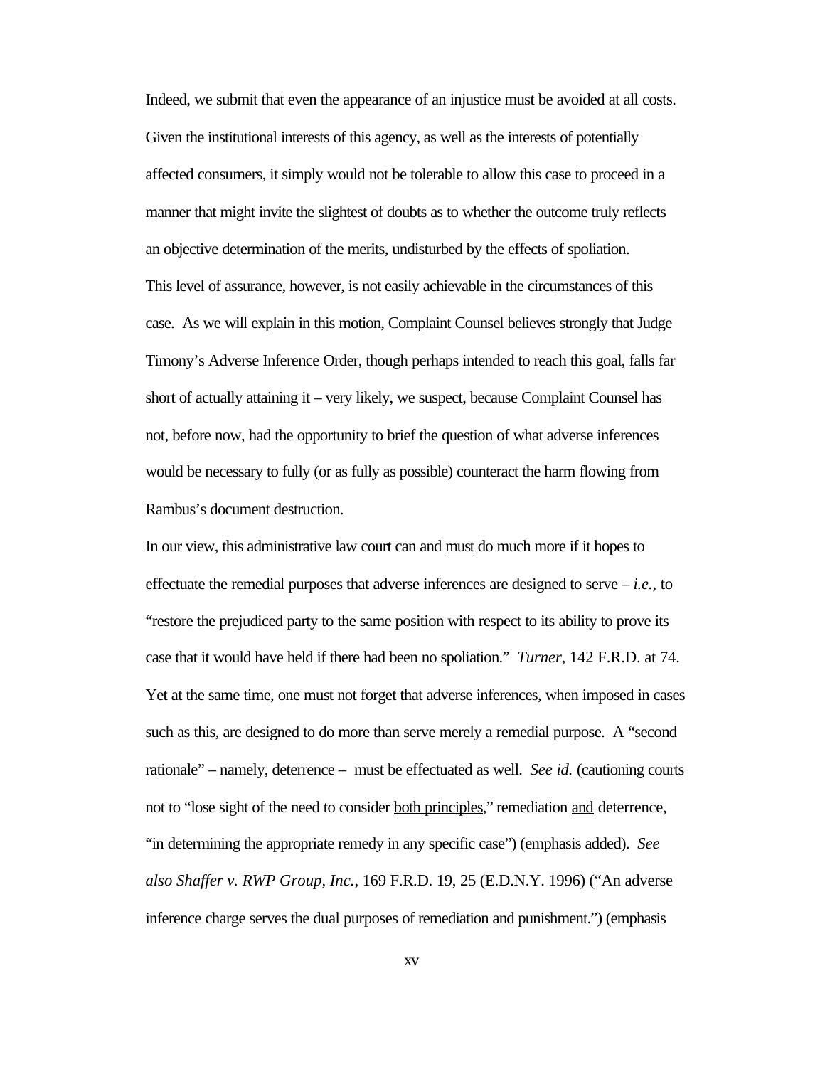Indeed, we submit that even the appearance of an injustice must be avoided at all costs. Given the institutional interests of this agency, as well as the interests of potentially affected consumers, it simply would not be tolerable to allow this case to proceed in a manner that might invite the slightest of doubts as to whether the outcome truly reflects an objective determination of the merits, undisturbed by the effects of spoliation.

This level of assurance, however, is not easily achievable in the circumstances of this case. As we will explain in this motion, Complaint Counsel believes strongly that Judge Timony's Adverse Inference Order, though perhaps intended to reach this goal, falls far short of actually attaining it – very likely, we suspect, because Complaint Counsel has not, before now, had the opportunity to brief the question of what adverse inferences would be necessary to fully (or as fully as possible) counteract the harm flowing from Rambus's document destruction.

In our view, this administrative law court can and <u>must</u> do much more if it hopes to effectuate the remedial purposes that adverse inferences are designed to serve – *i.e.*, to "restore the prejudiced party to the same position with respect to its ability to prove its case that it would have held if there had been no spoliation." *Turner*, 142 F.R.D. at 74. Yet at the same time, one must not forget that adverse inferences, when imposed in cases such as this, are designed to do more than serve merely a remedial purpose. A "second rationale" – namely, deterrence – must be effectuated as well. *See id.* (cautioning courts not to "lose sight of the need to consider <u>both principles</u>," remediation <u>and</u> deterrence, "in determining the appropriate remedy in any specific case") (emphasis added). *See also Shaffer v. RWP Group, Inc.*, 169 F.R.D. 19, 25 (E.D.N.Y. 1996) ("An adverse inference charge serves the <u>dual purposes</u> of remediation and punishment.") (emphasis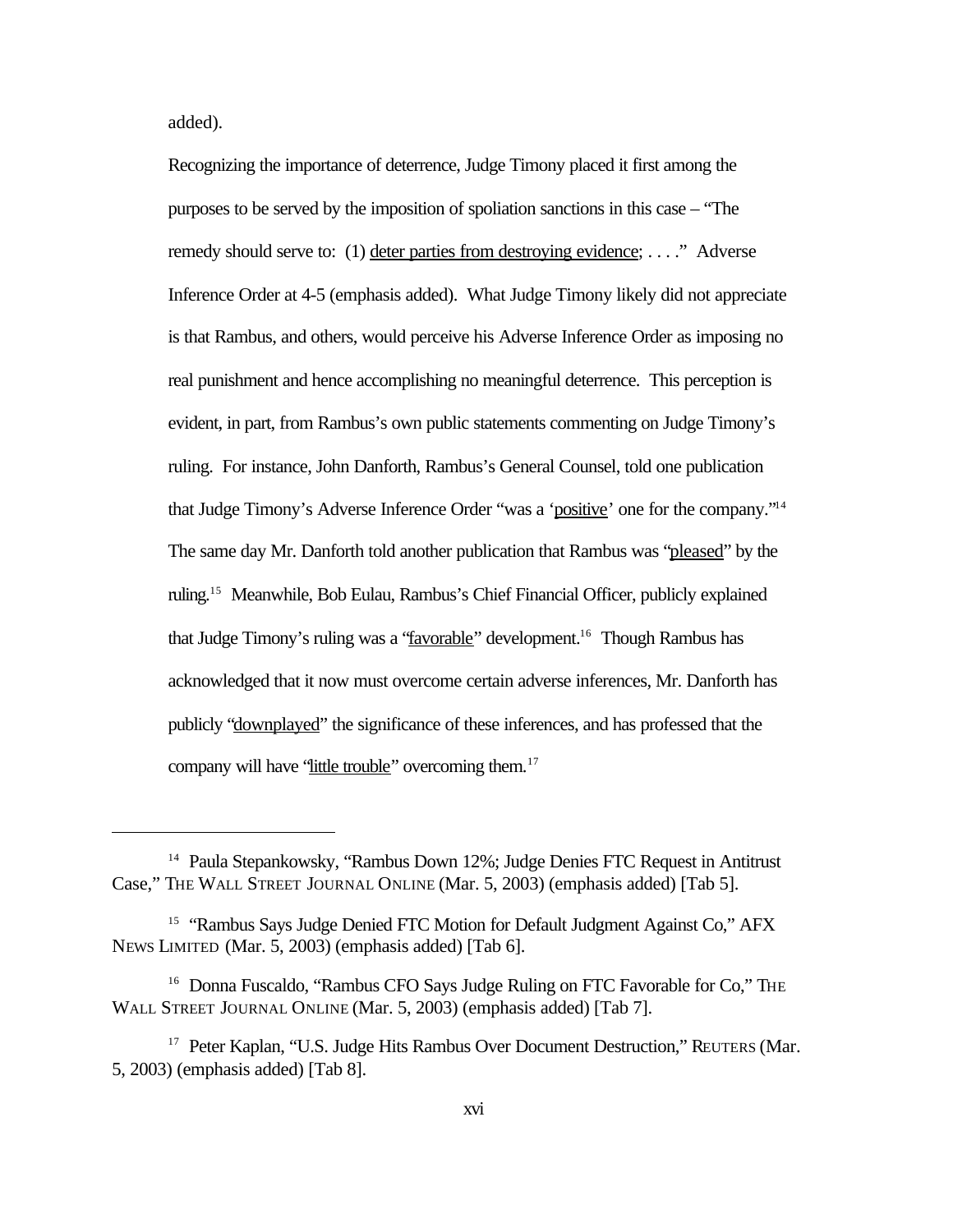added).

Recognizing the importance of deterrence, Judge Timony placed it first among the purposes to be served by the imposition of spoliation sanctions in this case – "The remedy should serve to: (1) <u>deter parties from destroying evidence</u>; . . . ." Adverse Inference Order at 4-5 (emphasis added). What Judge Timony likely did not appreciate is that Rambus, and others, would perceive his Adverse Inference Order as imposing no real punishment and hence accomplishing no meaningful deterrence. This perception is evident, in part, from Rambus's own public statements commenting on Judge Timony's ruling. For instance, John Danforth, Rambus's General Counsel, told one publication that Judge Timony's Adverse Inference Order "was a '<u>positive</u>' one for the company."[14] The same day Mr. Danforth told another publication that Rambus was "<u>pleased</u>" by the ruling.[15] Meanwhile, Bob Eulau, Rambus's Chief Financial Officer, publicly explained that Judge Timony's ruling was a "<u>favorable</u>" development.[16] Though Rambus has acknowledged that it now must overcome certain adverse inferences, Mr. Danforth has publicly "<u>downplayed</u>" the significance of these inferences, and has professed that the company will have "<u>little trouble</u>" overcoming them.[17]

---

[14] Paula Stepankowsky, "Rambus Down 12%; Judge Denies FTC Request in Antitrust Case," THE WALL STREET JOURNAL ONLINE (Mar. 5, 2003) (emphasis added) [Tab 5].

[15] "Rambus Says Judge Denied FTC Motion for Default Judgment Against Co," AFX NEWS LIMITED (Mar. 5, 2003) (emphasis added) [Tab 6].

[16] Donna Fuscaldo, "Rambus CFO Says Judge Ruling on FTC Favorable for Co," THE WALL STREET JOURNAL ONLINE (Mar. 5, 2003) (emphasis added) [Tab 7].

[17] Peter Kaplan, "U.S. Judge Hits Rambus Over Document Destruction," REUTERS (Mar. 5, 2003) (emphasis added) [Tab 8].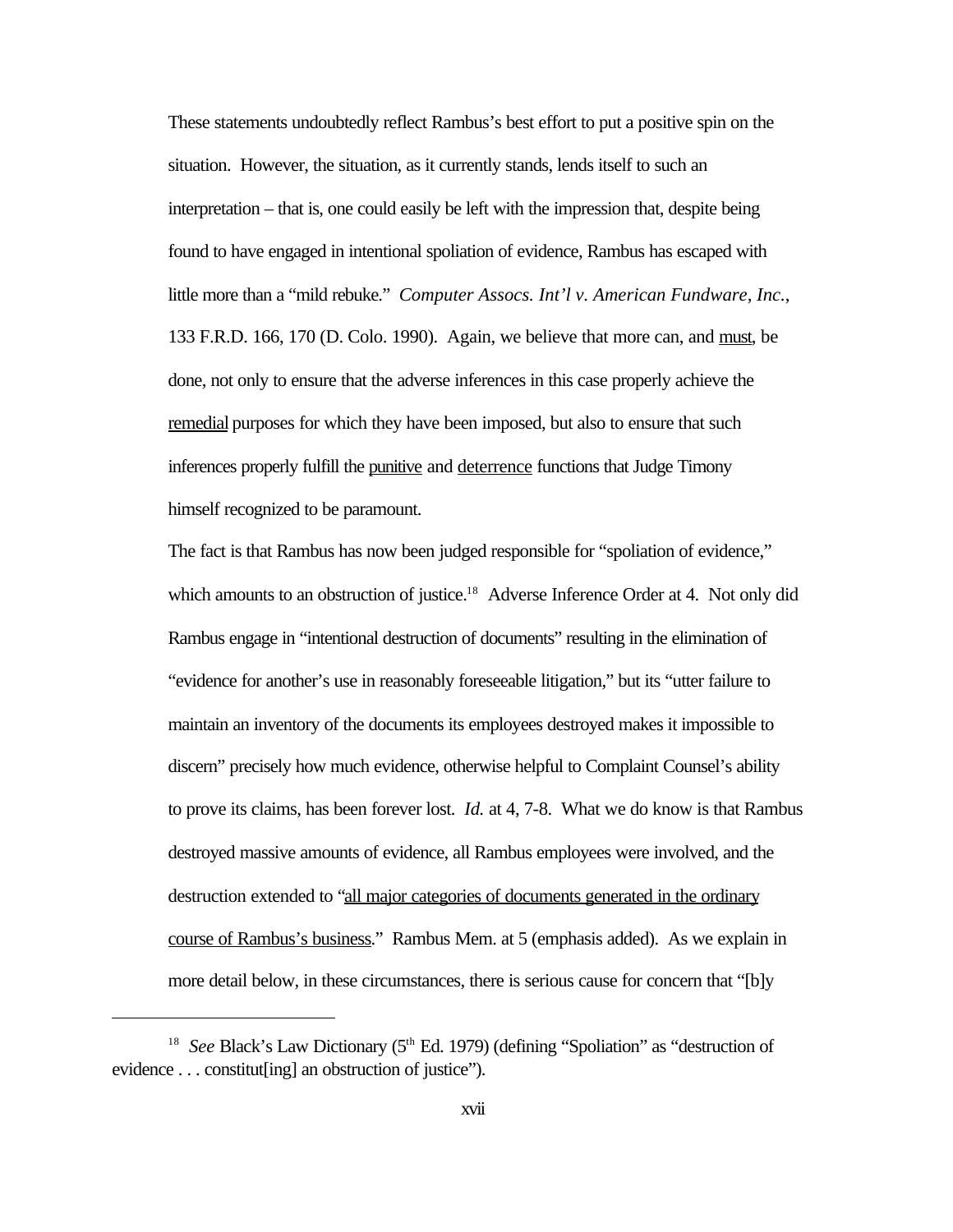These statements undoubtedly reflect Rambus's best effort to put a positive spin on the situation. However, the situation, as it currently stands, lends itself to such an interpretation – that is, one could easily be left with the impression that, despite being found to have engaged in intentional spoliation of evidence, Rambus has escaped with little more than a "mild rebuke." *Computer Assocs. Int'l v. American Fundware, Inc.*, 133 F.R.D. 166, 170 (D. Colo. 1990). Again, we believe that more can, and <u>must</u>, be done, not only to ensure that the adverse inferences in this case properly achieve the <u>remedial</u> purposes for which they have been imposed, but also to ensure that such inferences properly fulfill the <u>punitive</u> and <u>deterrence</u> functions that Judge Timony himself recognized to be paramount.

The fact is that Rambus has now been judged responsible for "spoliation of evidence," which amounts to an obstruction of justice.[18] Adverse Inference Order at 4. Not only did Rambus engage in "intentional destruction of documents" resulting in the elimination of "evidence for another's use in reasonably foreseeable litigation," but its "utter failure to maintain an inventory of the documents its employees destroyed makes it impossible to discern" precisely how much evidence, otherwise helpful to Complaint Counsel's ability to prove its claims, has been forever lost. *Id.* at 4, 7-8. What we do know is that Rambus destroyed massive amounts of evidence, all Rambus employees were involved, and the destruction extended to "<u>all major categories of documents generated in the ordinary course of Rambus's business</u>." Rambus Mem. at 5 (emphasis added). As we explain in more detail below, in these circumstances, there is serious cause for concern that "[b]y

---

[18] *See* Black's Law Dictionary (5th Ed. 1979) (defining "Spoliation" as "destruction of evidence . . . constitut[ing] an obstruction of justice").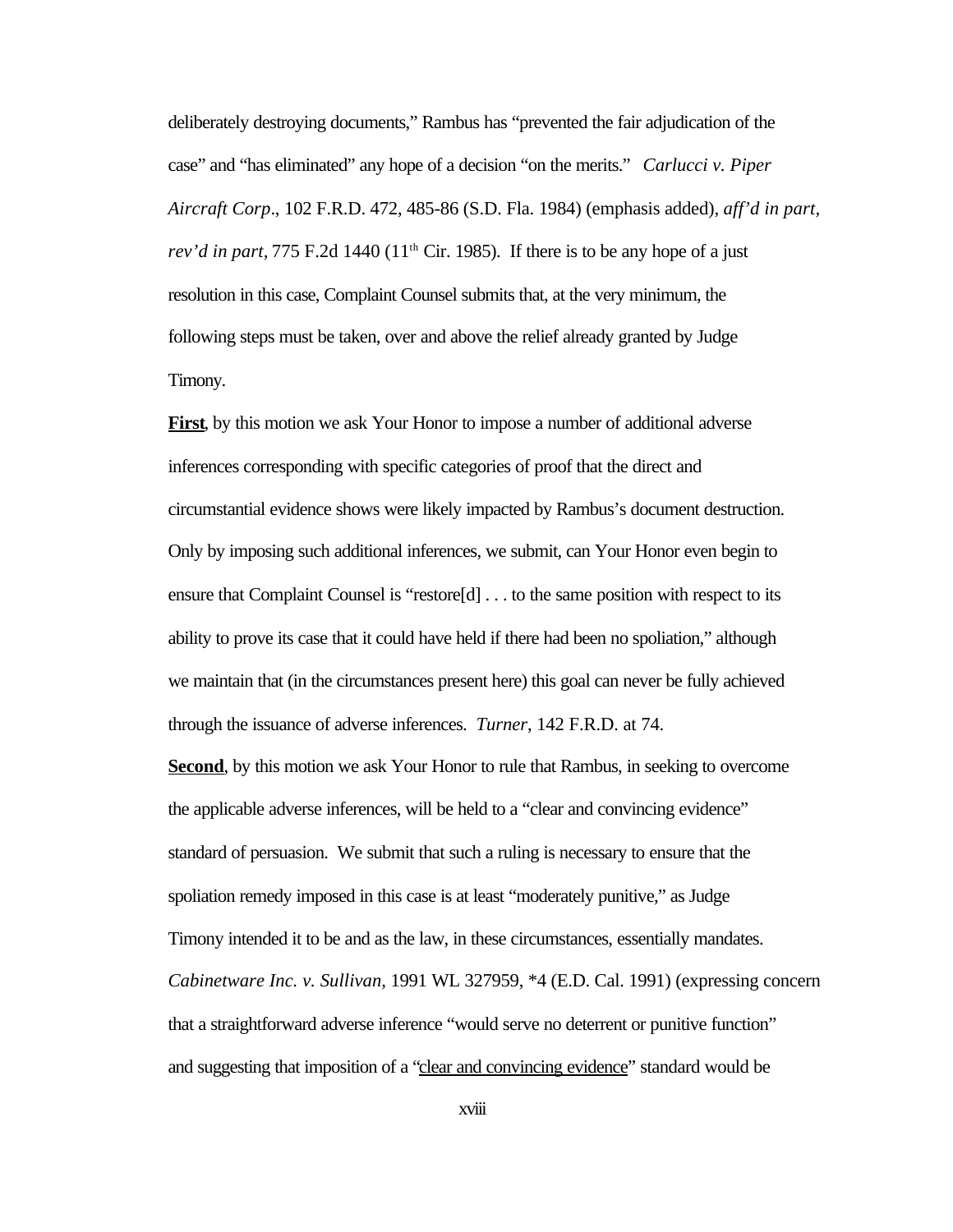deliberately destroying documents," Rambus has "prevented the fair adjudication of the case" and "has eliminated" any hope of a decision "on the merits." *Carlucci v. Piper Aircraft Corp*., 102 F.R.D. 472, 485-86 (S.D. Fla. 1984) (emphasis added), *aff'd in part, rev'd in part*, 775 F.2d 1440 (11th Cir. 1985). If there is to be any hope of a just resolution in this case, Complaint Counsel submits that, at the very minimum, the following steps must be taken, over and above the relief already granted by Judge Timony.

**First**, by this motion we ask Your Honor to impose a number of additional adverse inferences corresponding with specific categories of proof that the direct and circumstantial evidence shows were likely impacted by Rambus's document destruction. Only by imposing such additional inferences, we submit, can Your Honor even begin to ensure that Complaint Counsel is "restore[d] . . . to the same position with respect to its ability to prove its case that it could have held if there had been no spoliation," although we maintain that (in the circumstances present here) this goal can never be fully achieved through the issuance of adverse inferences. *Turner*, 142 F.R.D. at 74.

**Second**, by this motion we ask Your Honor to rule that Rambus, in seeking to overcome the applicable adverse inferences, will be held to a "clear and convincing evidence" standard of persuasion. We submit that such a ruling is necessary to ensure that the spoliation remedy imposed in this case is at least "moderately punitive," as Judge Timony intended it to be and as the law, in these circumstances, essentially mandates. *Cabinetware Inc. v. Sullivan*, 1991 WL 327959, *4 (E.D. Cal. 1991) (expressing concern that a straightforward adverse inference "would serve no deterrent or punitive function" and suggesting that imposition of a "clear and convincing evidence" standard would be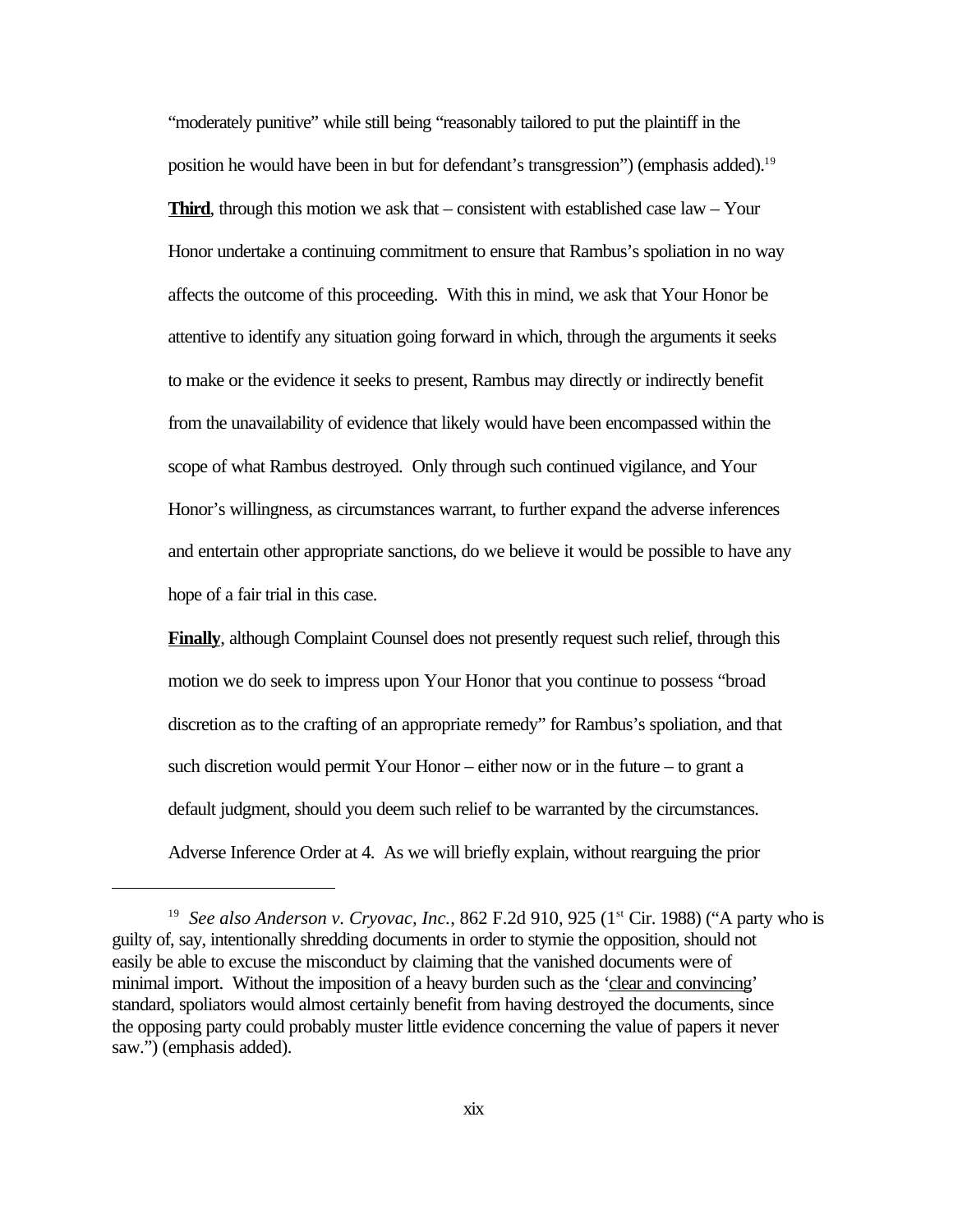"moderately punitive" while still being "reasonably tailored to put the plaintiff in the position he would have been in but for defendant's transgression") (emphasis added).[19]

**Third**, through this motion we ask that – consistent with established case law – Your Honor undertake a continuing commitment to ensure that Rambus's spoliation in no way affects the outcome of this proceeding. With this in mind, we ask that Your Honor be attentive to identify any situation going forward in which, through the arguments it seeks to make or the evidence it seeks to present, Rambus may directly or indirectly benefit from the unavailability of evidence that likely would have been encompassed within the scope of what Rambus destroyed. Only through such continued vigilance, and Your Honor's willingness, as circumstances warrant, to further expand the adverse inferences and entertain other appropriate sanctions, do we believe it would be possible to have any hope of a fair trial in this case.

**Finally**, although Complaint Counsel does not presently request such relief, through this motion we do seek to impress upon Your Honor that you continue to possess "broad discretion as to the crafting of an appropriate remedy" for Rambus's spoliation, and that such discretion would permit Your Honor – either now or in the future – to grant a default judgment, should you deem such relief to be warranted by the circumstances. Adverse Inference Order at 4. As we will briefly explain, without rearguing the prior

---

[19] *See also Anderson v. Cryovac, Inc.*, 862 F.2d 910, 925 (1st Cir. 1988) ("A party who is guilty of, say, intentionally shredding documents in order to stymie the opposition, should not easily be able to excuse the misconduct by claiming that the vanished documents were of minimal import. Without the imposition of a heavy burden such as the '<u>clear and convincing</u>' standard, spoliators would almost certainly benefit from having destroyed the documents, since the opposing party could probably muster little evidence concerning the value of papers it never saw.") (emphasis added).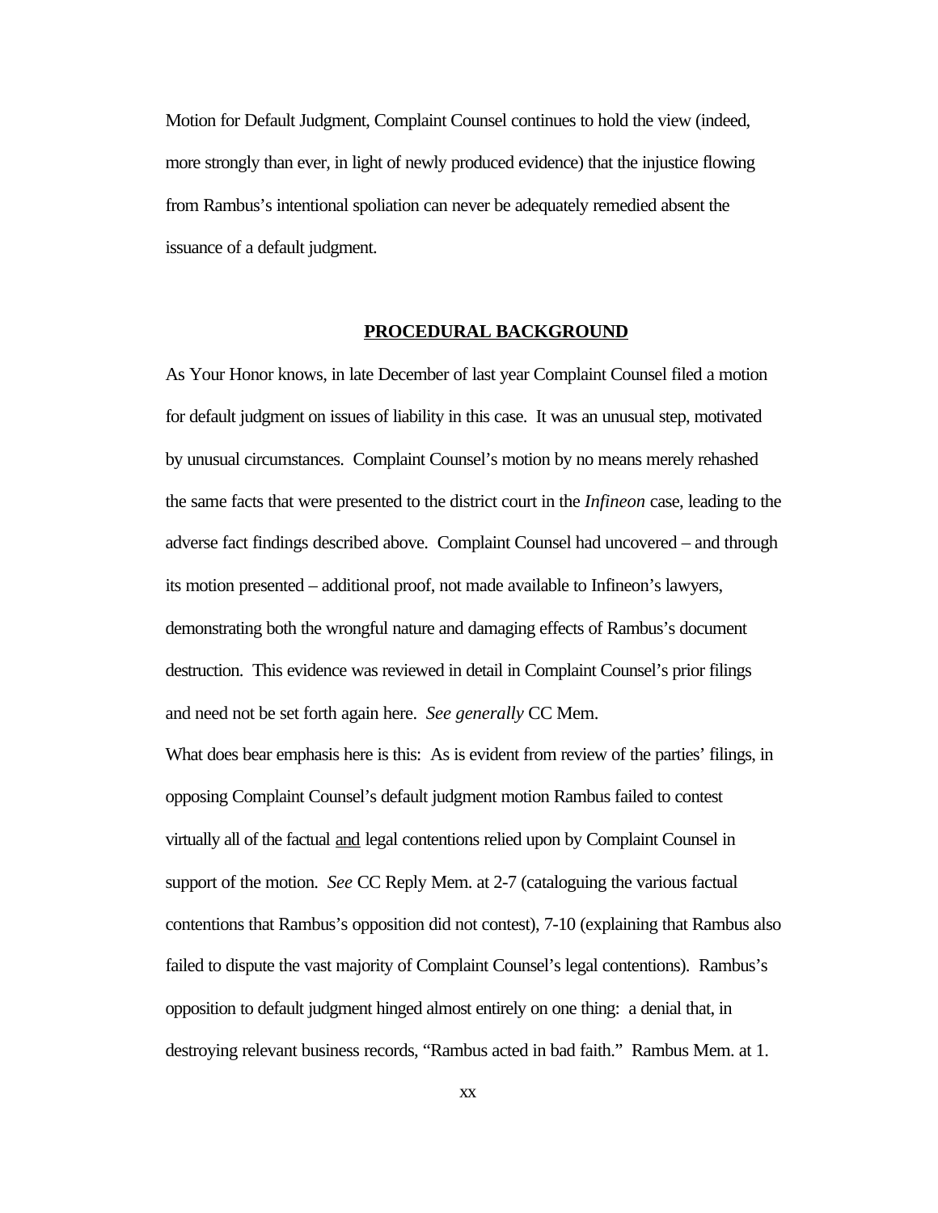Motion for Default Judgment, Complaint Counsel continues to hold the view (indeed, more strongly than ever, in light of newly produced evidence) that the injustice flowing from Rambus's intentional spoliation can never be adequately remedied absent the issuance of a default judgment.

## PROCEDURAL BACKGROUND

As Your Honor knows, in late December of last year Complaint Counsel filed a motion for default judgment on issues of liability in this case. It was an unusual step, motivated by unusual circumstances. Complaint Counsel's motion by no means merely rehashed the same facts that were presented to the district court in the *Infineon* case, leading to the adverse fact findings described above. Complaint Counsel had uncovered – and through its motion presented – additional proof, not made available to Infineon's lawyers, demonstrating both the wrongful nature and damaging effects of Rambus's document destruction. This evidence was reviewed in detail in Complaint Counsel's prior filings and need not be set forth again here. *See generally* CC Mem.

What does bear emphasis here is this: As is evident from review of the parties' filings, in opposing Complaint Counsel's default judgment motion Rambus failed to contest virtually all of the factual <u>and</u> legal contentions relied upon by Complaint Counsel in support of the motion. *See* CC Reply Mem. at 2-7 (cataloguing the various factual contentions that Rambus's opposition did not contest), 7-10 (explaining that Rambus also failed to dispute the vast majority of Complaint Counsel's legal contentions). Rambus's opposition to default judgment hinged almost entirely on one thing: a denial that, in destroying relevant business records, "Rambus acted in bad faith." Rambus Mem. at 1.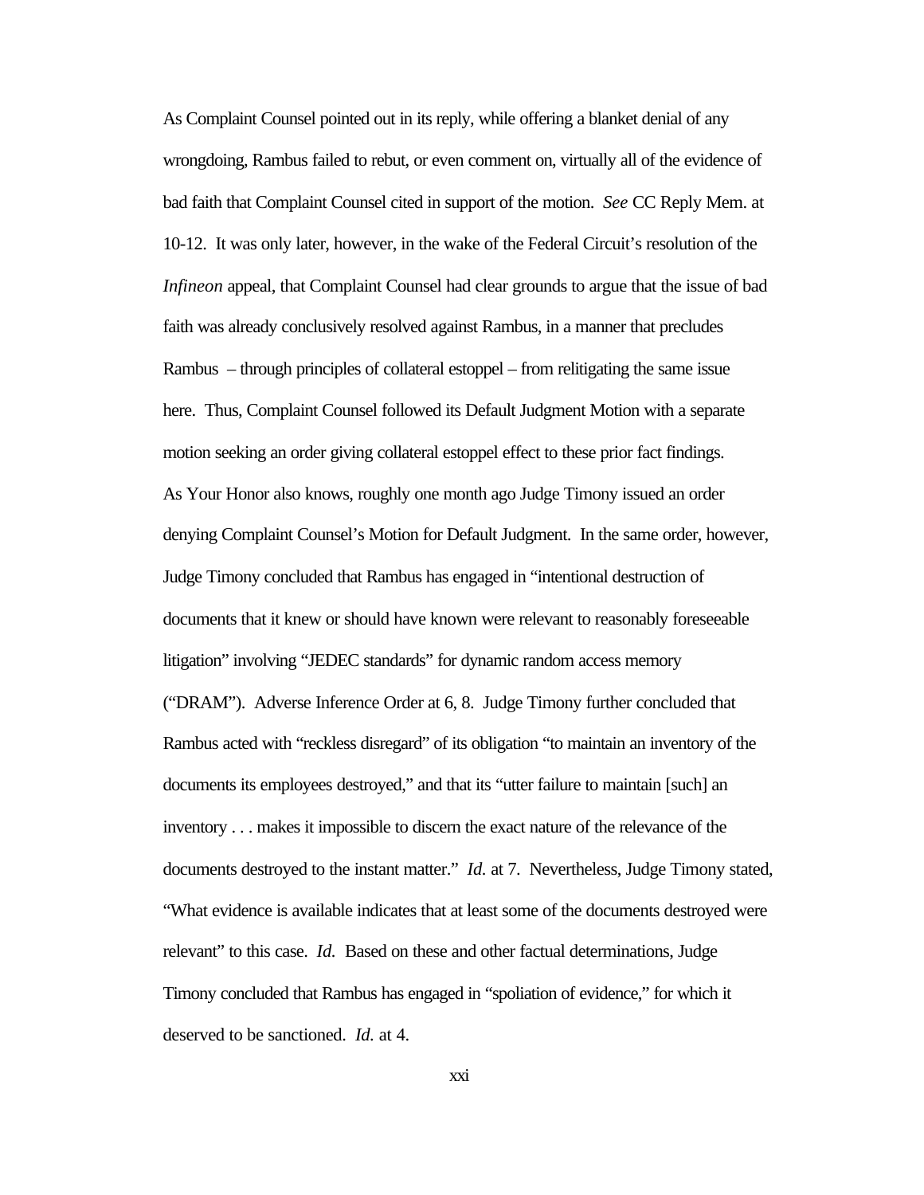As Complaint Counsel pointed out in its reply, while offering a blanket denial of any wrongdoing, Rambus failed to rebut, or even comment on, virtually all of the evidence of bad faith that Complaint Counsel cited in support of the motion. *See* CC Reply Mem. at 10-12. It was only later, however, in the wake of the Federal Circuit's resolution of the *Infineon* appeal, that Complaint Counsel had clear grounds to argue that the issue of bad faith was already conclusively resolved against Rambus, in a manner that precludes Rambus – through principles of collateral estoppel – from relitigating the same issue here. Thus, Complaint Counsel followed its Default Judgment Motion with a separate motion seeking an order giving collateral estoppel effect to these prior fact findings.

As Your Honor also knows, roughly one month ago Judge Timony issued an order denying Complaint Counsel's Motion for Default Judgment. In the same order, however, Judge Timony concluded that Rambus has engaged in "intentional destruction of documents that it knew or should have known were relevant to reasonably foreseeable litigation" involving "JEDEC standards" for dynamic random access memory ("DRAM"). Adverse Inference Order at 6, 8. Judge Timony further concluded that Rambus acted with "reckless disregard" of its obligation "to maintain an inventory of the documents its employees destroyed," and that its "utter failure to maintain [such] an inventory . . . makes it impossible to discern the exact nature of the relevance of the documents destroyed to the instant matter." *Id.* at 7. Nevertheless, Judge Timony stated, "What evidence is available indicates that at least some of the documents destroyed were relevant" to this case. *Id.* Based on these and other factual determinations, Judge Timony concluded that Rambus has engaged in "spoliation of evidence," for which it deserved to be sanctioned. *Id.* at 4.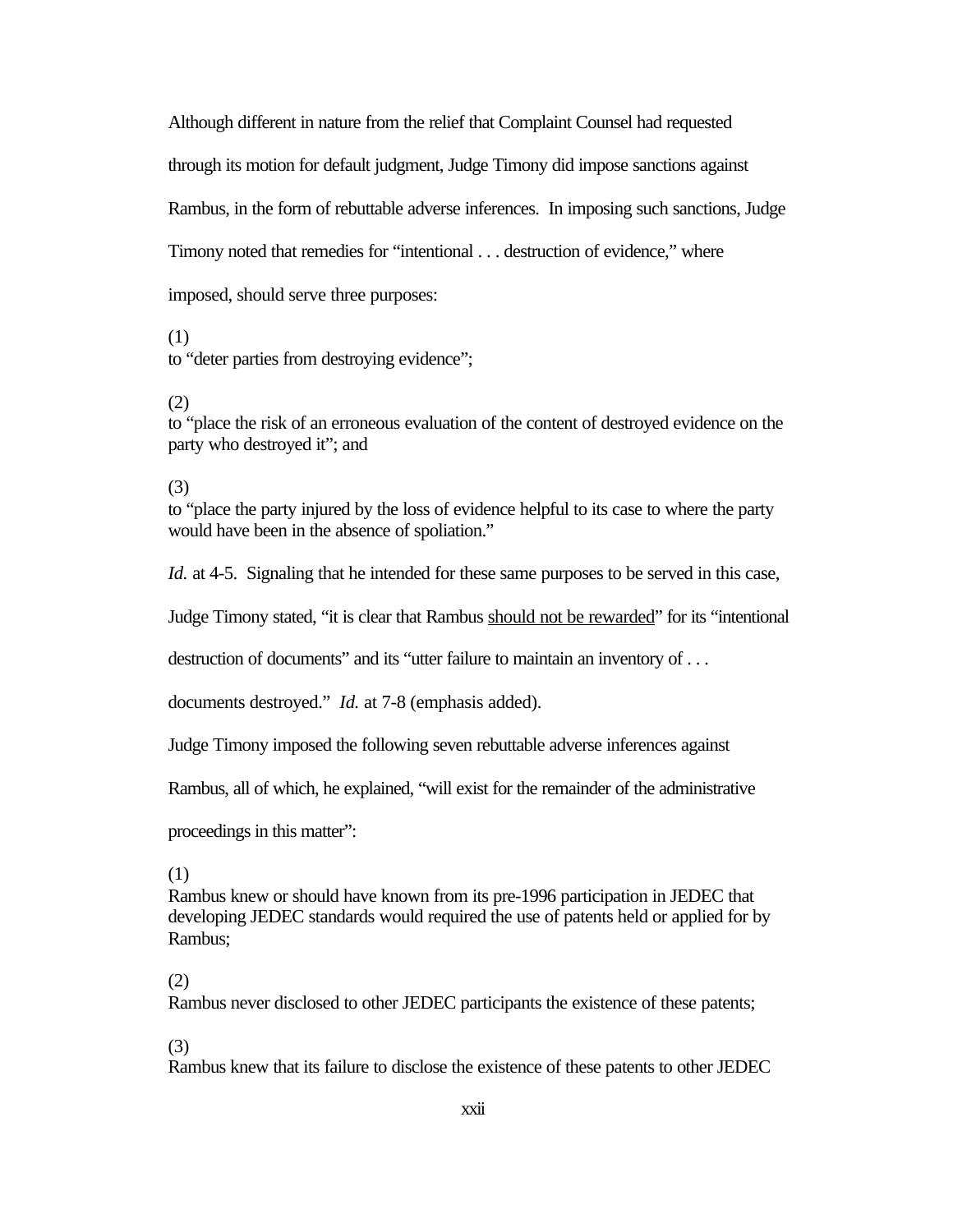Although different in nature from the relief that Complaint Counsel had requested through its motion for default judgment, Judge Timony did impose sanctions against Rambus, in the form of rebuttable adverse inferences. In imposing such sanctions, Judge Timony noted that remedies for "intentional . . . destruction of evidence," where imposed, should serve three purposes:

(1)
to "deter parties from destroying evidence";

(2)
to "place the risk of an erroneous evaluation of the content of destroyed evidence on the party who destroyed it"; and

(3)
to "place the party injured by the loss of evidence helpful to its case to where the party would have been in the absence of spoliation."

*Id.* at 4-5. Signaling that he intended for these same purposes to be served in this case, Judge Timony stated, "it is clear that Rambus <u>should not be rewarded</u>" for its "intentional destruction of documents" and its "utter failure to maintain an inventory of . . . documents destroyed." *Id.* at 7-8 (emphasis added).

Judge Timony imposed the following seven rebuttable adverse inferences against Rambus, all of which, he explained, "will exist for the remainder of the administrative proceedings in this matter":

(1)
Rambus knew or should have known from its pre-1996 participation in JEDEC that developing JEDEC standards would required the use of patents held or applied for by Rambus;

(2)
Rambus never disclosed to other JEDEC participants the existence of these patents;

(3)
Rambus knew that its failure to disclose the existence of these patents to other JEDEC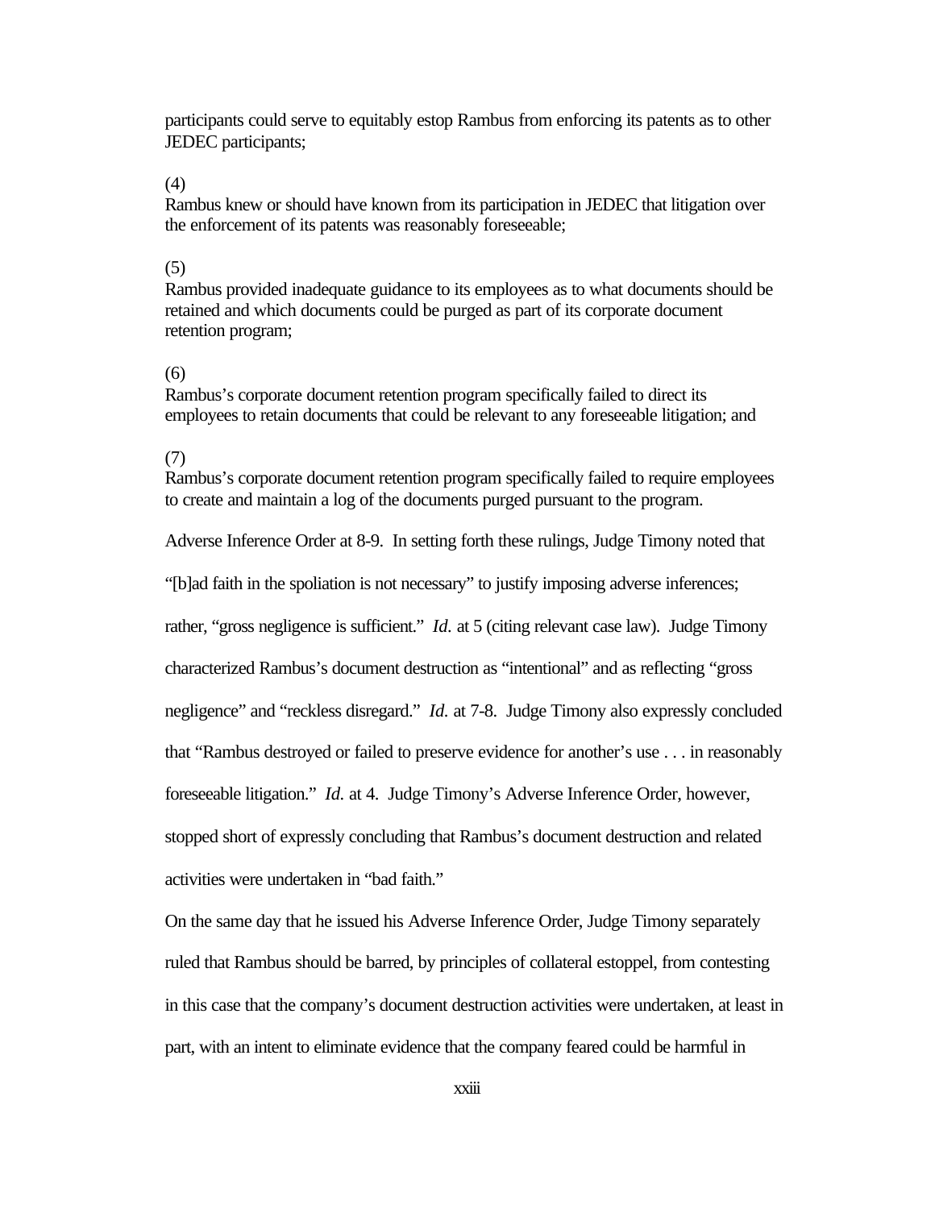participants could serve to equitably estop Rambus from enforcing its patents as to other JEDEC participants;

(4)
Rambus knew or should have known from its participation in JEDEC that litigation over the enforcement of its patents was reasonably foreseeable;

(5)
Rambus provided inadequate guidance to its employees as to what documents should be retained and which documents could be purged as part of its corporate document retention program;

(6)
Rambus's corporate document retention program specifically failed to direct its employees to retain documents that could be relevant to any foreseeable litigation; and

(7)
Rambus's corporate document retention program specifically failed to require employees to create and maintain a log of the documents purged pursuant to the program.

Adverse Inference Order at 8-9. In setting forth these rulings, Judge Timony noted that "[b]ad faith in the spoliation is not necessary" to justify imposing adverse inferences; rather, "gross negligence is sufficient." *Id.* at 5 (citing relevant case law). Judge Timony characterized Rambus's document destruction as "intentional" and as reflecting "gross negligence" and "reckless disregard." *Id.* at 7-8. Judge Timony also expressly concluded that "Rambus destroyed or failed to preserve evidence for another's use . . . in reasonably foreseeable litigation." *Id.* at 4. Judge Timony's Adverse Inference Order, however, stopped short of expressly concluding that Rambus's document destruction and related activities were undertaken in "bad faith."

On the same day that he issued his Adverse Inference Order, Judge Timony separately ruled that Rambus should be barred, by principles of collateral estoppel, from contesting in this case that the company's document destruction activities were undertaken, at least in part, with an intent to eliminate evidence that the company feared could be harmful in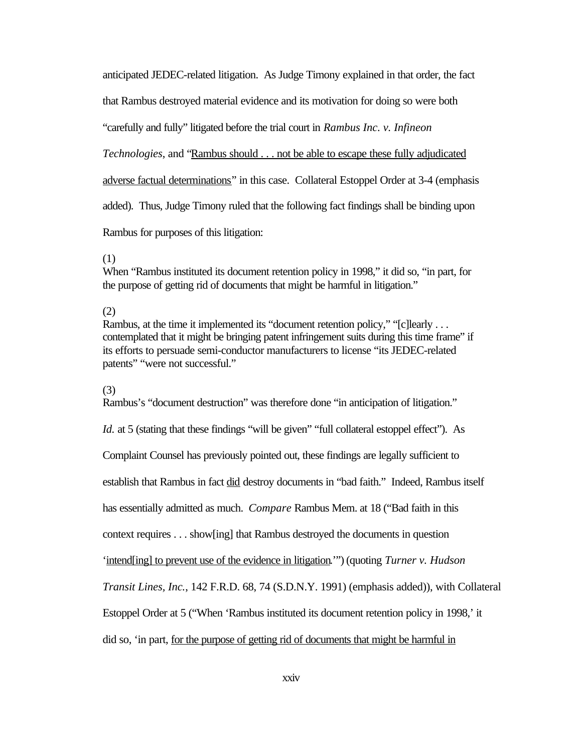anticipated JEDEC-related litigation. As Judge Timony explained in that order, the fact that Rambus destroyed material evidence and its motivation for doing so were both "carefully and fully" litigated before the trial court in *Rambus Inc. v. Infineon Technologies*, and "<u>Rambus should . . . not be able to escape these fully adjudicated adverse factual determinations</u>" in this case. Collateral Estoppel Order at 3-4 (emphasis added). Thus, Judge Timony ruled that the following fact findings shall be binding upon Rambus for purposes of this litigation:

(1)
When "Rambus instituted its document retention policy in 1998," it did so, "in part, for the purpose of getting rid of documents that might be harmful in litigation."

(2)
Rambus, at the time it implemented its "document retention policy," "[c]learly . . . contemplated that it might be bringing patent infringement suits during this time frame" if its efforts to persuade semi-conductor manufacturers to license "its JEDEC-related patents" "were not successful."

(3)
Rambus's "document destruction" was therefore done "in anticipation of litigation."

*Id.* at 5 (stating that these findings "will be given" "full collateral estoppel effect"). As Complaint Counsel has previously pointed out, these findings are legally sufficient to establish that Rambus in fact <u>did</u> destroy documents in "bad faith." Indeed, Rambus itself has essentially admitted as much. *Compare* Rambus Mem. at 18 ("Bad faith in this context requires . . . show[ing] that Rambus destroyed the documents in question '<u>intend[ing] to prevent use of the evidence in litigation</u>.'") (quoting *Turner v. Hudson Transit Lines, Inc.*, 142 F.R.D. 68, 74 (S.D.N.Y. 1991) (emphasis added)), with Collateral Estoppel Order at 5 ("When 'Rambus instituted its document retention policy in 1998,' it did so, 'in part, <u>for the purpose of getting rid of documents that might be harmful in</u>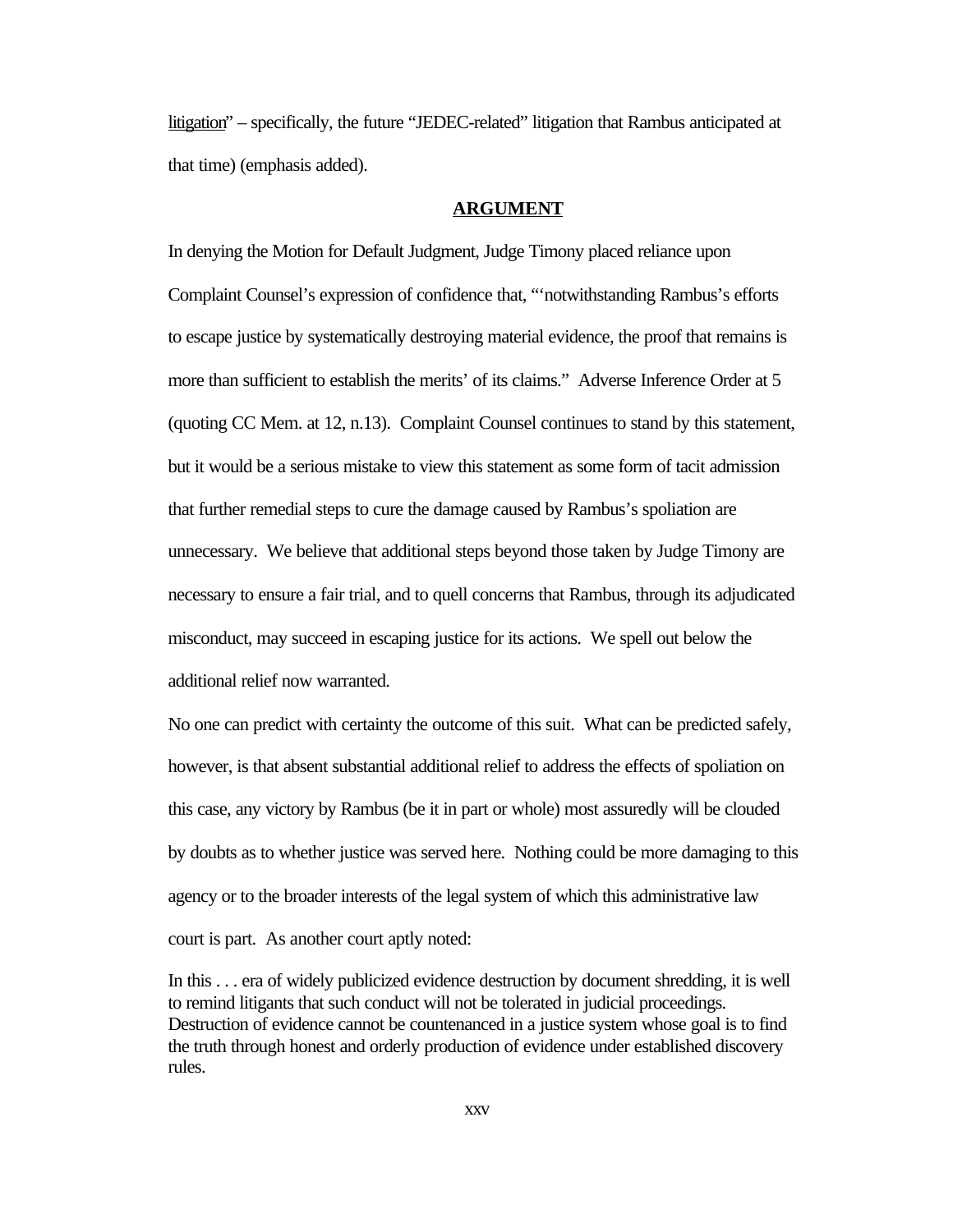litigation" – specifically, the future "JEDEC-related" litigation that Rambus anticipated at that time) (emphasis added).

## ARGUMENT

In denying the Motion for Default Judgment, Judge Timony placed reliance upon Complaint Counsel's expression of confidence that, "'notwithstanding Rambus's efforts to escape justice by systematically destroying material evidence, the proof that remains is more than sufficient to establish the merits' of its claims." Adverse Inference Order at 5 (quoting CC Mem. at 12, n.13). Complaint Counsel continues to stand by this statement, but it would be a serious mistake to view this statement as some form of tacit admission that further remedial steps to cure the damage caused by Rambus's spoliation are unnecessary. We believe that additional steps beyond those taken by Judge Timony are necessary to ensure a fair trial, and to quell concerns that Rambus, through its adjudicated misconduct, may succeed in escaping justice for its actions. We spell out below the additional relief now warranted.

No one can predict with certainty the outcome of this suit. What can be predicted safely, however, is that absent substantial additional relief to address the effects of spoliation on this case, any victory by Rambus (be it in part or whole) most assuredly will be clouded by doubts as to whether justice was served here. Nothing could be more damaging to this agency or to the broader interests of the legal system of which this administrative law court is part. As another court aptly noted:

> In this . . . era of widely publicized evidence destruction by document shredding, it is well to remind litigants that such conduct will not be tolerated in judicial proceedings. Destruction of evidence cannot be countenanced in a justice system whose goal is to find the truth through honest and orderly production of evidence under established discovery rules.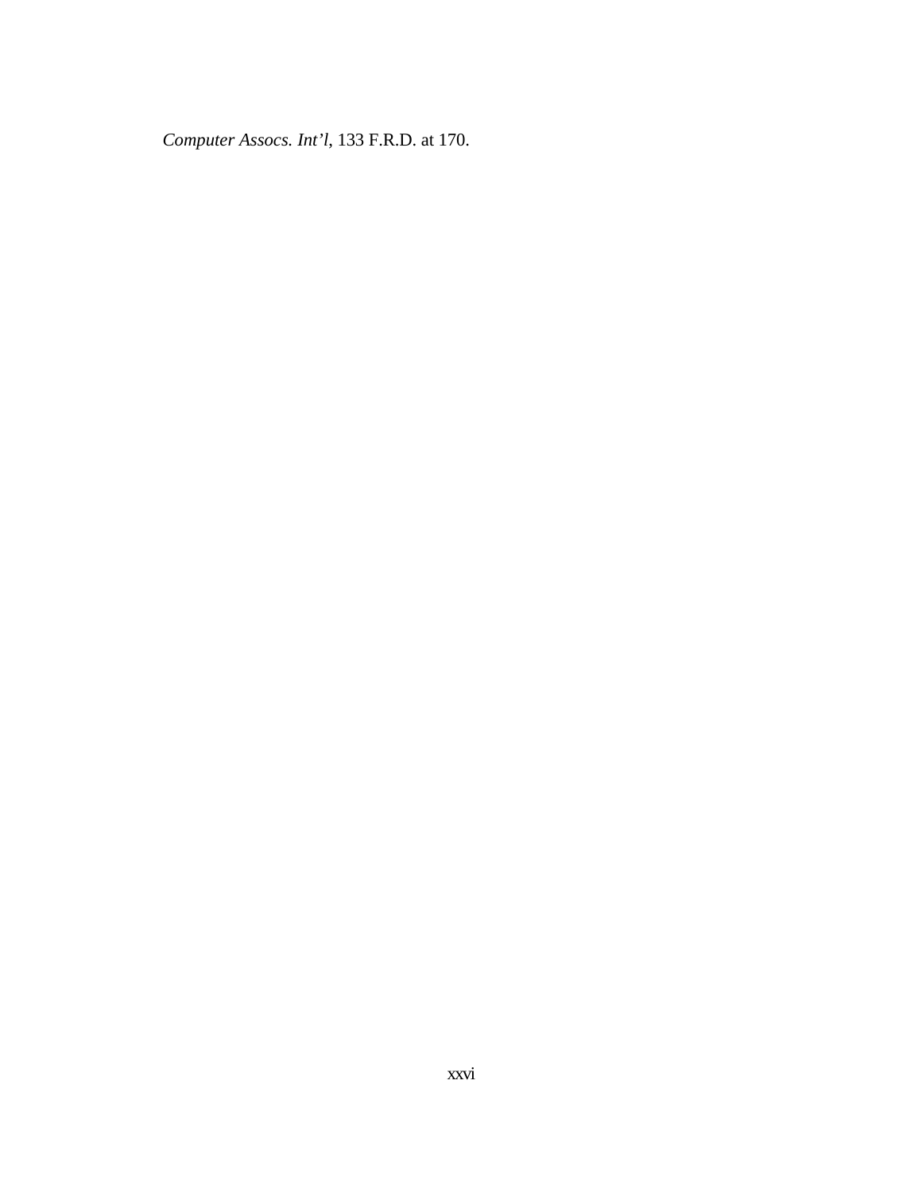*Computer Assocs. Int'l*, 133 F.R.D. at 170.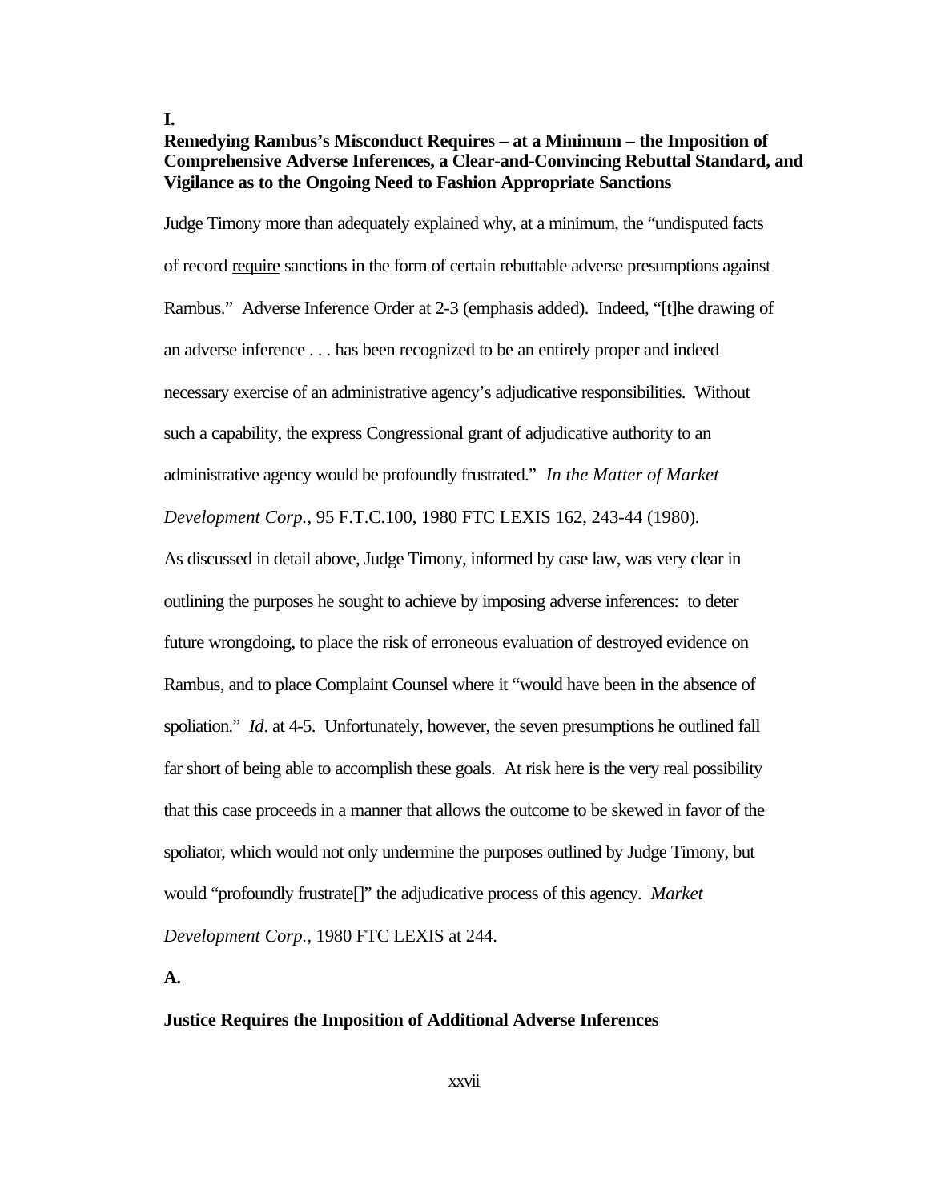# I.

## Remedying Rambus's Misconduct Requires – at a Minimum – the Imposition of Comprehensive Adverse Inferences, a Clear-and-Convincing Rebuttal Standard, and Vigilance as to the Ongoing Need to Fashion Appropriate Sanctions

Judge Timony more than adequately explained why, at a minimum, the "undisputed facts of record require sanctions in the form of certain rebuttable adverse presumptions against Rambus." Adverse Inference Order at 2-3 (emphasis added). Indeed, "[t]he drawing of an adverse inference . . . has been recognized to be an entirely proper and indeed necessary exercise of an administrative agency's adjudicative responsibilities. Without such a capability, the express Congressional grant of adjudicative authority to an administrative agency would be profoundly frustrated." *In the Matter of Market Development Corp.*, 95 F.T.C.100, 1980 FTC LEXIS 162, 243-44 (1980).

As discussed in detail above, Judge Timony, informed by case law, was very clear in outlining the purposes he sought to achieve by imposing adverse inferences: to deter future wrongdoing, to place the risk of erroneous evaluation of destroyed evidence on Rambus, and to place Complaint Counsel where it "would have been in the absence of spoliation." *Id*. at 4-5. Unfortunately, however, the seven presumptions he outlined fall far short of being able to accomplish these goals. At risk here is the very real possibility that this case proceeds in a manner that allows the outcome to be skewed in favor of the spoliator, which would not only undermine the purposes outlined by Judge Timony, but would "profoundly frustrate[]" the adjudicative process of this agency. *Market Development Corp.*, 1980 FTC LEXIS at 244.

### A.

### Justice Requires the Imposition of Additional Adverse Inferences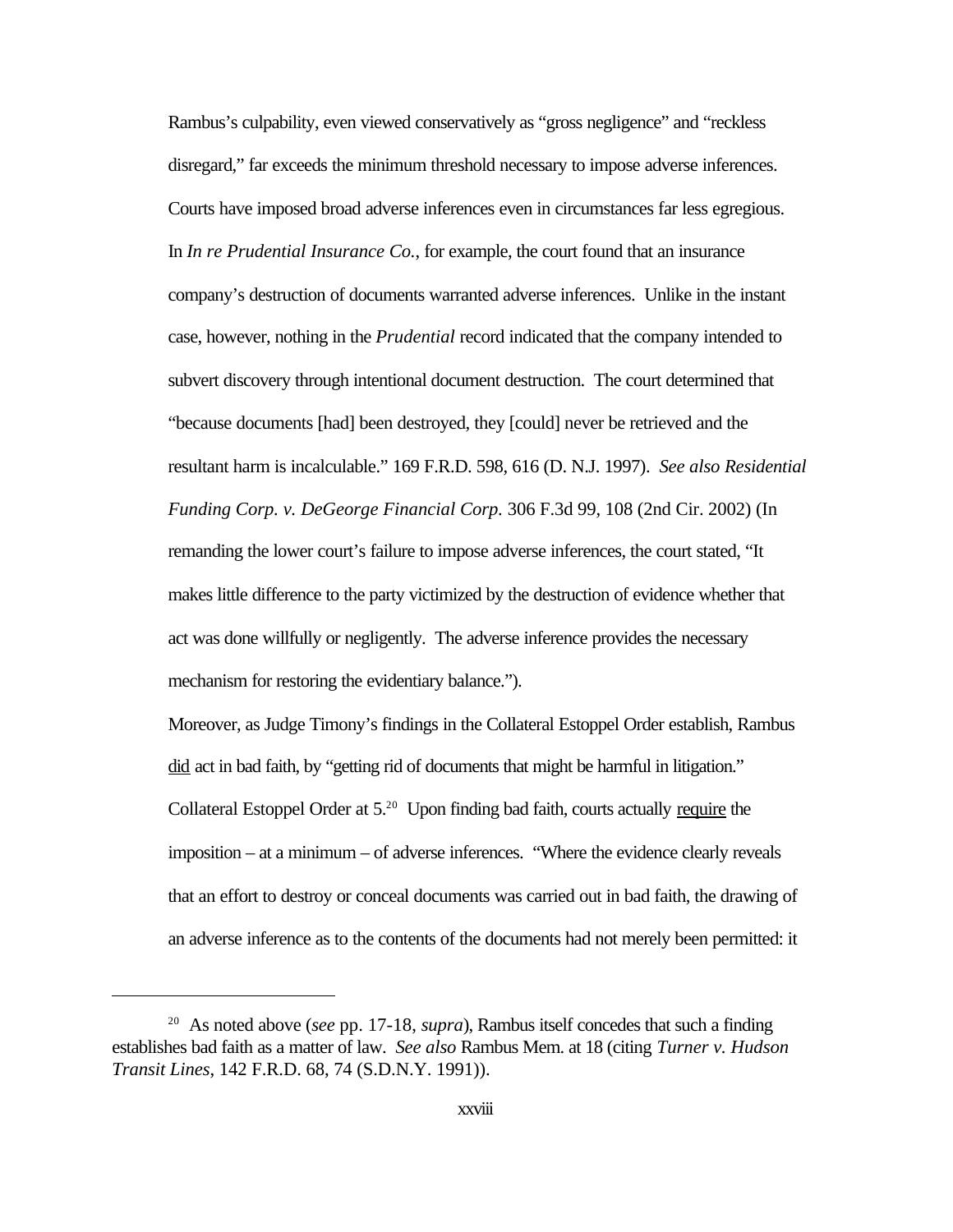Rambus's culpability, even viewed conservatively as "gross negligence" and "reckless disregard," far exceeds the minimum threshold necessary to impose adverse inferences. Courts have imposed broad adverse inferences even in circumstances far less egregious. In *In re Prudential Insurance Co.*, for example, the court found that an insurance company's destruction of documents warranted adverse inferences. Unlike in the instant case, however, nothing in the *Prudential* record indicated that the company intended to subvert discovery through intentional document destruction. The court determined that "because documents [had] been destroyed, they [could] never be retrieved and the resultant harm is incalculable." 169 F.R.D. 598, 616 (D. N.J. 1997). *See also Residential Funding Corp. v. DeGeorge Financial Corp.* 306 F.3d 99, 108 (2nd Cir. 2002) (In remanding the lower court's failure to impose adverse inferences, the court stated, "It makes little difference to the party victimized by the destruction of evidence whether that act was done willfully or negligently. The adverse inference provides the necessary mechanism for restoring the evidentiary balance.").

Moreover, as Judge Timony's findings in the Collateral Estoppel Order establish, Rambus <u>did</u> act in bad faith, by "getting rid of documents that might be harmful in litigation." Collateral Estoppel Order at 5.[20] Upon finding bad faith, courts actually <u>require</u> the imposition – at a minimum – of adverse inferences. "Where the evidence clearly reveals that an effort to destroy or conceal documents was carried out in bad faith, the drawing of an adverse inference as to the contents of the documents had not merely been permitted: it

---

[20] As noted above (*see* pp. 17-18, *supra*), Rambus itself concedes that such a finding establishes bad faith as a matter of law. *See also* Rambus Mem. at 18 (citing *Turner v. Hudson Transit Lines*, 142 F.R.D. 68, 74 (S.D.N.Y. 1991)).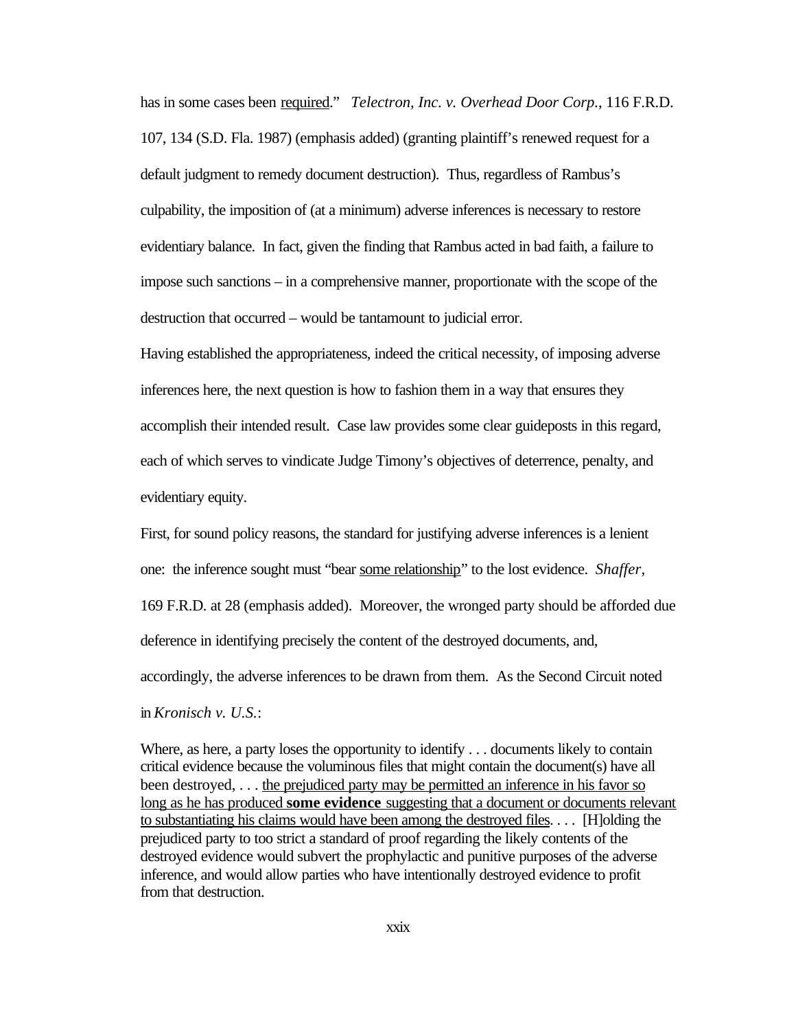has in some cases been required." *Telectron, Inc. v. Overhead Door Corp.*, 116 F.R.D. 107, 134 (S.D. Fla. 1987) (emphasis added) (granting plaintiff's renewed request for a default judgment to remedy document destruction). Thus, regardless of Rambus's culpability, the imposition of (at a minimum) adverse inferences is necessary to restore evidentiary balance. In fact, given the finding that Rambus acted in bad faith, a failure to impose such sanctions – in a comprehensive manner, proportionate with the scope of the destruction that occurred – would be tantamount to judicial error.

Having established the appropriateness, indeed the critical necessity, of imposing adverse inferences here, the next question is how to fashion them in a way that ensures they accomplish their intended result. Case law provides some clear guideposts in this regard, each of which serves to vindicate Judge Timony's objectives of deterrence, penalty, and evidentiary equity.

First, for sound policy reasons, the standard for justifying adverse inferences is a lenient one: the inference sought must "bear some relationship" to the lost evidence. *Shaffer*, 169 F.R.D. at 28 (emphasis added). Moreover, the wronged party should be afforded due deference in identifying precisely the content of the destroyed documents, and, accordingly, the adverse inferences to be drawn from them. As the Second Circuit noted in *Kronisch v. U.S.*:

> Where, as here, a party loses the opportunity to identify . . . documents likely to contain critical evidence because the voluminous files that might contain the document(s) have all been destroyed, . . . the prejudiced party may be permitted an inference in his favor so long as he has produced **some evidence** suggesting that a document or documents relevant to substantiating his claims would have been among the destroyed files. . . . [H]olding the prejudiced party to too strict a standard of proof regarding the likely contents of the destroyed evidence would subvert the prophylactic and punitive purposes of the adverse inference, and would allow parties who have intentionally destroyed evidence to profit from that destruction.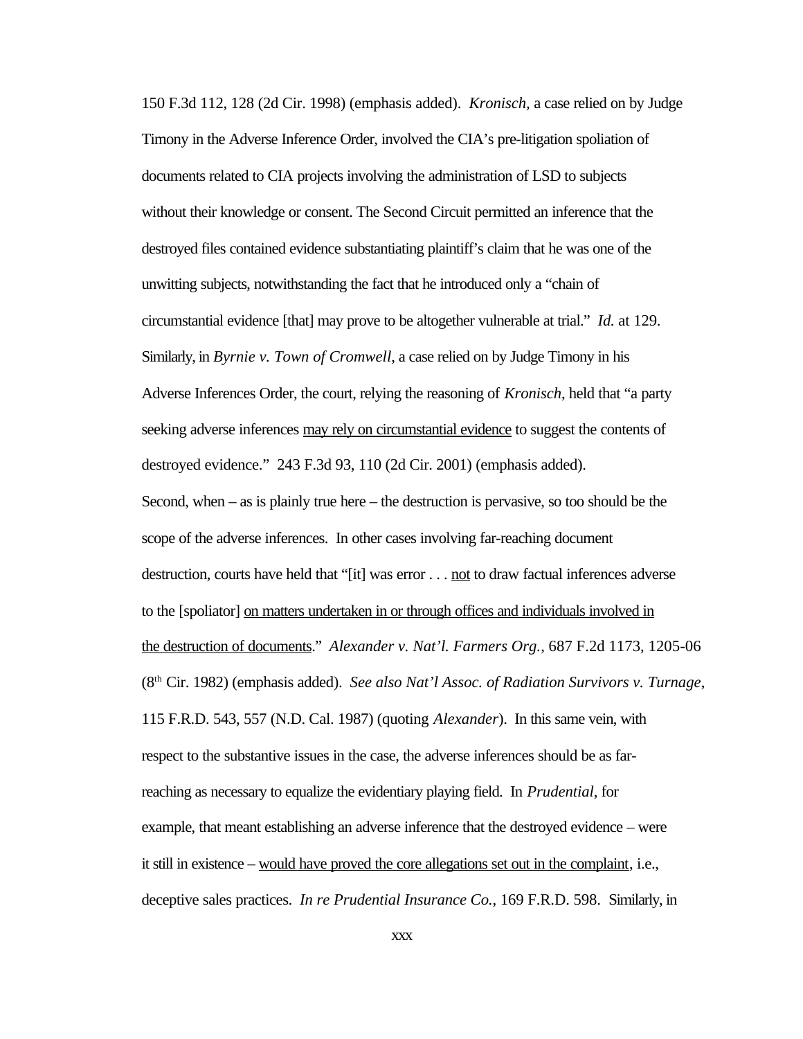150 F.3d 112, 128 (2d Cir. 1998) (emphasis added). *Kronisch,* a case relied on by Judge Timony in the Adverse Inference Order, involved the CIA's pre-litigation spoliation of documents related to CIA projects involving the administration of LSD to subjects without their knowledge or consent. The Second Circuit permitted an inference that the destroyed files contained evidence substantiating plaintiff's claim that he was one of the unwitting subjects, notwithstanding the fact that he introduced only a "chain of circumstantial evidence [that] may prove to be altogether vulnerable at trial." *Id.* at 129. Similarly, in *Byrnie v. Town of Cromwell*, a case relied on by Judge Timony in his Adverse Inferences Order, the court, relying the reasoning of *Kronisch*, held that "a party seeking adverse inferences <u>may rely on circumstantial evidence</u> to suggest the contents of destroyed evidence." 243 F.3d 93, 110 (2d Cir. 2001) (emphasis added).

Second, when – as is plainly true here – the destruction is pervasive, so too should be the scope of the adverse inferences. In other cases involving far-reaching document destruction, courts have held that "[it] was error . . . <u>not</u> to draw factual inferences adverse to the [spoliator] <u>on matters undertaken in or through offices and individuals involved in the destruction of documents</u>." *Alexander v. Nat'l. Farmers Org.*, 687 F.2d 1173, 1205-06 (8th Cir. 1982) (emphasis added). *See also Nat'l Assoc. of Radiation Survivors v. Turnage*, 115 F.R.D. 543, 557 (N.D. Cal. 1987) (quoting *Alexander*). In this same vein, with respect to the substantive issues in the case, the adverse inferences should be as far-reaching as necessary to equalize the evidentiary playing field. In *Prudential*, for example, that meant establishing an adverse inference that the destroyed evidence – were it still in existence – <u>would have proved the core allegations set out in the complaint</u>, i.e., deceptive sales practices. *In re Prudential Insurance Co.,* 169 F.R.D. 598. Similarly, in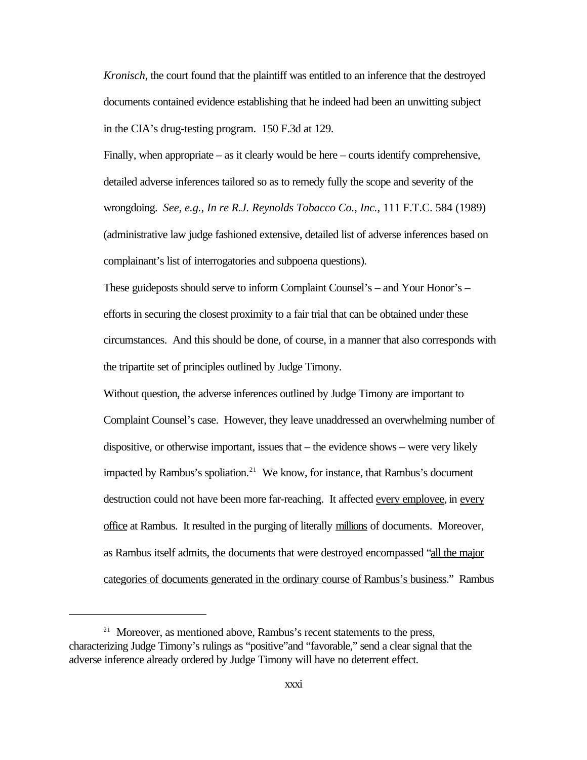*Kronisch*, the court found that the plaintiff was entitled to an inference that the destroyed documents contained evidence establishing that he indeed had been an unwitting subject in the CIA's drug-testing program. 150 F.3d at 129.

Finally, when appropriate – as it clearly would be here – courts identify comprehensive, detailed adverse inferences tailored so as to remedy fully the scope and severity of the wrongdoing. *See, e.g.*, *In re R.J. Reynolds Tobacco Co., Inc.*, 111 F.T.C. 584 (1989) (administrative law judge fashioned extensive, detailed list of adverse inferences based on complainant's list of interrogatories and subpoena questions).

These guideposts should serve to inform Complaint Counsel's – and Your Honor's – efforts in securing the closest proximity to a fair trial that can be obtained under these circumstances. And this should be done, of course, in a manner that also corresponds with the tripartite set of principles outlined by Judge Timony.

Without question, the adverse inferences outlined by Judge Timony are important to Complaint Counsel's case. However, they leave unaddressed an overwhelming number of dispositive, or otherwise important, issues that – the evidence shows – were very likely impacted by Rambus's spoliation.[21] We know, for instance, that Rambus's document destruction could not have been more far-reaching. It affected <u>every employee</u>, in <u>every office</u> at Rambus. It resulted in the purging of literally <u>millions</u> of documents. Moreover, as Rambus itself admits, the documents that were destroyed encompassed "<u>all the major categories of documents generated in the ordinary course of Rambus's business</u>." Rambus

[21] Moreover, as mentioned above, Rambus's recent statements to the press, characterizing Judge Timony's rulings as "positive" and "favorable," send a clear signal that the adverse inference already ordered by Judge Timony will have no deterrent effect.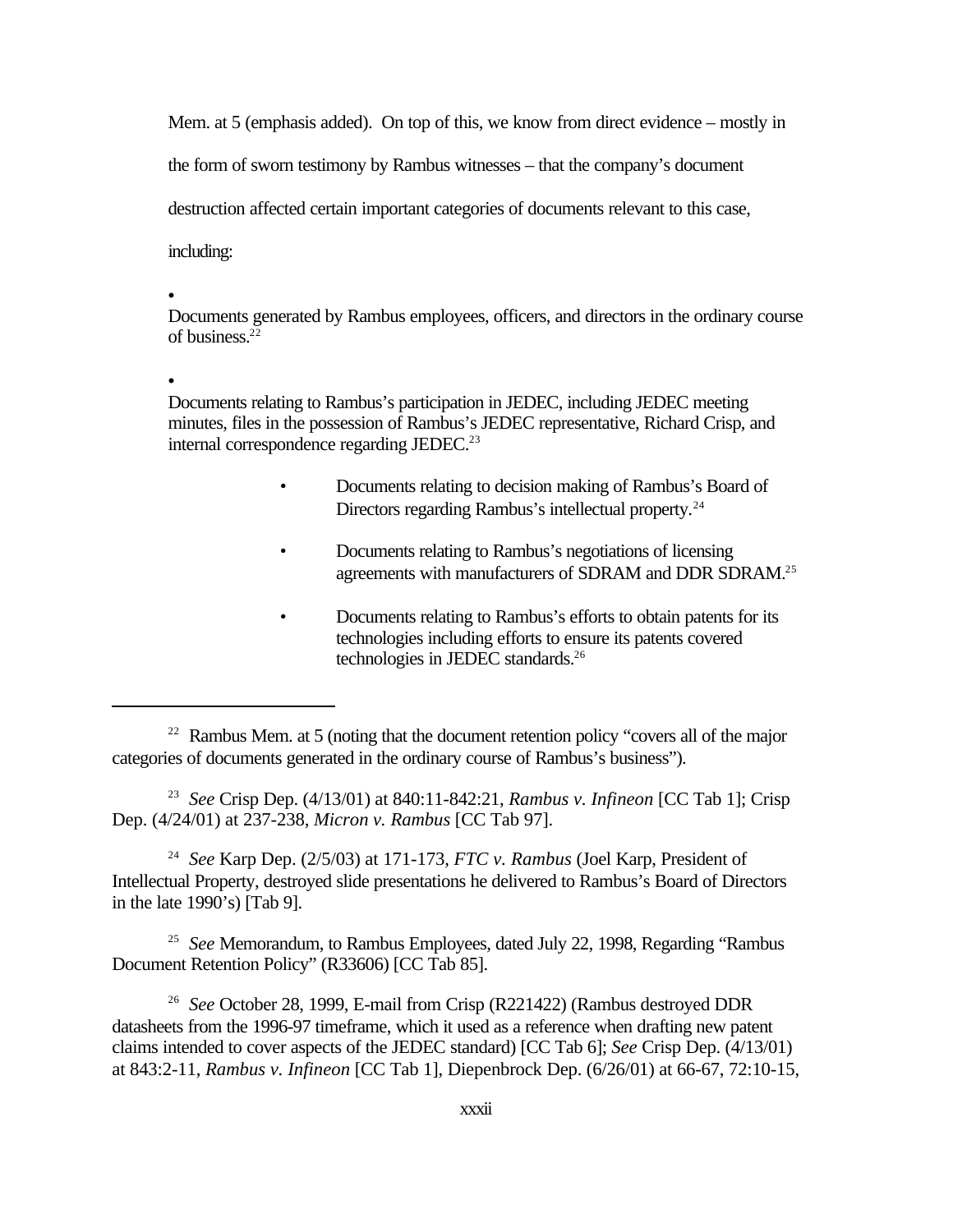Mem. at 5 (emphasis added). On top of this, we know from direct evidence – mostly in the form of sworn testimony by Rambus witnesses – that the company's document destruction affected certain important categories of documents relevant to this case, including:

- Documents generated by Rambus employees, officers, and directors in the ordinary course of business.[22]
- Documents relating to Rambus's participation in JEDEC, including JEDEC meeting minutes, files in the possession of Rambus's JEDEC representative, Richard Crisp, and internal correspondence regarding JEDEC.[23]
- Documents relating to decision making of Rambus's Board of Directors regarding Rambus's intellectual property.[24]
- Documents relating to Rambus's negotiations of licensing agreements with manufacturers of SDRAM and DDR SDRAM.[25]
- Documents relating to Rambus's efforts to obtain patents for its technologies including efforts to ensure its patents covered technologies in JEDEC standards.[26]

---

[22] Rambus Mem. at 5 (noting that the document retention policy "covers all of the major categories of documents generated in the ordinary course of Rambus's business").

[23] *See* Crisp Dep. (4/13/01) at 840:11-842:21, *Rambus v. Infineon* [CC Tab 1]; Crisp Dep. (4/24/01) at 237-238, *Micron v. Rambus* [CC Tab 97].

[24] *See* Karp Dep. (2/5/03) at 171-173, *FTC v. Rambus* (Joel Karp, President of Intellectual Property, destroyed slide presentations he delivered to Rambus's Board of Directors in the late 1990's) [Tab 9].

[25] *See* Memorandum, to Rambus Employees, dated July 22, 1998, Regarding "Rambus Document Retention Policy" (R33606) [CC Tab 85].

[26] *See* October 28, 1999, E-mail from Crisp (R221422) (Rambus destroyed DDR datasheets from the 1996-97 timeframe, which it used as a reference when drafting new patent claims intended to cover aspects of the JEDEC standard) [CC Tab 6]; *See* Crisp Dep. (4/13/01) at 843:2-11, *Rambus v. Infineon* [CC Tab 1], Diepenbrock Dep. (6/26/01) at 66-67, 72:10-15,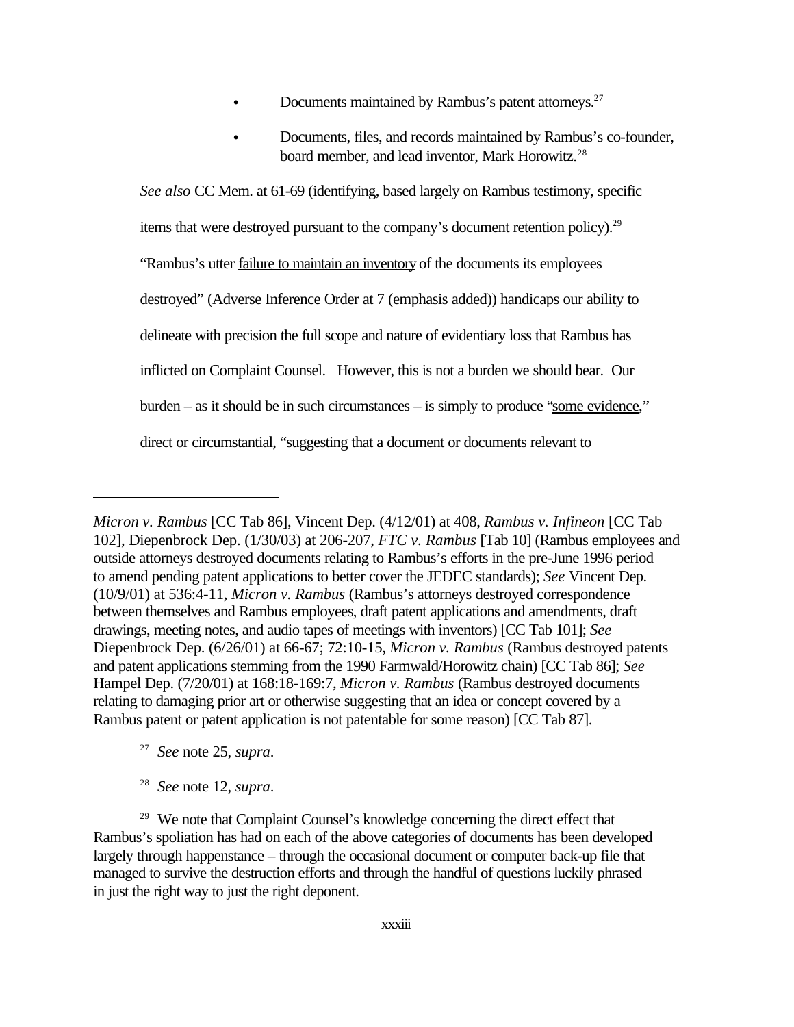- Documents maintained by Rambus's patent attorneys.[27]
- Documents, files, and records maintained by Rambus's co-founder, board member, and lead inventor, Mark Horowitz.[28]

*See also* CC Mem. at 61-69 (identifying, based largely on Rambus testimony, specific items that were destroyed pursuant to the company's document retention policy).[29] "Rambus's utter <u>failure to maintain an inventory</u> of the documents its employees destroyed" (Adverse Inference Order at 7 (emphasis added)) handicaps our ability to delineate with precision the full scope and nature of evidentiary loss that Rambus has inflicted on Complaint Counsel. However, this is not a burden we should bear. Our burden – as it should be in such circumstances – is simply to produce "<u>some evidence</u>," direct or circumstantial, "suggesting that a document or documents relevant to

---

*Micron v. Rambus* [CC Tab 86], Vincent Dep. (4/12/01) at 408, *Rambus v. Infineon* [CC Tab 102], Diepenbrock Dep. (1/30/03) at 206-207, *FTC v. Rambus* [Tab 10] (Rambus employees and outside attorneys destroyed documents relating to Rambus's efforts in the pre-June 1996 period to amend pending patent applications to better cover the JEDEC standards); *See* Vincent Dep. (10/9/01) at 536:4-11, *Micron v. Rambus* (Rambus's attorneys destroyed correspondence between themselves and Rambus employees, draft patent applications and amendments, draft drawings, meeting notes, and audio tapes of meetings with inventors) [CC Tab 101]; *See* Diepenbrock Dep. (6/26/01) at 66-67; 72:10-15, *Micron v. Rambus* (Rambus destroyed patents and patent applications stemming from the 1990 Farmwald/Horowitz chain) [CC Tab 86]; *See* Hampel Dep. (7/20/01) at 168:18-169:7, *Micron v. Rambus* (Rambus destroyed documents relating to damaging prior art or otherwise suggesting that an idea or concept covered by a Rambus patent or patent application is not patentable for some reason) [CC Tab 87].

[27] *See* note 25, *supra*.

[28] *See* note 12, *supra*.

[29] We note that Complaint Counsel's knowledge concerning the direct effect that Rambus's spoliation has had on each of the above categories of documents has been developed largely through happenstance – through the occasional document or computer back-up file that managed to survive the destruction efforts and through the handful of questions luckily phrased in just the right way to just the right deponent.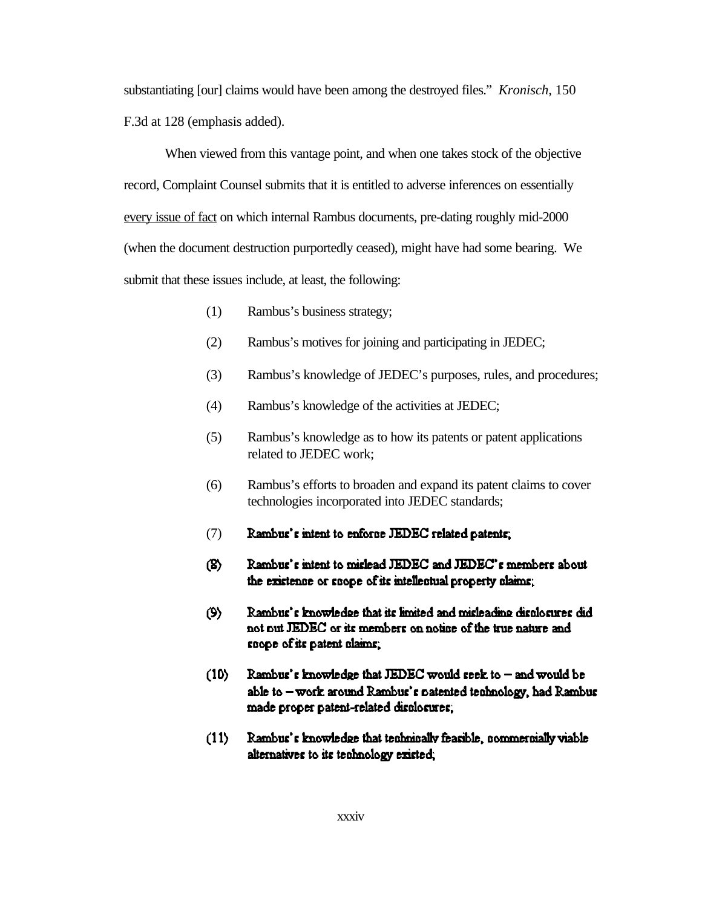substantiating [our] claims would have been among the destroyed files." *Kronisch*, 150 F.3d at 128 (emphasis added).

When viewed from this vantage point, and when one takes stock of the objective record, Complaint Counsel submits that it is entitled to adverse inferences on essentially every issue of fact on which internal Rambus documents, pre-dating roughly mid-2000 (when the document destruction purportedly ceased), might have had some bearing. We submit that these issues include, at least, the following:

(1) Rambus's business strategy;

(2) Rambus's motives for joining and participating in JEDEC;

(3) Rambus's knowledge of JEDEC's purposes, rules, and procedures;

(4) Rambus's knowledge of the activities at JEDEC;

(5) Rambus's knowledge as to how its patents or patent applications related to JEDEC work;

(6) Rambus's efforts to broaden and expand its patent claims to cover technologies incorporated into JEDEC standards;

(7) Rambus's intent to enforce JEDEC related patents;

(8) Rambus's intent to mislead JEDEC and JEDEC's members about the existence or scope of its intellectual property claims;

(9) Rambus's knowledge that its limited and misleading disclosures did not put JEDEC or its members on notice of the true nature and scope of its patent claims;

(10) Rambus's knowledge that JEDEC would seek to – and would be able to – work around Rambus's patented technology, had Rambus made proper patent-related disclosures;

(11) Rambus's knowledge that technically feasible, commercially viable alternatives to its technology existed;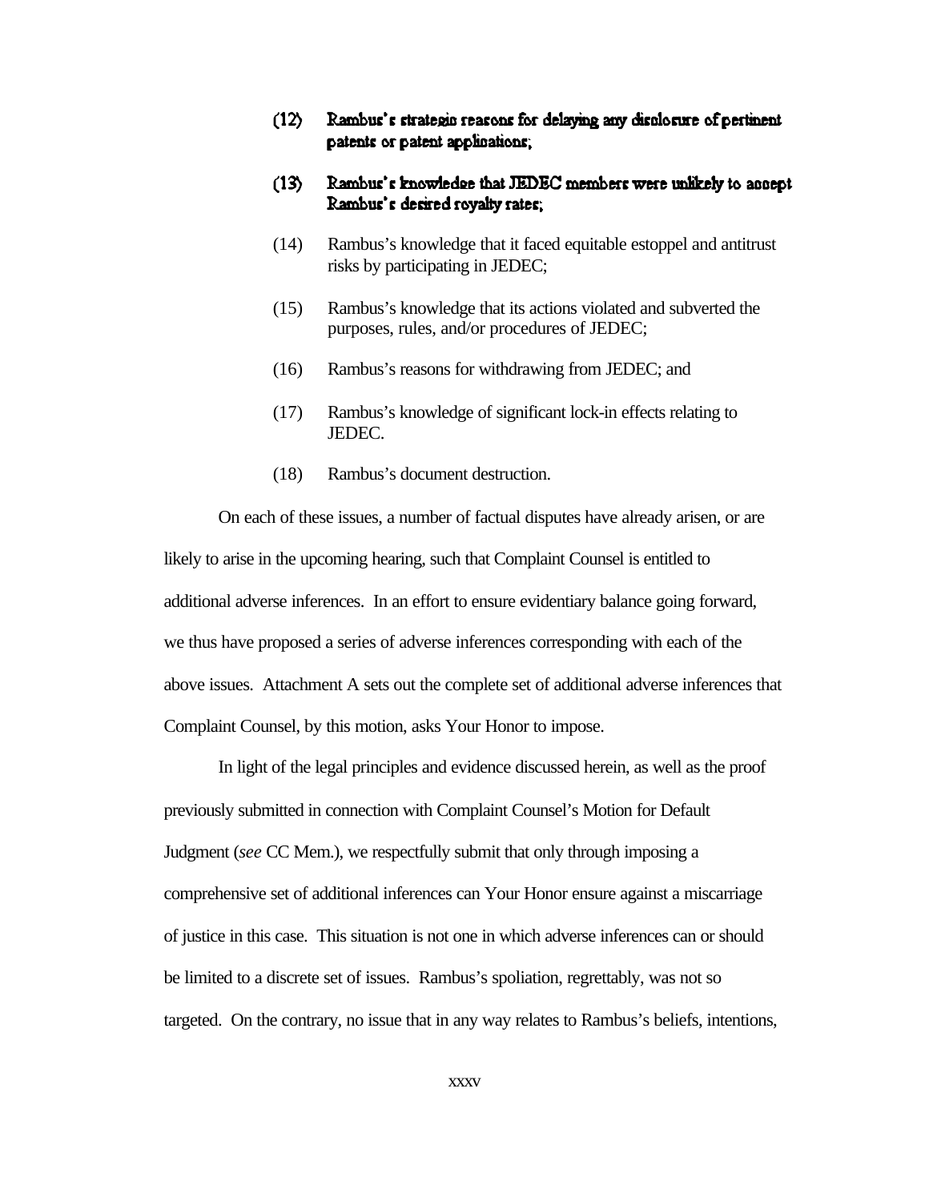(12) Rambus's strategic reasons for delaying any disclosure of pertinent patents or patent applications;

(13) Rambus's knowledge that JEDEC members were unlikely to accept Rambus's desired royalty rates;

(14) Rambus's knowledge that it faced equitable estoppel and antitrust risks by participating in JEDEC;

(15) Rambus's knowledge that its actions violated and subverted the purposes, rules, and/or procedures of JEDEC;

(16) Rambus's reasons for withdrawing from JEDEC; and

(17) Rambus's knowledge of significant lock-in effects relating to JEDEC.

(18) Rambus's document destruction.

On each of these issues, a number of factual disputes have already arisen, or are likely to arise in the upcoming hearing, such that Complaint Counsel is entitled to additional adverse inferences. In an effort to ensure evidentiary balance going forward, we thus have proposed a series of adverse inferences corresponding with each of the above issues. Attachment A sets out the complete set of additional adverse inferences that Complaint Counsel, by this motion, asks Your Honor to impose.

In light of the legal principles and evidence discussed herein, as well as the proof previously submitted in connection with Complaint Counsel's Motion for Default Judgment (*see* CC Mem.), we respectfully submit that only through imposing a comprehensive set of additional inferences can Your Honor ensure against a miscarriage of justice in this case. This situation is not one in which adverse inferences can or should be limited to a discrete set of issues. Rambus's spoliation, regrettably, was not so targeted. On the contrary, no issue that in any way relates to Rambus's beliefs, intentions,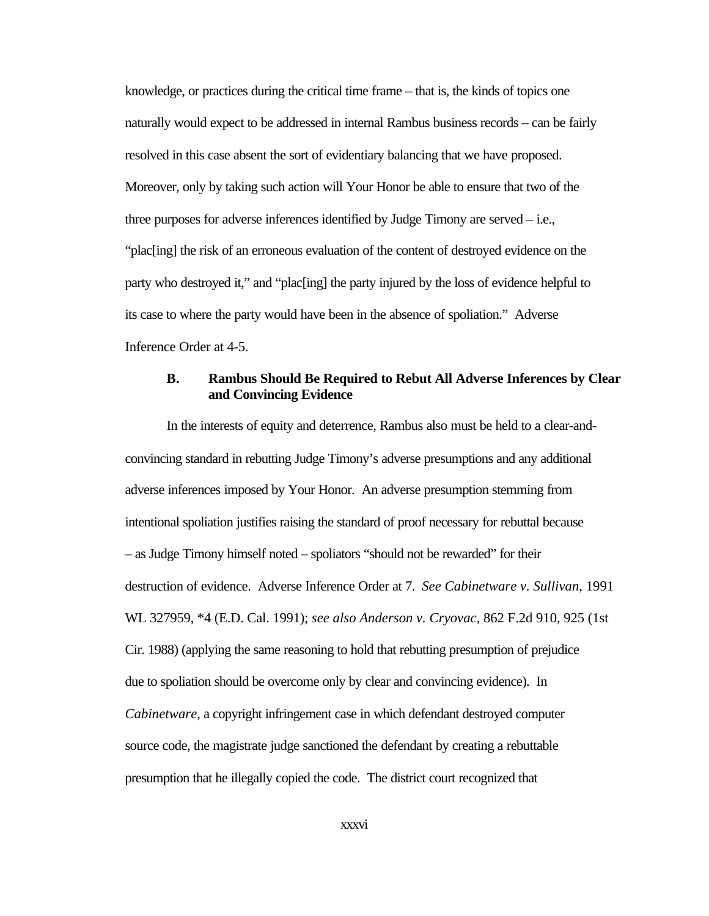knowledge, or practices during the critical time frame – that is, the kinds of topics one naturally would expect to be addressed in internal Rambus business records – can be fairly resolved in this case absent the sort of evidentiary balancing that we have proposed. Moreover, only by taking such action will Your Honor be able to ensure that two of the three purposes for adverse inferences identified by Judge Timony are served – i.e., "plac[ing] the risk of an erroneous evaluation of the content of destroyed evidence on the party who destroyed it," and "plac[ing] the party injured by the loss of evidence helpful to its case to where the party would have been in the absence of spoliation." Adverse Inference Order at 4-5.

### B. Rambus Should Be Required to Rebut All Adverse Inferences by Clear and Convincing Evidence

In the interests of equity and deterrence, Rambus also must be held to a clear-and-convincing standard in rebutting Judge Timony's adverse presumptions and any additional adverse inferences imposed by Your Honor. An adverse presumption stemming from intentional spoliation justifies raising the standard of proof necessary for rebuttal because – as Judge Timony himself noted – spoliators "should not be rewarded" for their destruction of evidence. Adverse Inference Order at 7. *See Cabinetware v. Sullivan*, 1991 WL 327959, *4 (E.D. Cal. 1991); *see also Anderson v. Cryovac*, 862 F.2d 910, 925 (1st Cir. 1988) (applying the same reasoning to hold that rebutting presumption of prejudice due to spoliation should be overcome only by clear and convincing evidence). In *Cabinetware*, a copyright infringement case in which defendant destroyed computer source code, the magistrate judge sanctioned the defendant by creating a rebuttable presumption that he illegally copied the code. The district court recognized that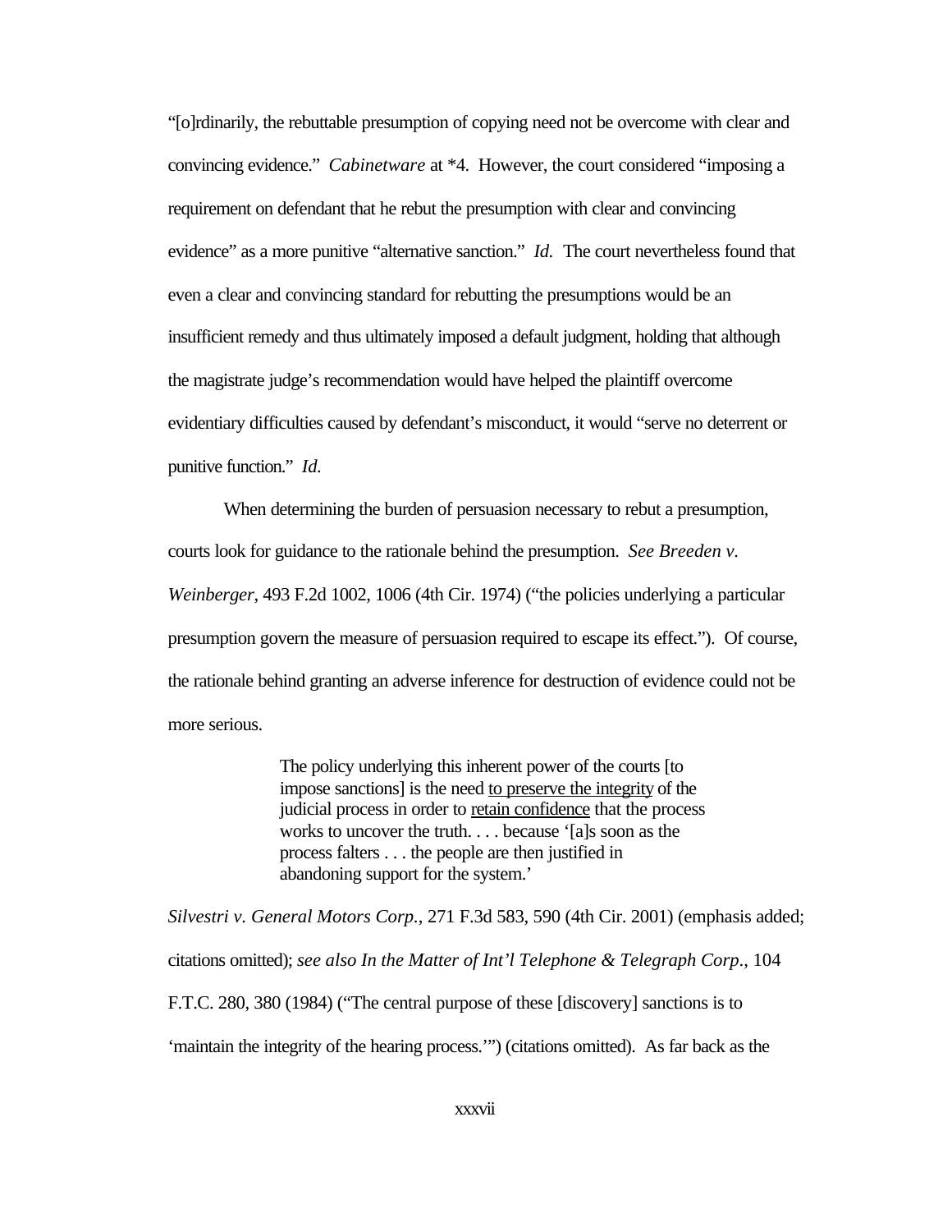"[o]rdinarily, the rebuttable presumption of copying need not be overcome with clear and convincing evidence." *Cabinetware* at *4. However, the court considered "imposing a requirement on defendant that he rebut the presumption with clear and convincing evidence" as a more punitive "alternative sanction." *Id.* The court nevertheless found that even a clear and convincing standard for rebutting the presumptions would be an insufficient remedy and thus ultimately imposed a default judgment, holding that although the magistrate judge's recommendation would have helped the plaintiff overcome evidentiary difficulties caused by defendant's misconduct, it would "serve no deterrent or punitive function." *Id.*

When determining the burden of persuasion necessary to rebut a presumption, courts look for guidance to the rationale behind the presumption. *See Breeden v. Weinberger*, 493 F.2d 1002, 1006 (4th Cir. 1974) ("the policies underlying a particular presumption govern the measure of persuasion required to escape its effect."). Of course, the rationale behind granting an adverse inference for destruction of evidence could not be more serious.

> The policy underlying this inherent power of the courts [to impose sanctions] is the need <u>to preserve the integrity</u> of the judicial process in order to <u>retain confidence</u> that the process works to uncover the truth. . . . because '[a]s soon as the process falters . . . the people are then justified in abandoning support for the system.'

*Silvestri v. General Motors Corp.*, 271 F.3d 583, 590 (4th Cir. 2001) (emphasis added; citations omitted); *see also In the Matter of Int'l Telephone & Telegraph Corp.*, 104 F.T.C. 280, 380 (1984) ("The central purpose of these [discovery] sanctions is to 'maintain the integrity of the hearing process.'") (citations omitted). As far back as the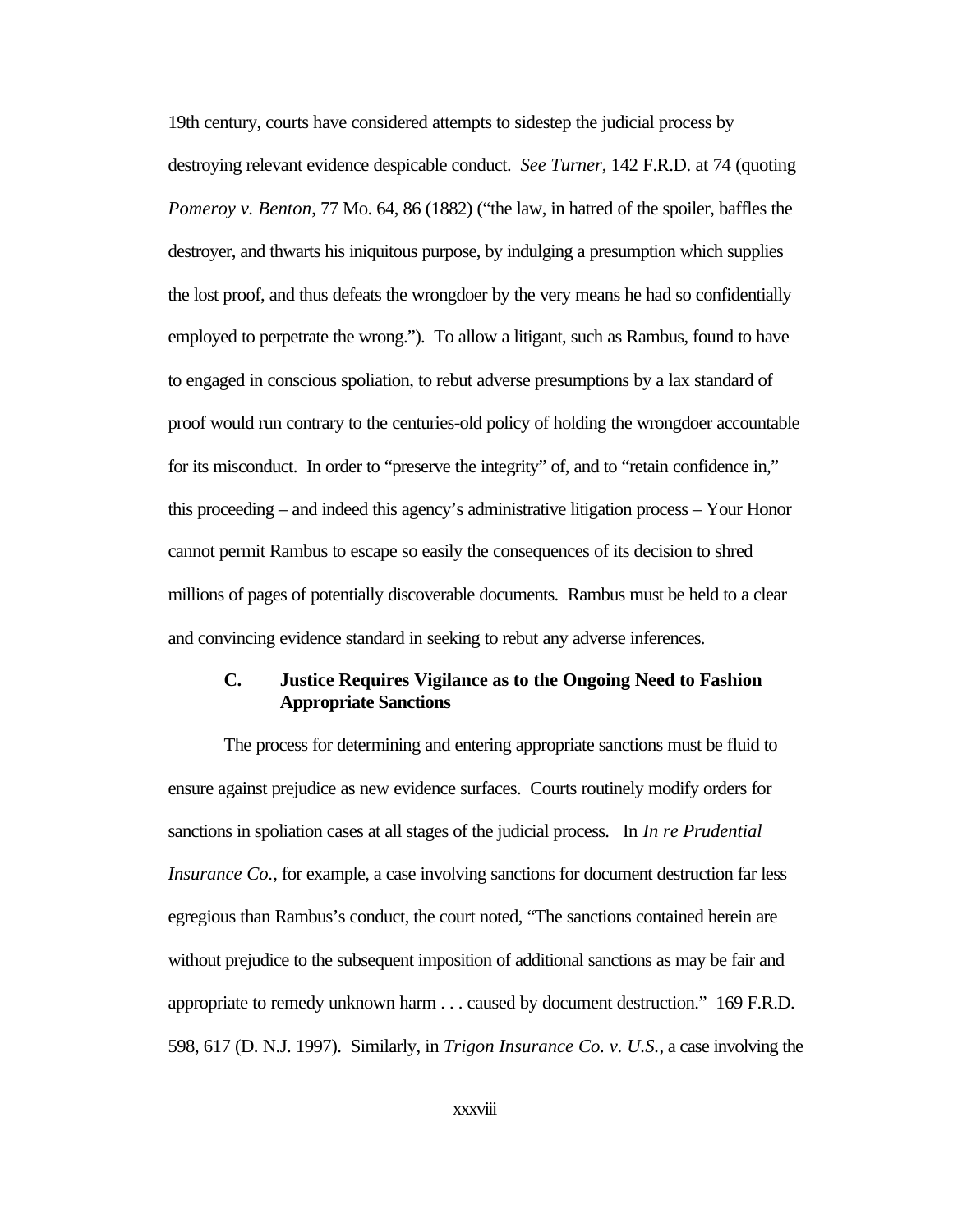19th century, courts have considered attempts to sidestep the judicial process by destroying relevant evidence despicable conduct. *See Turner*, 142 F.R.D. at 74 (quoting *Pomeroy v. Benton*, 77 Mo. 64, 86 (1882) ("the law, in hatred of the spoiler, baffles the destroyer, and thwarts his iniquitous purpose, by indulging a presumption which supplies the lost proof, and thus defeats the wrongdoer by the very means he had so confidentially employed to perpetrate the wrong."). To allow a litigant, such as Rambus, found to have to engaged in conscious spoliation, to rebut adverse presumptions by a lax standard of proof would run contrary to the centuries-old policy of holding the wrongdoer accountable for its misconduct. In order to "preserve the integrity" of, and to "retain confidence in," this proceeding – and indeed this agency's administrative litigation process – Your Honor cannot permit Rambus to escape so easily the consequences of its decision to shred millions of pages of potentially discoverable documents. Rambus must be held to a clear and convincing evidence standard in seeking to rebut any adverse inferences.

### C. Justice Requires Vigilance as to the Ongoing Need to Fashion Appropriate Sanctions

The process for determining and entering appropriate sanctions must be fluid to ensure against prejudice as new evidence surfaces. Courts routinely modify orders for sanctions in spoliation cases at all stages of the judicial process. In *In re Prudential Insurance Co.*, for example, a case involving sanctions for document destruction far less egregious than Rambus's conduct, the court noted, "The sanctions contained herein are without prejudice to the subsequent imposition of additional sanctions as may be fair and appropriate to remedy unknown harm . . . caused by document destruction." 169 F.R.D. 598, 617 (D. N.J. 1997). Similarly, in *Trigon Insurance Co. v. U.S.*, a case involving the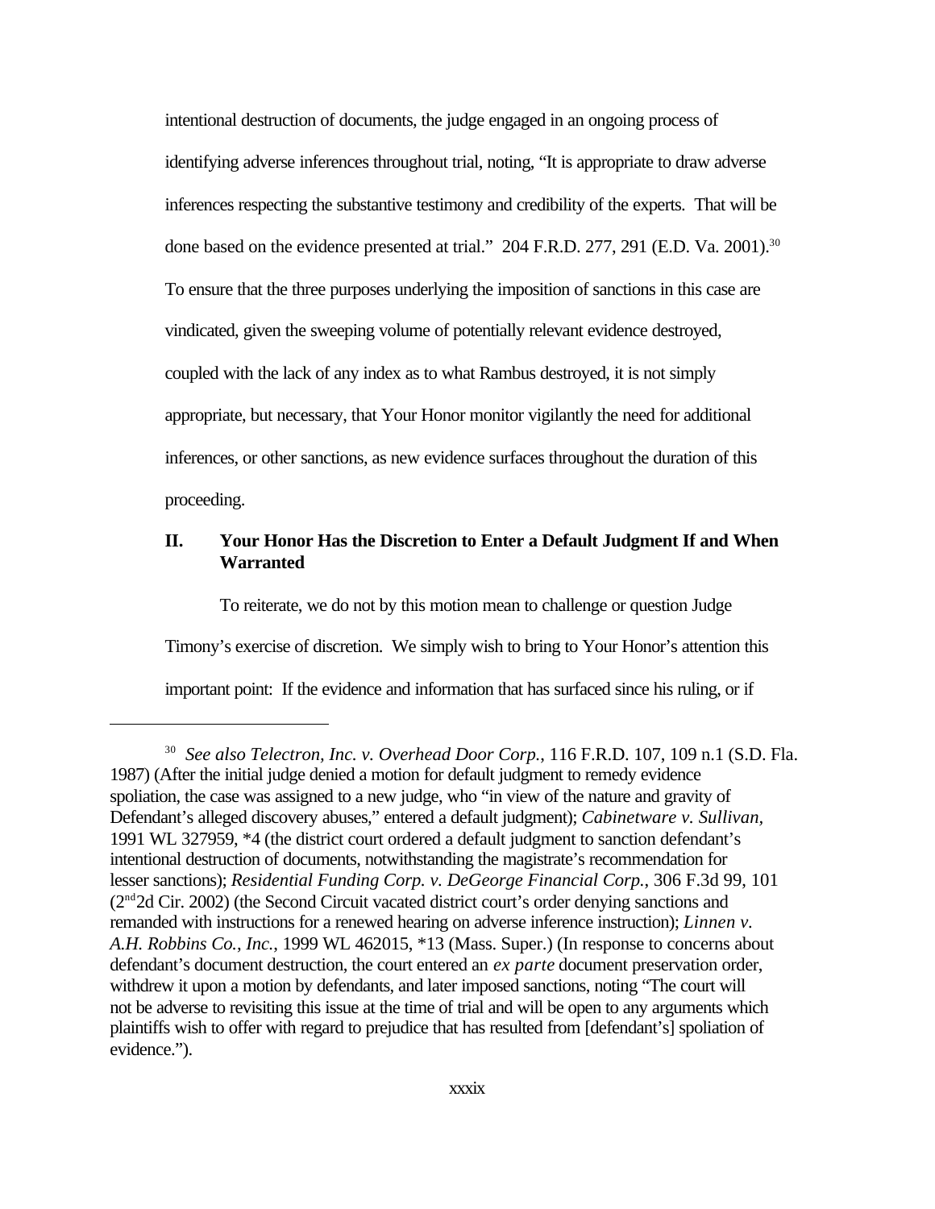intentional destruction of documents, the judge engaged in an ongoing process of identifying adverse inferences throughout trial, noting, "It is appropriate to draw adverse inferences respecting the substantive testimony and credibility of the experts. That will be done based on the evidence presented at trial." 204 F.R.D. 277, 291 (E.D. Va. 2001).[30] To ensure that the three purposes underlying the imposition of sanctions in this case are vindicated, given the sweeping volume of potentially relevant evidence destroyed, coupled with the lack of any index as to what Rambus destroyed, it is not simply appropriate, but necessary, that Your Honor monitor vigilantly the need for additional inferences, or other sanctions, as new evidence surfaces throughout the duration of this proceeding.

## II. Your Honor Has the Discretion to Enter a Default Judgment If and When Warranted

To reiterate, we do not by this motion mean to challenge or question Judge Timony's exercise of discretion. We simply wish to bring to Your Honor's attention this important point: If the evidence and information that has surfaced since his ruling, or if

---

[30] *See also Telectron, Inc. v. Overhead Door Corp.*, 116 F.R.D. 107, 109 n.1 (S.D. Fla. 1987) (After the initial judge denied a motion for default judgment to remedy evidence spoliation, the case was assigned to a new judge, who "in view of the nature and gravity of Defendant's alleged discovery abuses," entered a default judgment); *Cabinetware v. Sullivan*, 1991 WL 327959, *4 (the district court ordered a default judgment to sanction defendant's intentional destruction of documents, notwithstanding the magistrate's recommendation for lesser sanctions); *Residential Funding Corp. v. DeGeorge Financial Corp.*, 306 F.3d 99, 101 (2nd2d Cir. 2002) (the Second Circuit vacated district court's order denying sanctions and remanded with instructions for a renewed hearing on adverse inference instruction); *Linnen v. A.H. Robbins Co., Inc.*, 1999 WL 462015, *13 (Mass. Super.) (In response to concerns about defendant's document destruction, the court entered an *ex parte* document preservation order, withdrew it upon a motion by defendants, and later imposed sanctions, noting "The court will not be adverse to revisiting this issue at the time of trial and will be open to any arguments which plaintiffs wish to offer with regard to prejudice that has resulted from [defendant's] spoliation of evidence.").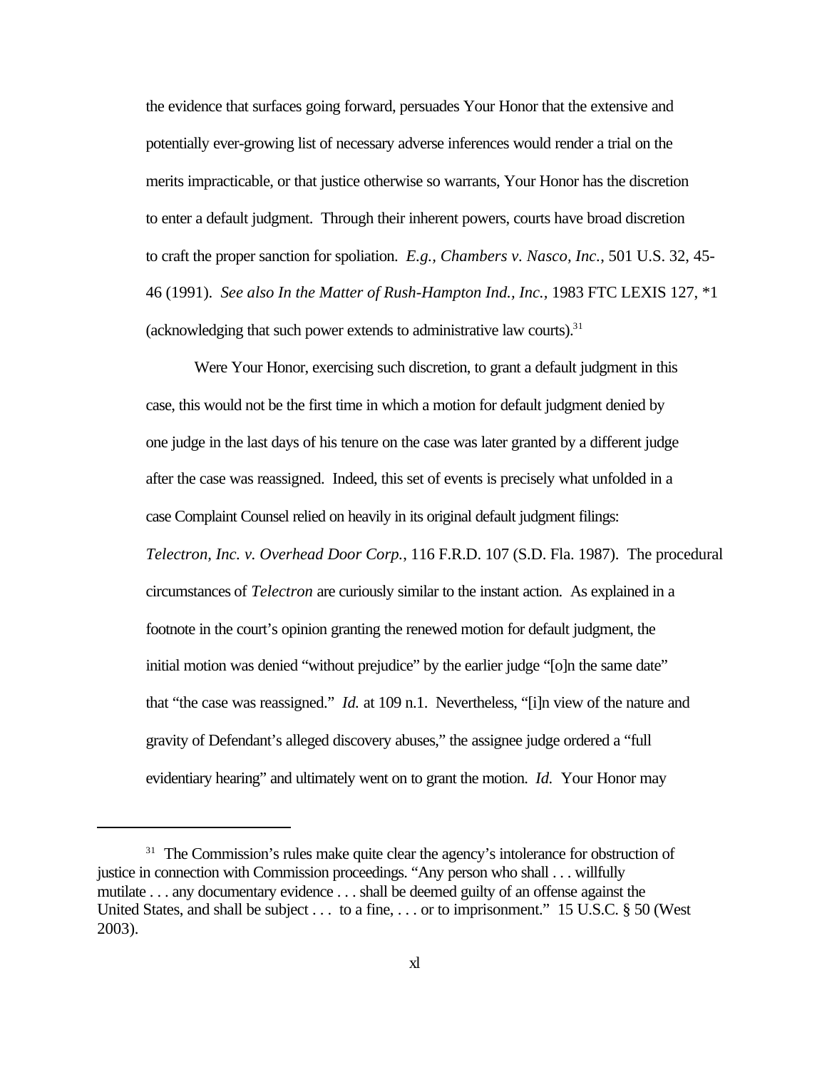the evidence that surfaces going forward, persuades Your Honor that the extensive and potentially ever-growing list of necessary adverse inferences would render a trial on the merits impracticable, or that justice otherwise so warrants, Your Honor has the discretion to enter a default judgment. Through their inherent powers, courts have broad discretion to craft the proper sanction for spoliation. *E.g., Chambers v. Nasco, Inc.*, 501 U.S. 32, 45-46 (1991). *See also In the Matter of Rush-Hampton Ind., Inc.,* 1983 FTC LEXIS 127, *1 (acknowledging that such power extends to administrative law courts).[31]

Were Your Honor, exercising such discretion, to grant a default judgment in this case, this would not be the first time in which a motion for default judgment denied by one judge in the last days of his tenure on the case was later granted by a different judge after the case was reassigned. Indeed, this set of events is precisely what unfolded in a case Complaint Counsel relied on heavily in its original default judgment filings: *Telectron, Inc. v. Overhead Door Corp.,* 116 F.R.D. 107 (S.D. Fla. 1987). The procedural circumstances of *Telectron* are curiously similar to the instant action. As explained in a footnote in the court's opinion granting the renewed motion for default judgment, the initial motion was denied "without prejudice" by the earlier judge "[o]n the same date" that "the case was reassigned." *Id.* at 109 n.1. Nevertheless, "[i]n view of the nature and gravity of Defendant's alleged discovery abuses," the assignee judge ordered a "full evidentiary hearing" and ultimately went on to grant the motion. *Id.* Your Honor may

---

[31] The Commission's rules make quite clear the agency's intolerance for obstruction of justice in connection with Commission proceedings. "Any person who shall . . . willfully mutilate . . . any documentary evidence . . . shall be deemed guilty of an offense against the United States, and shall be subject . . . to a fine, . . . or to imprisonment." 15 U.S.C. § 50 (West 2003).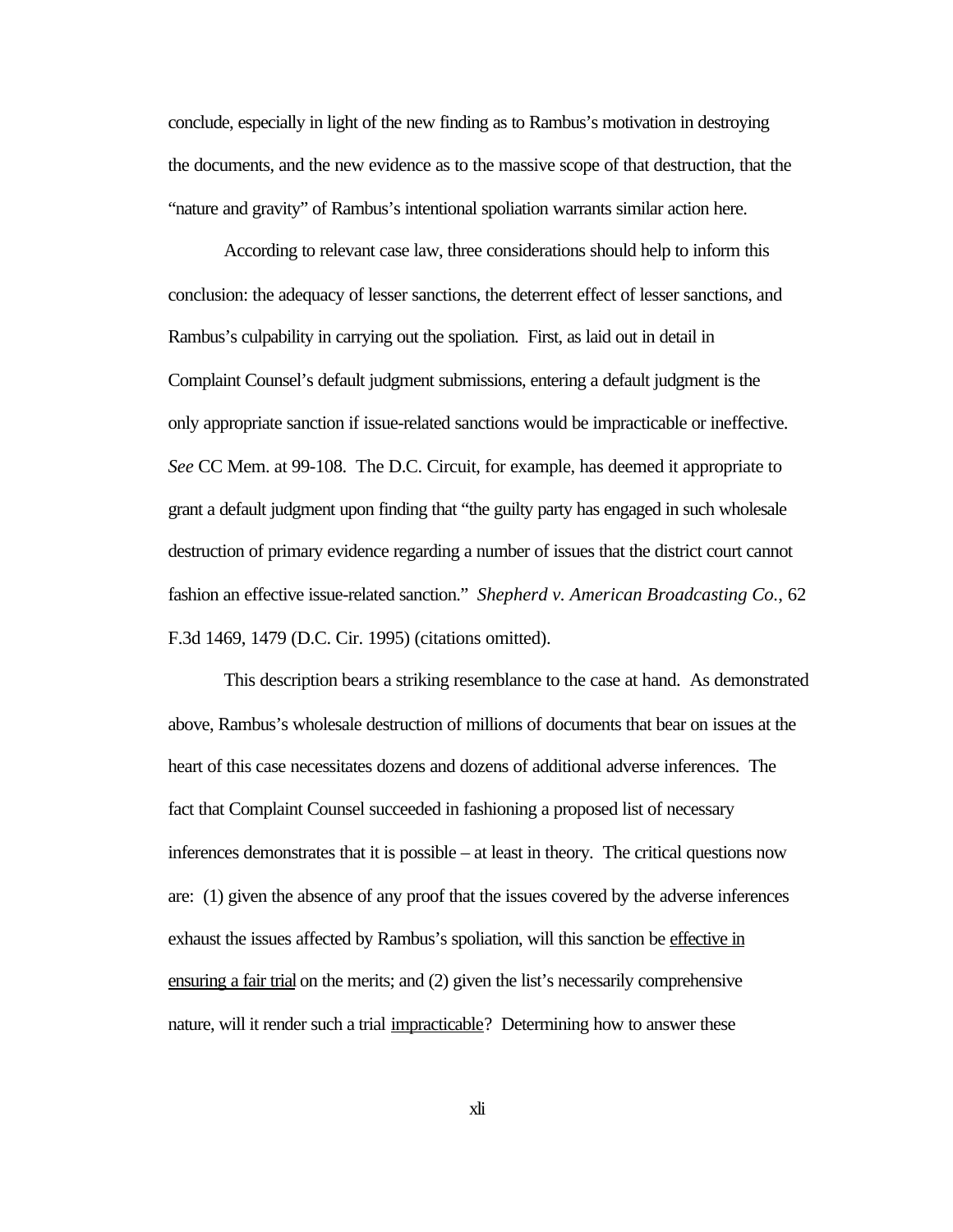conclude, especially in light of the new finding as to Rambus's motivation in destroying the documents, and the new evidence as to the massive scope of that destruction, that the "nature and gravity" of Rambus's intentional spoliation warrants similar action here.

According to relevant case law, three considerations should help to inform this conclusion: the adequacy of lesser sanctions, the deterrent effect of lesser sanctions, and Rambus's culpability in carrying out the spoliation. First, as laid out in detail in Complaint Counsel's default judgment submissions, entering a default judgment is the only appropriate sanction if issue-related sanctions would be impracticable or ineffective. *See* CC Mem. at 99-108. The D.C. Circuit, for example, has deemed it appropriate to grant a default judgment upon finding that "the guilty party has engaged in such wholesale destruction of primary evidence regarding a number of issues that the district court cannot fashion an effective issue-related sanction." *Shepherd v. American Broadcasting Co.*, 62 F.3d 1469, 1479 (D.C. Cir. 1995) (citations omitted).

This description bears a striking resemblance to the case at hand. As demonstrated above, Rambus's wholesale destruction of millions of documents that bear on issues at the heart of this case necessitates dozens and dozens of additional adverse inferences. The fact that Complaint Counsel succeeded in fashioning a proposed list of necessary inferences demonstrates that it is possible – at least in theory. The critical questions now are: (1) given the absence of any proof that the issues covered by the adverse inferences exhaust the issues affected by Rambus's spoliation, will this sanction be <u>effective in ensuring a fair trial</u> on the merits; and (2) given the list's necessarily comprehensive nature, will it render such a trial <u>impracticable</u>? Determining how to answer these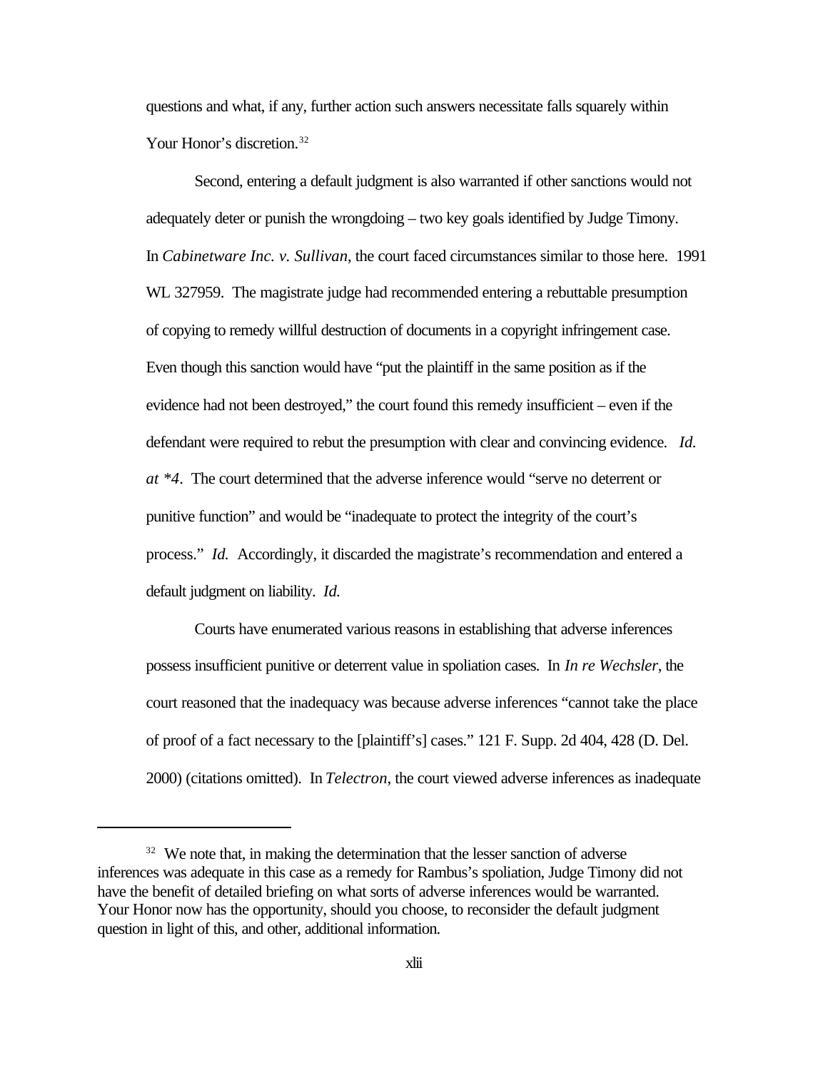questions and what, if any, further action such answers necessitate falls squarely within Your Honor's discretion.[32]

Second, entering a default judgment is also warranted if other sanctions would not adequately deter or punish the wrongdoing – two key goals identified by Judge Timony. In *Cabinetware Inc. v. Sullivan*, the court faced circumstances similar to those here. 1991 WL 327959. The magistrate judge had recommended entering a rebuttable presumption of copying to remedy willful destruction of documents in a copyright infringement case. Even though this sanction would have "put the plaintiff in the same position as if the evidence had not been destroyed," the court found this remedy insufficient – even if the defendant were required to rebut the presumption with clear and convincing evidence. *Id. at \*4*. The court determined that the adverse inference would "serve no deterrent or punitive function" and would be "inadequate to protect the integrity of the court's process." *Id.* Accordingly, it discarded the magistrate's recommendation and entered a default judgment on liability. *Id.*

Courts have enumerated various reasons in establishing that adverse inferences possess insufficient punitive or deterrent value in spoliation cases. In *In re Wechsler*, the court reasoned that the inadequacy was because adverse inferences "cannot take the place of proof of a fact necessary to the [plaintiff's] cases." 121 F. Supp. 2d 404, 428 (D. Del. 2000) (citations omitted). In *Telectron*, the court viewed adverse inferences as inadequate

---

[32] We note that, in making the determination that the lesser sanction of adverse inferences was adequate in this case as a remedy for Rambus's spoliation, Judge Timony did not have the benefit of detailed briefing on what sorts of adverse inferences would be warranted. Your Honor now has the opportunity, should you choose, to reconsider the default judgment question in light of this, and other, additional information.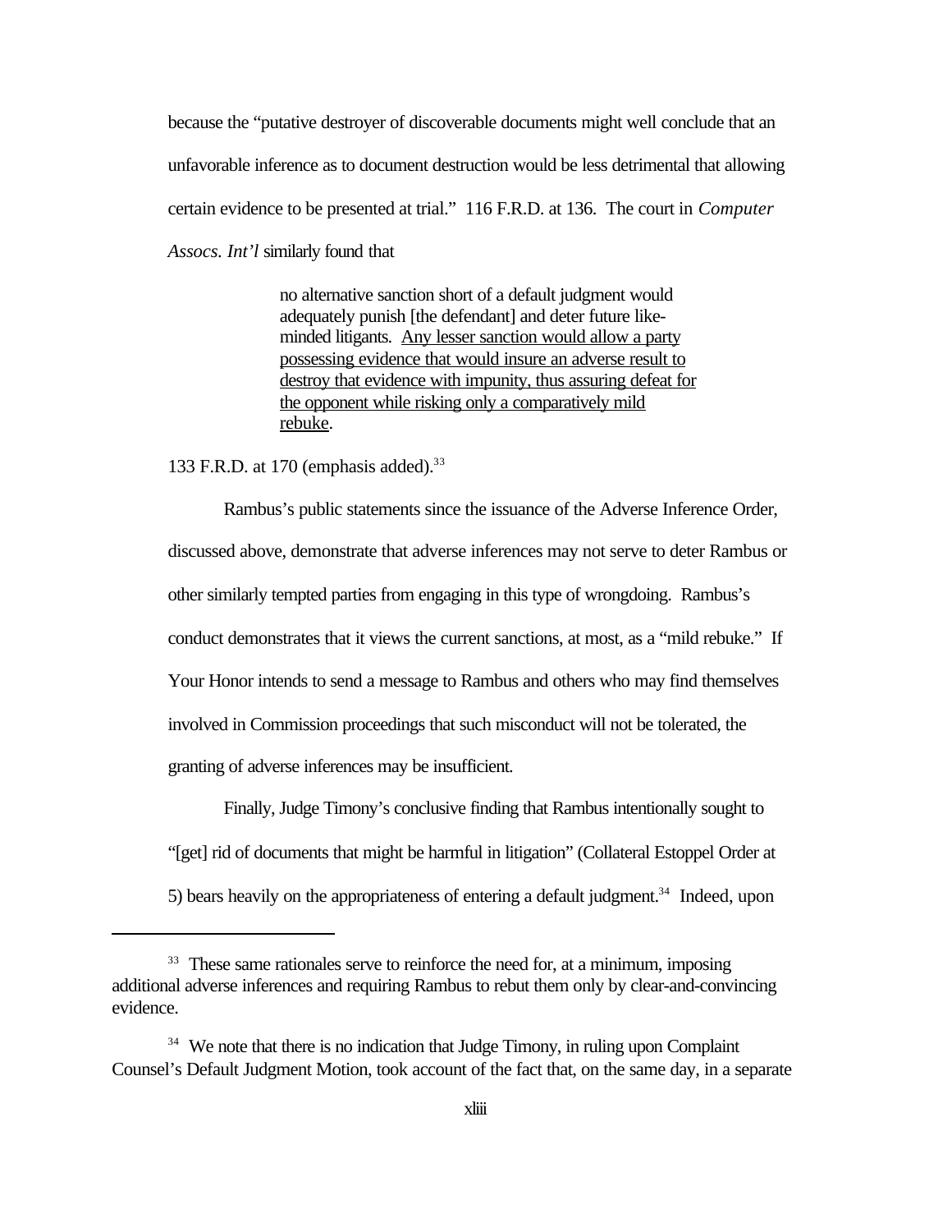because the "putative destroyer of discoverable documents might well conclude that an unfavorable inference as to document destruction would be less detrimental that allowing certain evidence to be presented at trial." 116 F.R.D. at 136. The court in *Computer Assocs. Int'l* similarly found that

> no alternative sanction short of a default judgment would adequately punish [the defendant] and deter future like-minded litigants. <u>Any lesser sanction would allow a party possessing evidence that would insure an adverse result to destroy that evidence with impunity, thus assuring defeat for the opponent while risking only a comparatively mild rebuke</u>.

133 F.R.D. at 170 (emphasis added).[33]

Rambus's public statements since the issuance of the Adverse Inference Order, discussed above, demonstrate that adverse inferences may not serve to deter Rambus or other similarly tempted parties from engaging in this type of wrongdoing. Rambus's conduct demonstrates that it views the current sanctions, at most, as a "mild rebuke." If Your Honor intends to send a message to Rambus and others who may find themselves involved in Commission proceedings that such misconduct will not be tolerated, the granting of adverse inferences may be insufficient.

Finally, Judge Timony's conclusive finding that Rambus intentionally sought to "[get] rid of documents that might be harmful in litigation" (Collateral Estoppel Order at 5) bears heavily on the appropriateness of entering a default judgment.[34] Indeed, upon

---

[33] These same rationales serve to reinforce the need for, at a minimum, imposing additional adverse inferences and requiring Rambus to rebut them only by clear-and-convincing evidence.

[34] We note that there is no indication that Judge Timony, in ruling upon Complaint Counsel's Default Judgment Motion, took account of the fact that, on the same day, in a separate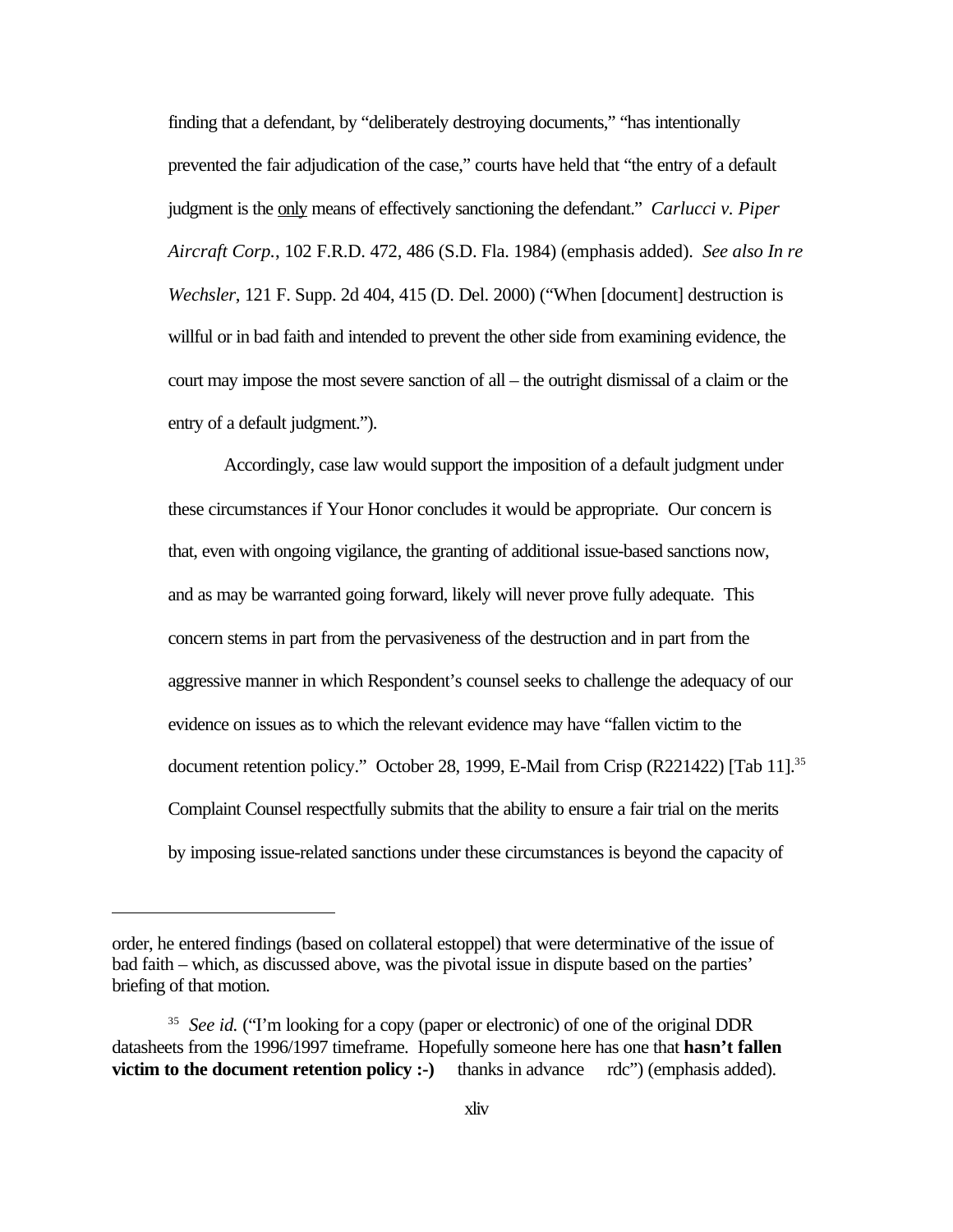finding that a defendant, by "deliberately destroying documents," "has intentionally prevented the fair adjudication of the case," courts have held that "the entry of a default judgment is the <u>only</u> means of effectively sanctioning the defendant." *Carlucci v. Piper Aircraft Corp.*, 102 F.R.D. 472, 486 (S.D. Fla. 1984) (emphasis added). *See also In re Wechsler*, 121 F. Supp. 2d 404, 415 (D. Del. 2000) ("When [document] destruction is willful or in bad faith and intended to prevent the other side from examining evidence, the court may impose the most severe sanction of all – the outright dismissal of a claim or the entry of a default judgment.").

Accordingly, case law would support the imposition of a default judgment under these circumstances if Your Honor concludes it would be appropriate. Our concern is that, even with ongoing vigilance, the granting of additional issue-based sanctions now, and as may be warranted going forward, likely will never prove fully adequate. This concern stems in part from the pervasiveness of the destruction and in part from the aggressive manner in which Respondent's counsel seeks to challenge the adequacy of our evidence on issues as to which the relevant evidence may have "fallen victim to the document retention policy." October 28, 1999, E-Mail from Crisp (R221422) [Tab 11].[35] Complaint Counsel respectfully submits that the ability to ensure a fair trial on the merits by imposing issue-related sanctions under these circumstances is beyond the capacity of

---

order, he entered findings (based on collateral estoppel) that were determinative of the issue of bad faith – which, as discussed above, was the pivotal issue in dispute based on the parties' briefing of that motion.

[35] *See id.* ("I'm looking for a copy (paper or electronic) of one of the original DDR datasheets from the 1996/1997 timeframe. Hopefully someone here has one that **hasn't fallen victim to the document retention policy :-)** thanks in advance rdc") (emphasis added).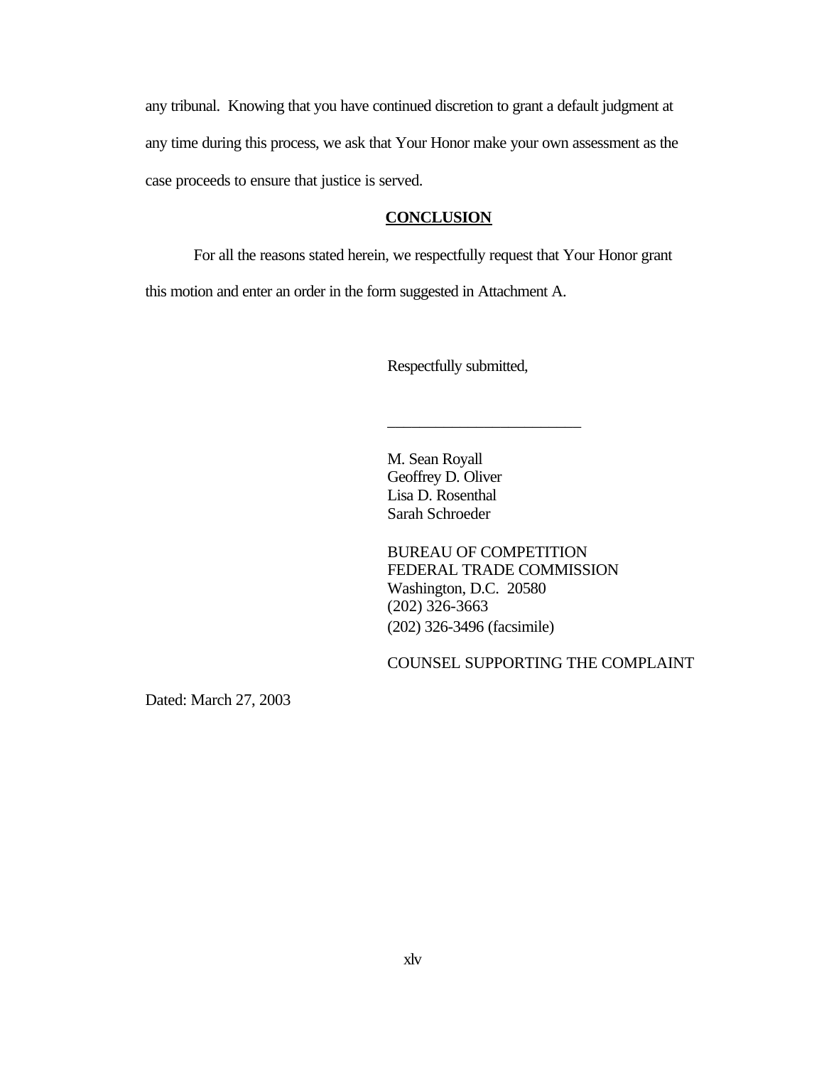any tribunal. Knowing that you have continued discretion to grant a default judgment at any time during this process, we ask that Your Honor make your own assessment as the case proceeds to ensure that justice is served.

## **CONCLUSION**

For all the reasons stated herein, we respectfully request that Your Honor grant this motion and enter an order in the form suggested in Attachment A.

Respectfully submitted,

\_\_\_\_\_\_\_\_\_\_\_\_\_\_\_\_\_\_\_\_\_\_\_\_\_\_

M. Sean Royall
Geoffrey D. Oliver
Lisa D. Rosenthal
Sarah Schroeder

BUREAU OF COMPETITION
FEDERAL TRADE COMMISSION
Washington, D.C. 20580
(202) 326-3663
(202) 326-3496 (facsimile)

COUNSEL SUPPORTING THE COMPLAINT

Dated: March 27, 2003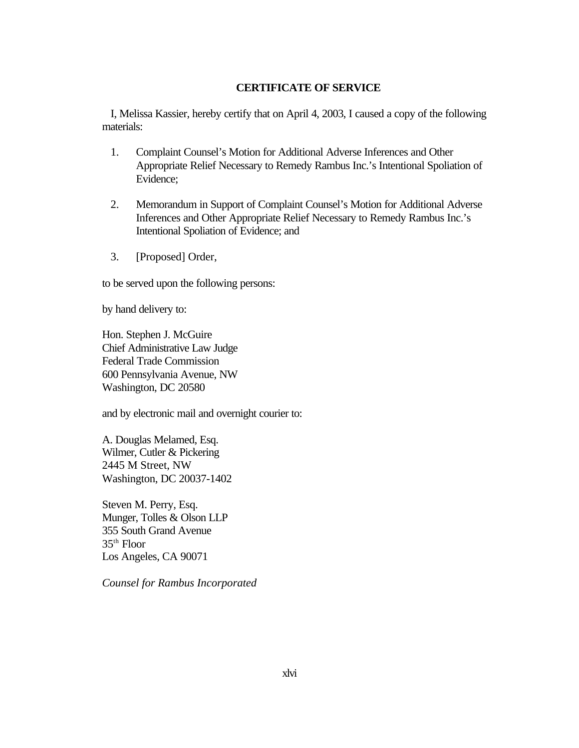## CERTIFICATE OF SERVICE

I, Melissa Kassier, hereby certify that on April 4, 2003, I caused a copy of the following materials:

1. Complaint Counsel's Motion for Additional Adverse Inferences and Other Appropriate Relief Necessary to Remedy Rambus Inc.'s Intentional Spoliation of Evidence;

2. Memorandum in Support of Complaint Counsel's Motion for Additional Adverse Inferences and Other Appropriate Relief Necessary to Remedy Rambus Inc.'s Intentional Spoliation of Evidence; and

3. [Proposed] Order,

to be served upon the following persons:

by hand delivery to:

Hon. Stephen J. McGuire
Chief Administrative Law Judge
Federal Trade Commission
600 Pennsylvania Avenue, NW
Washington, DC 20580

and by electronic mail and overnight courier to:

A. Douglas Melamed, Esq.
Wilmer, Cutler & Pickering
2445 M Street, NW
Washington, DC 20037-1402

Steven M. Perry, Esq.
Munger, Tolles & Olson LLP
355 South Grand Avenue
35th Floor
Los Angeles, CA 90071

*Counsel for Rambus Incorporated*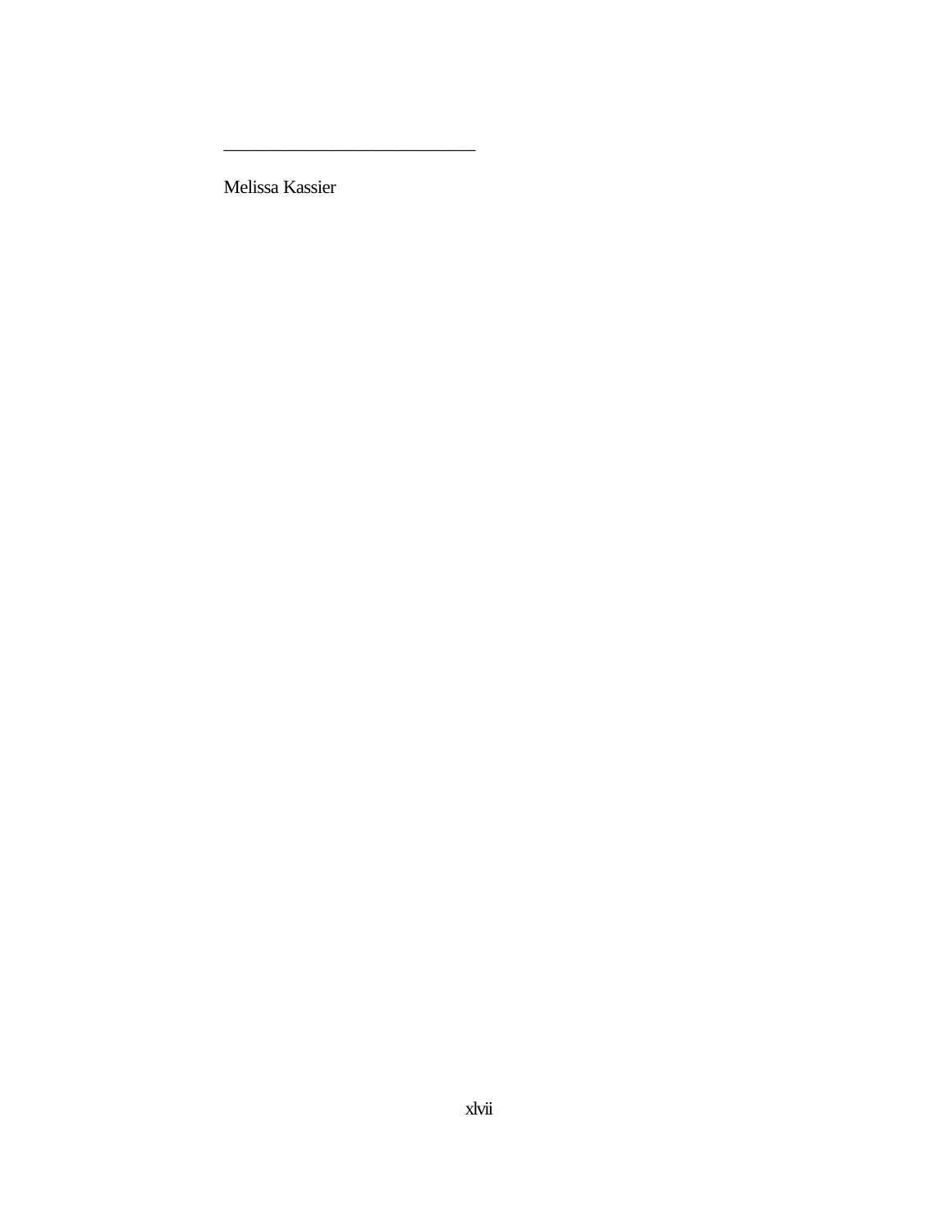_____________________________

Melissa Kassier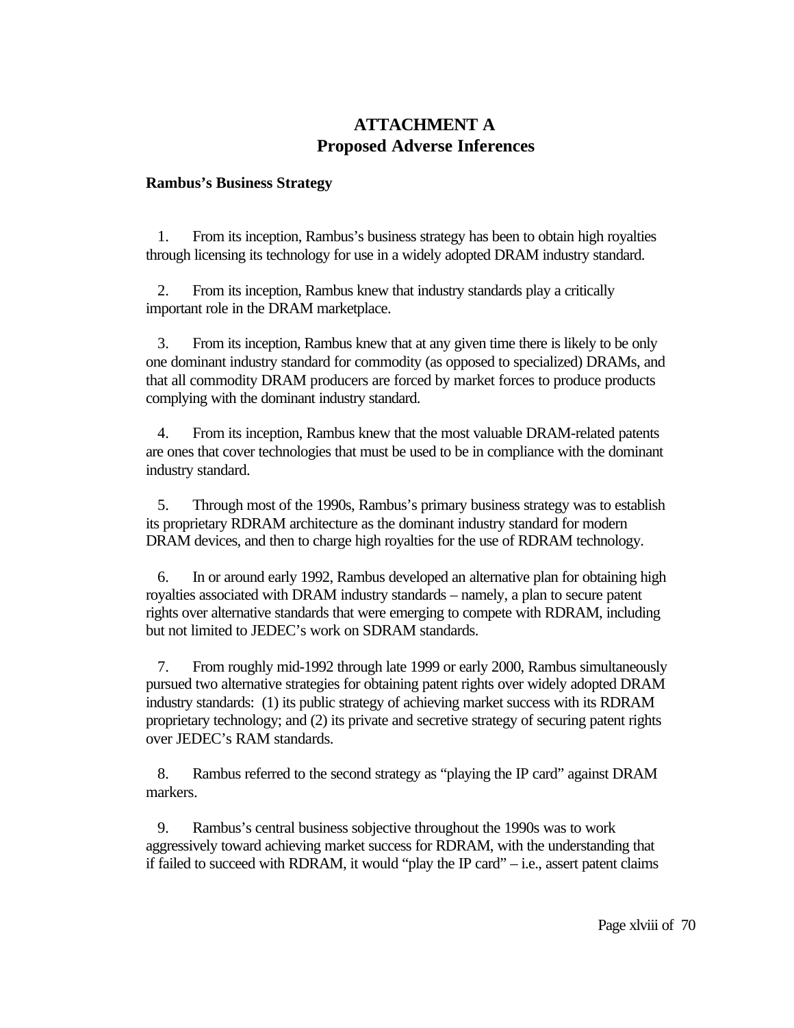## ATTACHMENT A
## Proposed Adverse Inferences

**Rambus's Business Strategy**

1. From its inception, Rambus's business strategy has been to obtain high royalties through licensing its technology for use in a widely adopted DRAM industry standard.

2. From its inception, Rambus knew that industry standards play a critically important role in the DRAM marketplace.

3. From its inception, Rambus knew that at any given time there is likely to be only one dominant industry standard for commodity (as opposed to specialized) DRAMs, and that all commodity DRAM producers are forced by market forces to produce products complying with the dominant industry standard.

4. From its inception, Rambus knew that the most valuable DRAM-related patents are ones that cover technologies that must be used to be in compliance with the dominant industry standard.

5. Through most of the 1990s, Rambus's primary business strategy was to establish its proprietary RDRAM architecture as the dominant industry standard for modern DRAM devices, and then to charge high royalties for the use of RDRAM technology.

6. In or around early 1992, Rambus developed an alternative plan for obtaining high royalties associated with DRAM industry standards – namely, a plan to secure patent rights over alternative standards that were emerging to compete with RDRAM, including but not limited to JEDEC's work on SDRAM standards.

7. From roughly mid-1992 through late 1999 or early 2000, Rambus simultaneously pursued two alternative strategies for obtaining patent rights over widely adopted DRAM industry standards: (1) its public strategy of achieving market success with its RDRAM proprietary technology; and (2) its private and secretive strategy of securing patent rights over JEDEC's RAM standards.

8. Rambus referred to the second strategy as "playing the IP card" against DRAM markers.

9. Rambus's central business sobjective throughout the 1990s was to work aggressively toward achieving market success for RDRAM, with the understanding that if failed to succeed with RDRAM, it would "play the IP card" – i.e., assert patent claims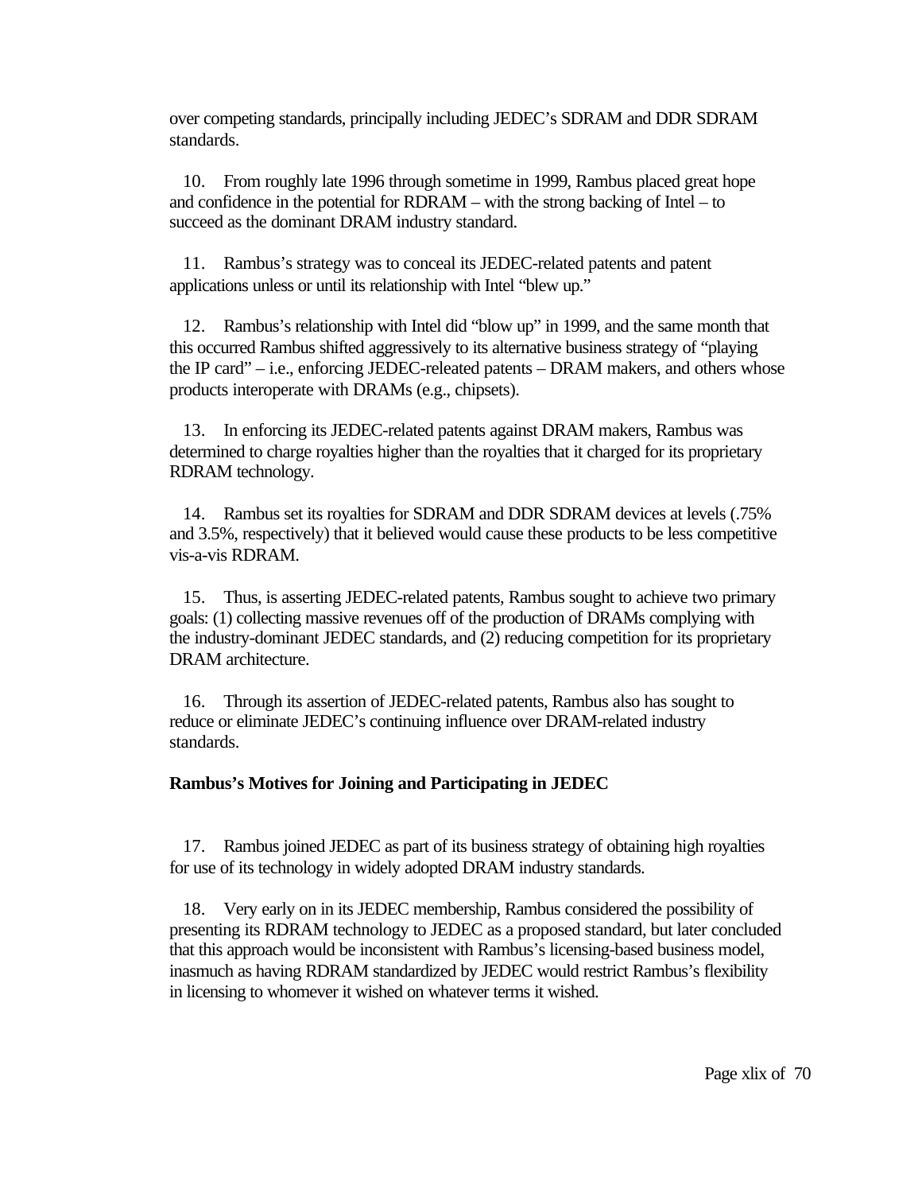over competing standards, principally including JEDEC's SDRAM and DDR SDRAM standards.

10. From roughly late 1996 through sometime in 1999, Rambus placed great hope and confidence in the potential for RDRAM – with the strong backing of Intel – to succeed as the dominant DRAM industry standard.

11. Rambus's strategy was to conceal its JEDEC-related patents and patent applications unless or until its relationship with Intel "blew up."

12. Rambus's relationship with Intel did "blow up" in 1999, and the same month that this occurred Rambus shifted aggressively to its alternative business strategy of "playing the IP card" – i.e., enforcing JEDEC-releated patents – DRAM makers, and others whose products interoperate with DRAMs (e.g., chipsets).

13. In enforcing its JEDEC-related patents against DRAM makers, Rambus was determined to charge royalties higher than the royalties that it charged for its proprietary RDRAM technology.

14. Rambus set its royalties for SDRAM and DDR SDRAM devices at levels (.75% and 3.5%, respectively) that it believed would cause these products to be less competitive vis-a-vis RDRAM.

15. Thus, is asserting JEDEC-related patents, Rambus sought to achieve two primary goals: (1) collecting massive revenues off of the production of DRAMs complying with the industry-dominant JEDEC standards, and (2) reducing competition for its proprietary DRAM architecture.

16. Through its assertion of JEDEC-related patents, Rambus also has sought to reduce or eliminate JEDEC's continuing influence over DRAM-related industry standards.

**Rambus's Motives for Joining and Participating in JEDEC**

17. Rambus joined JEDEC as part of its business strategy of obtaining high royalties for use of its technology in widely adopted DRAM industry standards.

18. Very early on in its JEDEC membership, Rambus considered the possibility of presenting its RDRAM technology to JEDEC as a proposed standard, but later concluded that this approach would be inconsistent with Rambus's licensing-based business model, inasmuch as having RDRAM standardized by JEDEC would restrict Rambus's flexibility in licensing to whomever it wished on whatever terms it wished.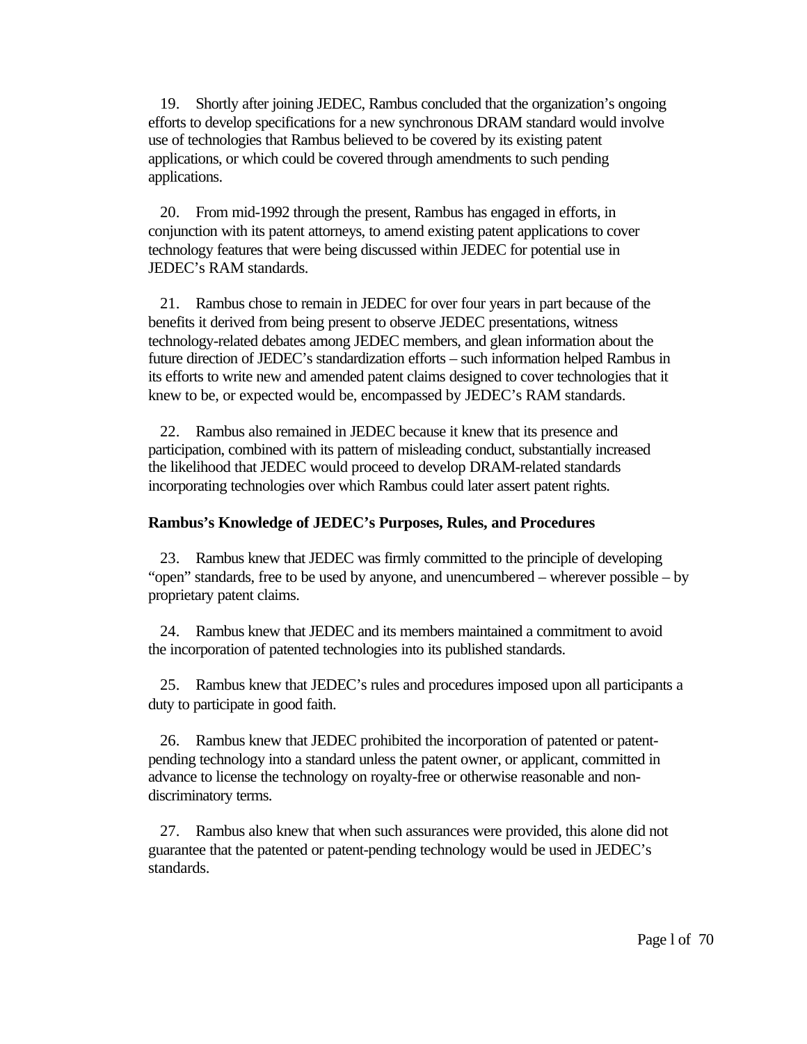19. Shortly after joining JEDEC, Rambus concluded that the organization's ongoing efforts to develop specifications for a new synchronous DRAM standard would involve use of technologies that Rambus believed to be covered by its existing patent applications, or which could be covered through amendments to such pending applications.

20. From mid-1992 through the present, Rambus has engaged in efforts, in conjunction with its patent attorneys, to amend existing patent applications to cover technology features that were being discussed within JEDEC for potential use in JEDEC's RAM standards.

21. Rambus chose to remain in JEDEC for over four years in part because of the benefits it derived from being present to observe JEDEC presentations, witness technology-related debates among JEDEC members, and glean information about the future direction of JEDEC's standardization efforts – such information helped Rambus in its efforts to write new and amended patent claims designed to cover technologies that it knew to be, or expected would be, encompassed by JEDEC's RAM standards.

22. Rambus also remained in JEDEC because it knew that its presence and participation, combined with its pattern of misleading conduct, substantially increased the likelihood that JEDEC would proceed to develop DRAM-related standards incorporating technologies over which Rambus could later assert patent rights.

**Rambus's Knowledge of JEDEC's Purposes, Rules, and Procedures**

23. Rambus knew that JEDEC was firmly committed to the principle of developing "open" standards, free to be used by anyone, and unencumbered – wherever possible – by proprietary patent claims.

24. Rambus knew that JEDEC and its members maintained a commitment to avoid the incorporation of patented technologies into its published standards.

25. Rambus knew that JEDEC's rules and procedures imposed upon all participants a duty to participate in good faith.

26. Rambus knew that JEDEC prohibited the incorporation of patented or patent-pending technology into a standard unless the patent owner, or applicant, committed in advance to license the technology on royalty-free or otherwise reasonable and non-discriminatory terms.

27. Rambus also knew that when such assurances were provided, this alone did not guarantee that the patented or patent-pending technology would be used in JEDEC's standards.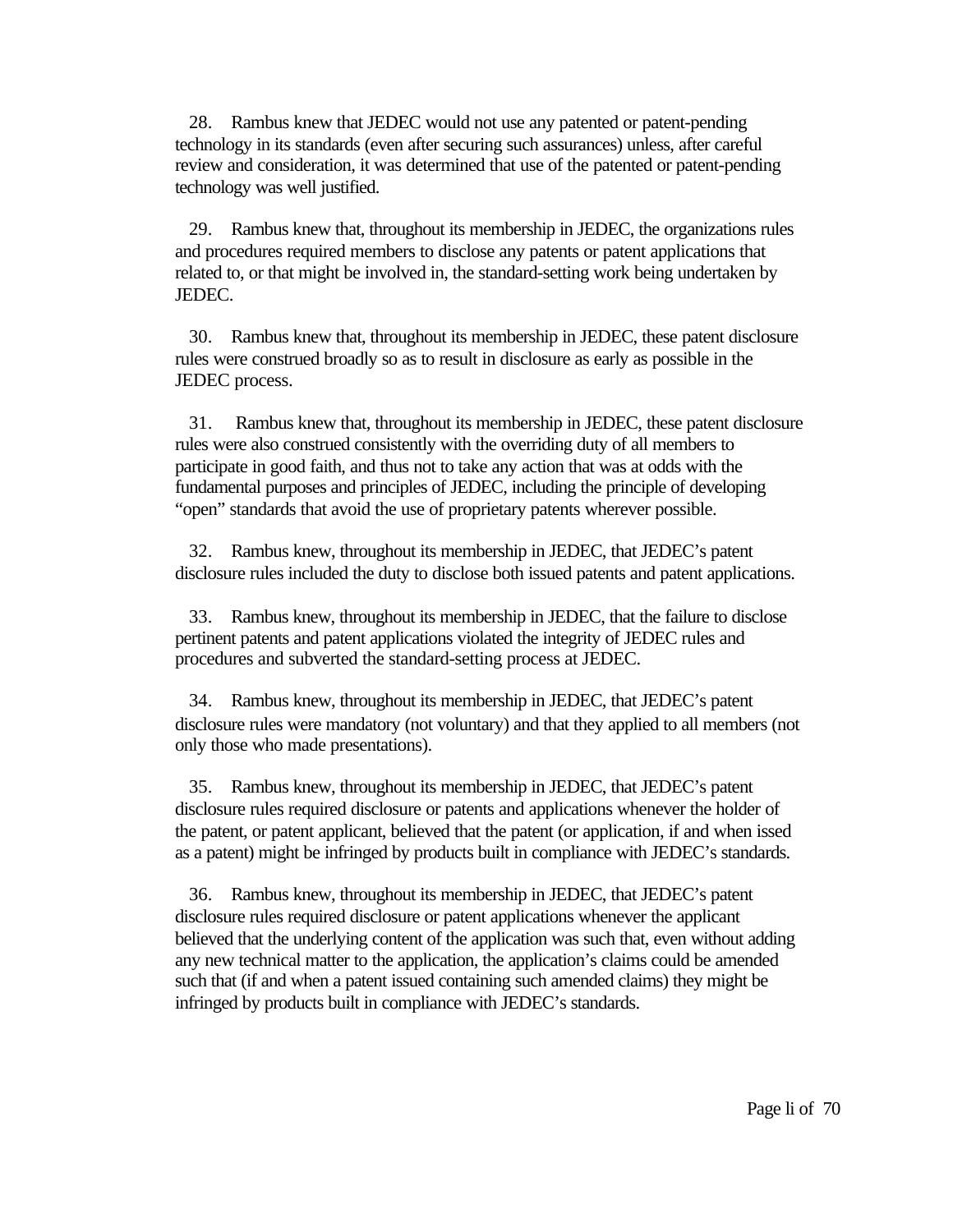28. Rambus knew that JEDEC would not use any patented or patent-pending technology in its standards (even after securing such assurances) unless, after careful review and consideration, it was determined that use of the patented or patent-pending technology was well justified.

29. Rambus knew that, throughout its membership in JEDEC, the organizations rules and procedures required members to disclose any patents or patent applications that related to, or that might be involved in, the standard-setting work being undertaken by JEDEC.

30. Rambus knew that, throughout its membership in JEDEC, these patent disclosure rules were construed broadly so as to result in disclosure as early as possible in the JEDEC process.

31. Rambus knew that, throughout its membership in JEDEC, these patent disclosure rules were also construed consistently with the overriding duty of all members to participate in good faith, and thus not to take any action that was at odds with the fundamental purposes and principles of JEDEC, including the principle of developing "open" standards that avoid the use of proprietary patents wherever possible.

32. Rambus knew, throughout its membership in JEDEC, that JEDEC's patent disclosure rules included the duty to disclose both issued patents and patent applications.

33. Rambus knew, throughout its membership in JEDEC, that the failure to disclose pertinent patents and patent applications violated the integrity of JEDEC rules and procedures and subverted the standard-setting process at JEDEC.

34. Rambus knew, throughout its membership in JEDEC, that JEDEC's patent disclosure rules were mandatory (not voluntary) and that they applied to all members (not only those who made presentations).

35. Rambus knew, throughout its membership in JEDEC, that JEDEC's patent disclosure rules required disclosure or patents and applications whenever the holder of the patent, or patent applicant, believed that the patent (or application, if and when issed as a patent) might be infringed by products built in compliance with JEDEC's standards.

36. Rambus knew, throughout its membership in JEDEC, that JEDEC's patent disclosure rules required disclosure or patent applications whenever the applicant believed that the underlying content of the application was such that, even without adding any new technical matter to the application, the application's claims could be amended such that (if and when a patent issued containing such amended claims) they might be infringed by products built in compliance with JEDEC's standards.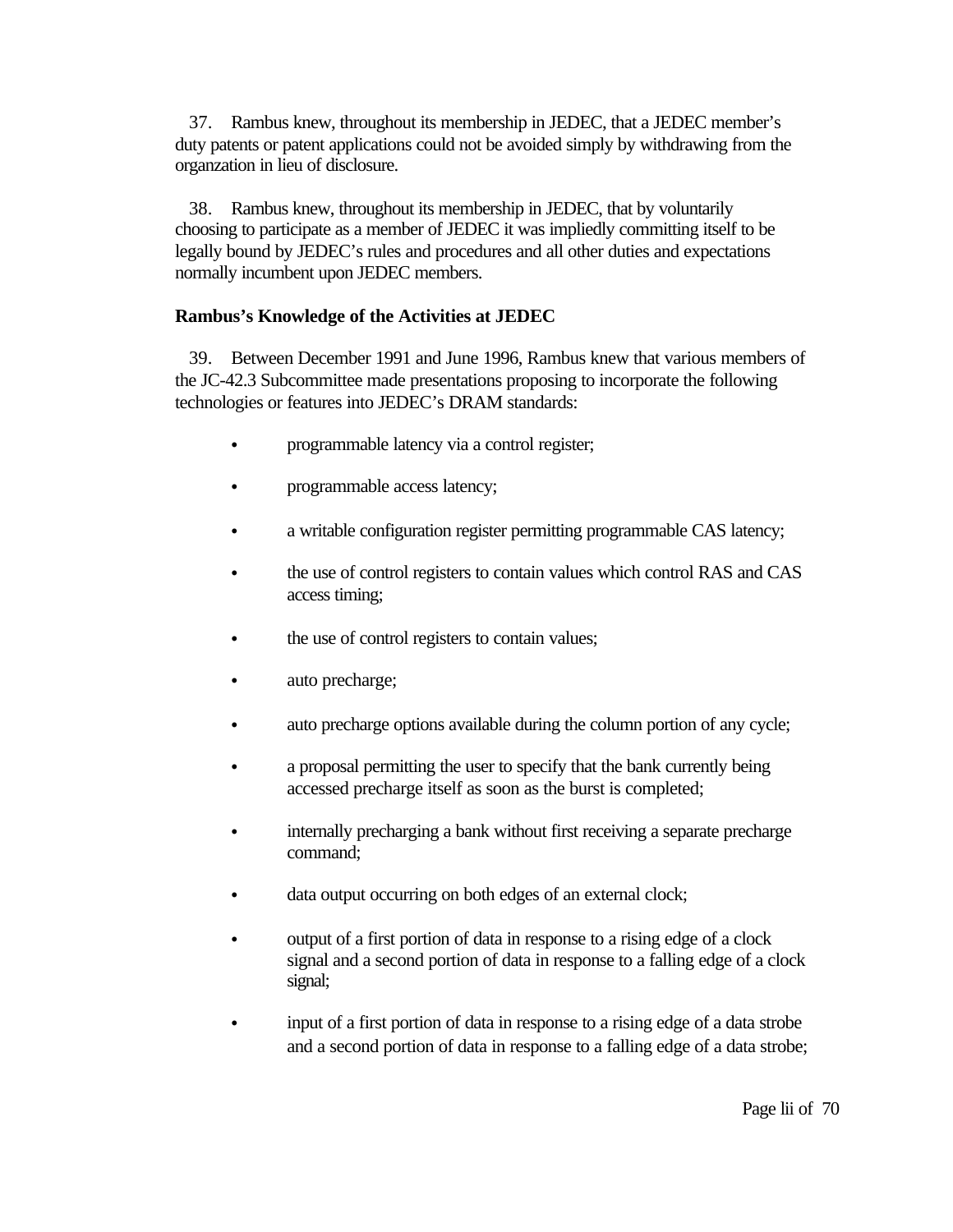37. Rambus knew, throughout its membership in JEDEC, that a JEDEC member's duty patents or patent applications could not be avoided simply by withdrawing from the organzation in lieu of disclosure.

38. Rambus knew, throughout its membership in JEDEC, that by voluntarily choosing to participate as a member of JEDEC it was impliedly committing itself to be legally bound by JEDEC's rules and procedures and all other duties and expectations normally incumbent upon JEDEC members.

**Rambus's Knowledge of the Activities at JEDEC**

39. Between December 1991 and June 1996, Rambus knew that various members of the JC-42.3 Subcommittee made presentations proposing to incorporate the following technologies or features into JEDEC's DRAM standards:

- programmable latency via a control register;
- programmable access latency;
- a writable configuration register permitting programmable CAS latency;
- the use of control registers to contain values which control RAS and CAS access timing;
- the use of control registers to contain values;
- auto precharge;
- auto precharge options available during the column portion of any cycle;
- a proposal permitting the user to specify that the bank currently being accessed precharge itself as soon as the burst is completed;
- internally precharging a bank without first receiving a separate precharge command;
- data output occurring on both edges of an external clock;
- output of a first portion of data in response to a rising edge of a clock signal and a second portion of data in response to a falling edge of a clock signal;
- input of a first portion of data in response to a rising edge of a data strobe and a second portion of data in response to a falling edge of a data strobe;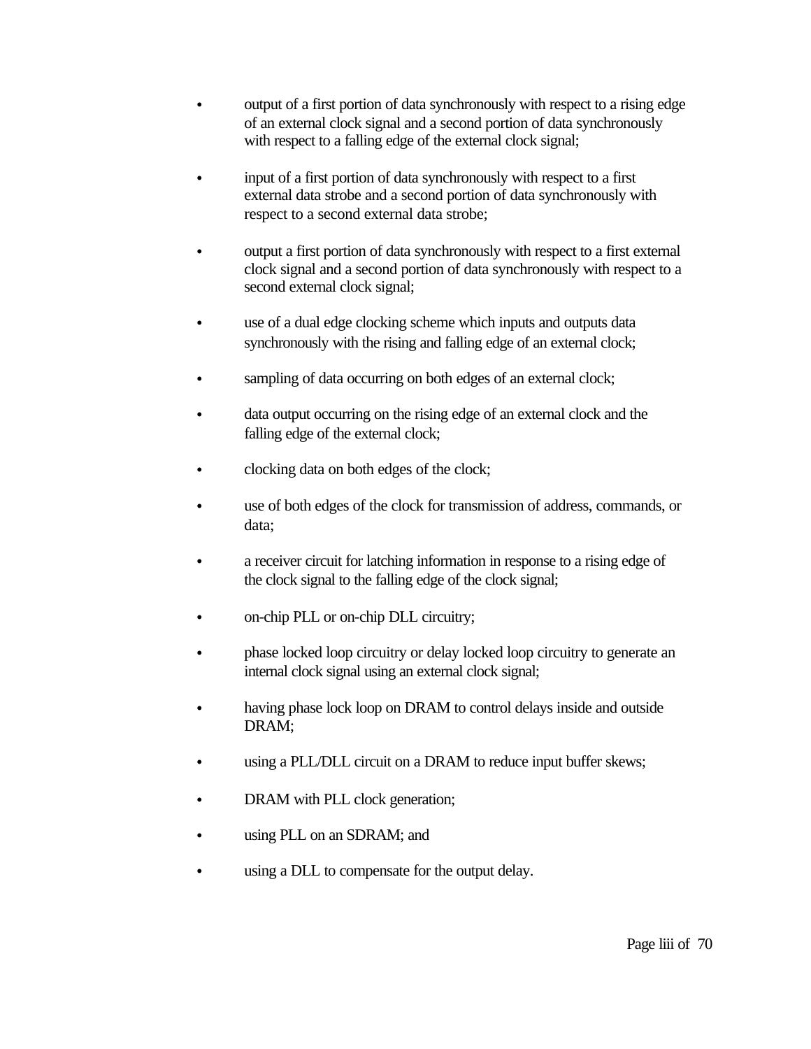- output of a first portion of data synchronously with respect to a rising edge of an external clock signal and a second portion of data synchronously with respect to a falling edge of the external clock signal;

- input of a first portion of data synchronously with respect to a first external data strobe and a second portion of data synchronously with respect to a second external data strobe;

- output a first portion of data synchronously with respect to a first external clock signal and a second portion of data synchronously with respect to a second external clock signal;

- use of a dual edge clocking scheme which inputs and outputs data synchronously with the rising and falling edge of an external clock;

- sampling of data occurring on both edges of an external clock;

- data output occurring on the rising edge of an external clock and the falling edge of the external clock;

- clocking data on both edges of the clock;

- use of both edges of the clock for transmission of address, commands, or data;

- a receiver circuit for latching information in response to a rising edge of the clock signal to the falling edge of the clock signal;

- on-chip PLL or on-chip DLL circuitry;

- phase locked loop circuitry or delay locked loop circuitry to generate an internal clock signal using an external clock signal;

- having phase lock loop on DRAM to control delays inside and outside DRAM;

- using a PLL/DLL circuit on a DRAM to reduce input buffer skews;

- DRAM with PLL clock generation;

- using PLL on an SDRAM; and

- using a DLL to compensate for the output delay.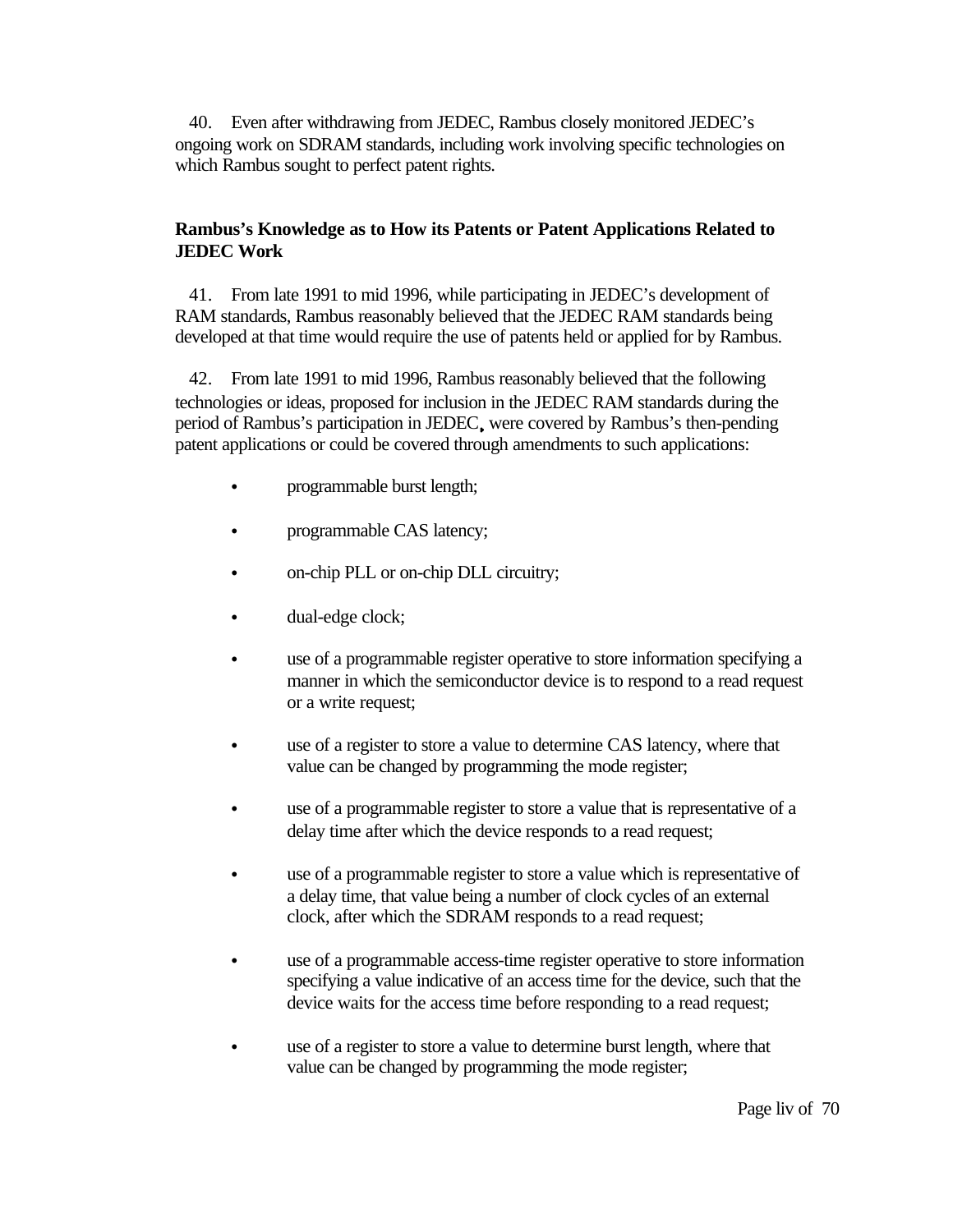40. Even after withdrawing from JEDEC, Rambus closely monitored JEDEC's ongoing work on SDRAM standards, including work involving specific technologies on which Rambus sought to perfect patent rights.

**Rambus's Knowledge as to How its Patents or Patent Applications Related to JEDEC Work**

41. From late 1991 to mid 1996, while participating in JEDEC's development of RAM standards, Rambus reasonably believed that the JEDEC RAM standards being developed at that time would require the use of patents held or applied for by Rambus.

42. From late 1991 to mid 1996, Rambus reasonably believed that the following technologies or ideas, proposed for inclusion in the JEDEC RAM standards during the period of Rambus's participation in JEDEC, were covered by Rambus's then-pending patent applications or could be covered through amendments to such applications:

- programmable burst length;
- programmable CAS latency;
- on-chip PLL or on-chip DLL circuitry;
- dual-edge clock;
- use of a programmable register operative to store information specifying a manner in which the semiconductor device is to respond to a read request or a write request;
- use of a register to store a value to determine CAS latency, where that value can be changed by programming the mode register;
- use of a programmable register to store a value that is representative of a delay time after which the device responds to a read request;
- use of a programmable register to store a value which is representative of a delay time, that value being a number of clock cycles of an external clock, after which the SDRAM responds to a read request;
- use of a programmable access-time register operative to store information specifying a value indicative of an access time for the device, such that the device waits for the access time before responding to a read request;
- use of a register to store a value to determine burst length, where that value can be changed by programming the mode register;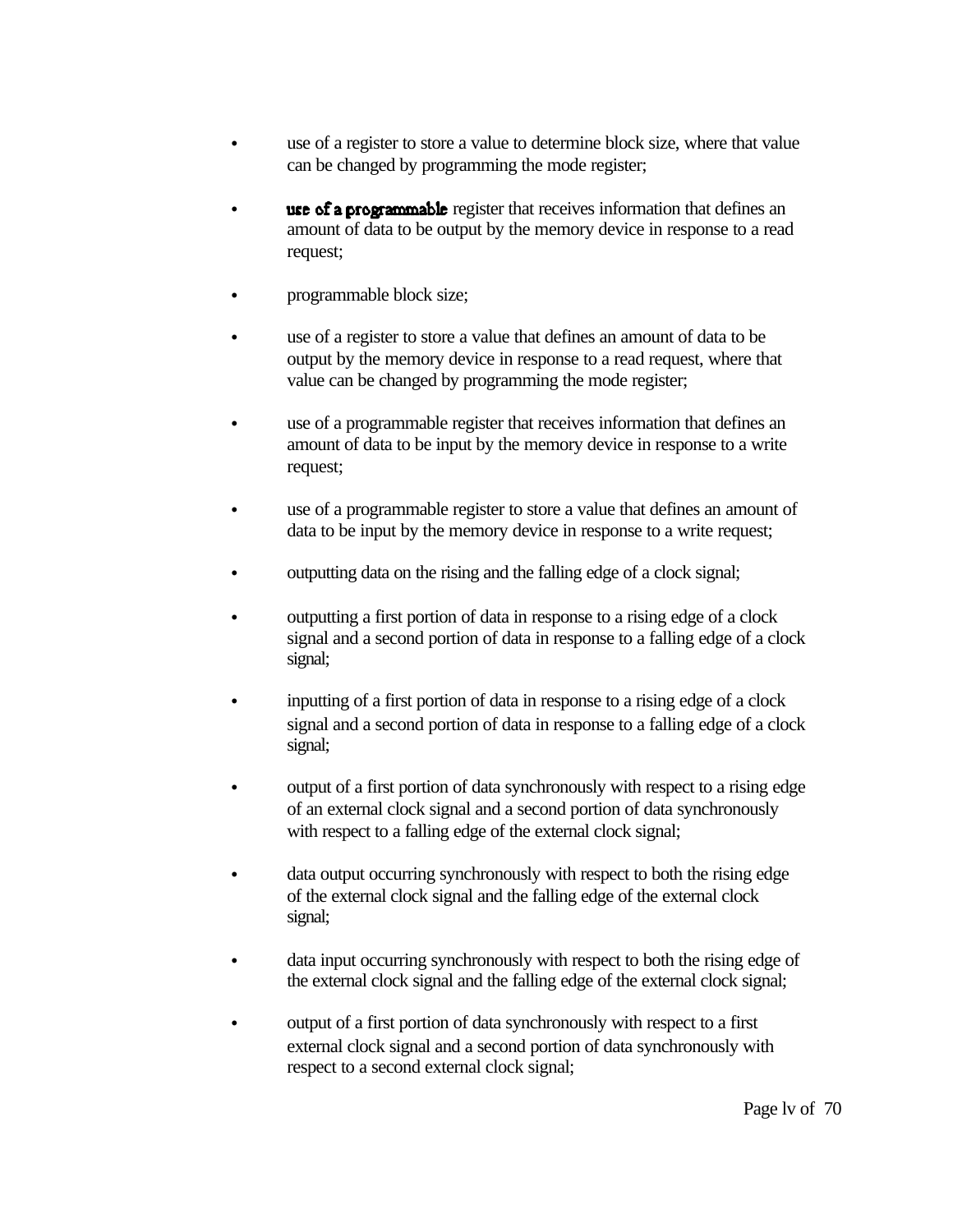- use of a register to store a value to determine block size, where that value can be changed by programming the mode register;

- use of a programmable register that receives information that defines an amount of data to be output by the memory device in response to a read request;

- programmable block size;

- use of a register to store a value that defines an amount of data to be output by the memory device in response to a read request, where that value can be changed by programming the mode register;

- use of a programmable register that receives information that defines an amount of data to be input by the memory device in response to a write request;

- use of a programmable register to store a value that defines an amount of data to be input by the memory device in response to a write request;

- outputting data on the rising and the falling edge of a clock signal;

- outputting a first portion of data in response to a rising edge of a clock signal and a second portion of data in response to a falling edge of a clock signal;

- inputting of a first portion of data in response to a rising edge of a clock signal and a second portion of data in response to a falling edge of a clock signal;

- output of a first portion of data synchronously with respect to a rising edge of an external clock signal and a second portion of data synchronously with respect to a falling edge of the external clock signal;

- data output occurring synchronously with respect to both the rising edge of the external clock signal and the falling edge of the external clock signal;

- data input occurring synchronously with respect to both the rising edge of the external clock signal and the falling edge of the external clock signal;

- output of a first portion of data synchronously with respect to a first external clock signal and a second portion of data synchronously with respect to a second external clock signal;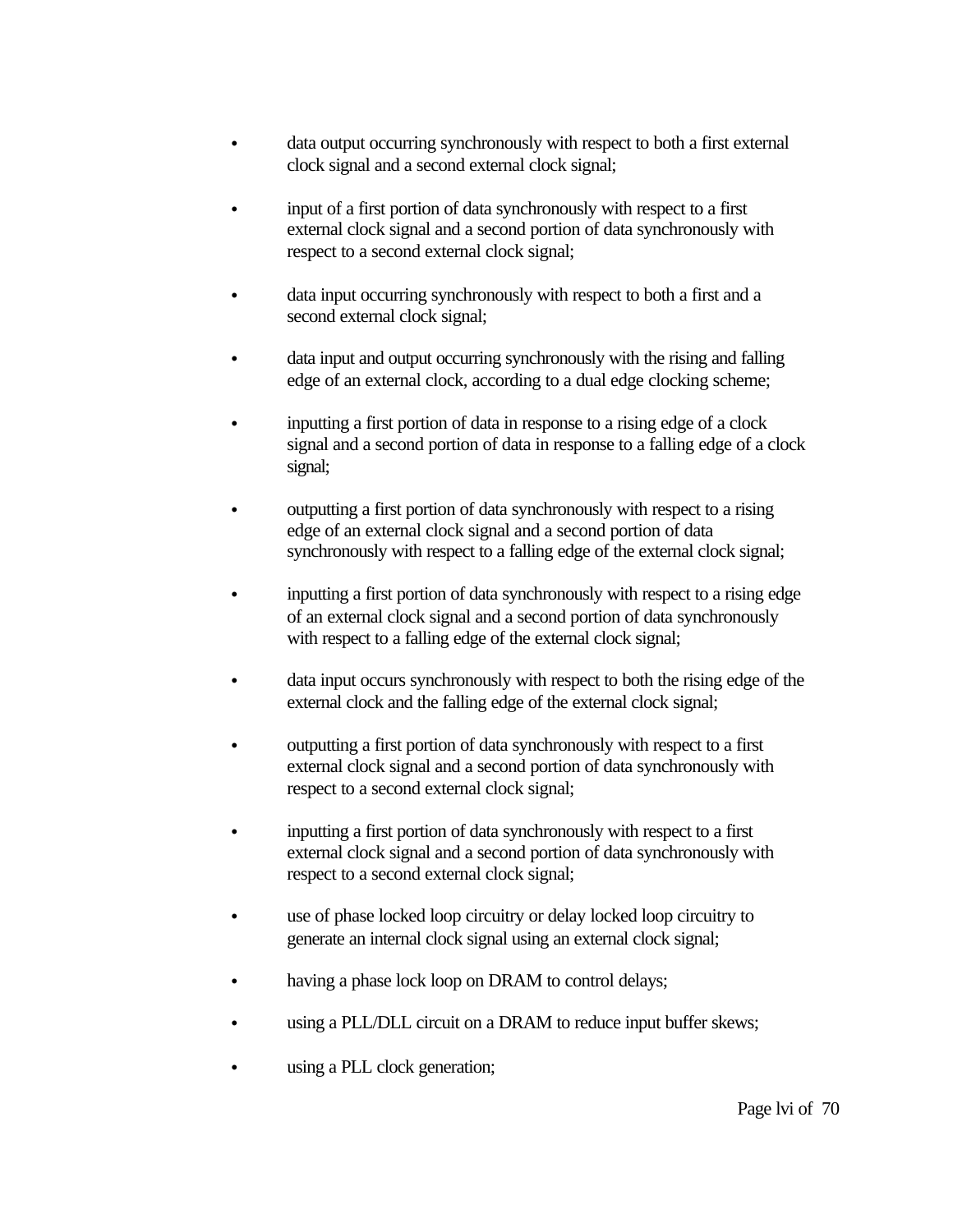- data output occurring synchronously with respect to both a first external clock signal and a second external clock signal;

- input of a first portion of data synchronously with respect to a first external clock signal and a second portion of data synchronously with respect to a second external clock signal;

- data input occurring synchronously with respect to both a first and a second external clock signal;

- data input and output occurring synchronously with the rising and falling edge of an external clock, according to a dual edge clocking scheme;

- inputting a first portion of data in response to a rising edge of a clock signal and a second portion of data in response to a falling edge of a clock signal;

- outputting a first portion of data synchronously with respect to a rising edge of an external clock signal and a second portion of data synchronously with respect to a falling edge of the external clock signal;

- inputting a first portion of data synchronously with respect to a rising edge of an external clock signal and a second portion of data synchronously with respect to a falling edge of the external clock signal;

- data input occurs synchronously with respect to both the rising edge of the external clock and the falling edge of the external clock signal;

- outputting a first portion of data synchronously with respect to a first external clock signal and a second portion of data synchronously with respect to a second external clock signal;

- inputting a first portion of data synchronously with respect to a first external clock signal and a second portion of data synchronously with respect to a second external clock signal;

- use of phase locked loop circuitry or delay locked loop circuitry to generate an internal clock signal using an external clock signal;

- having a phase lock loop on DRAM to control delays;

- using a PLL/DLL circuit on a DRAM to reduce input buffer skews;

- using a PLL clock generation;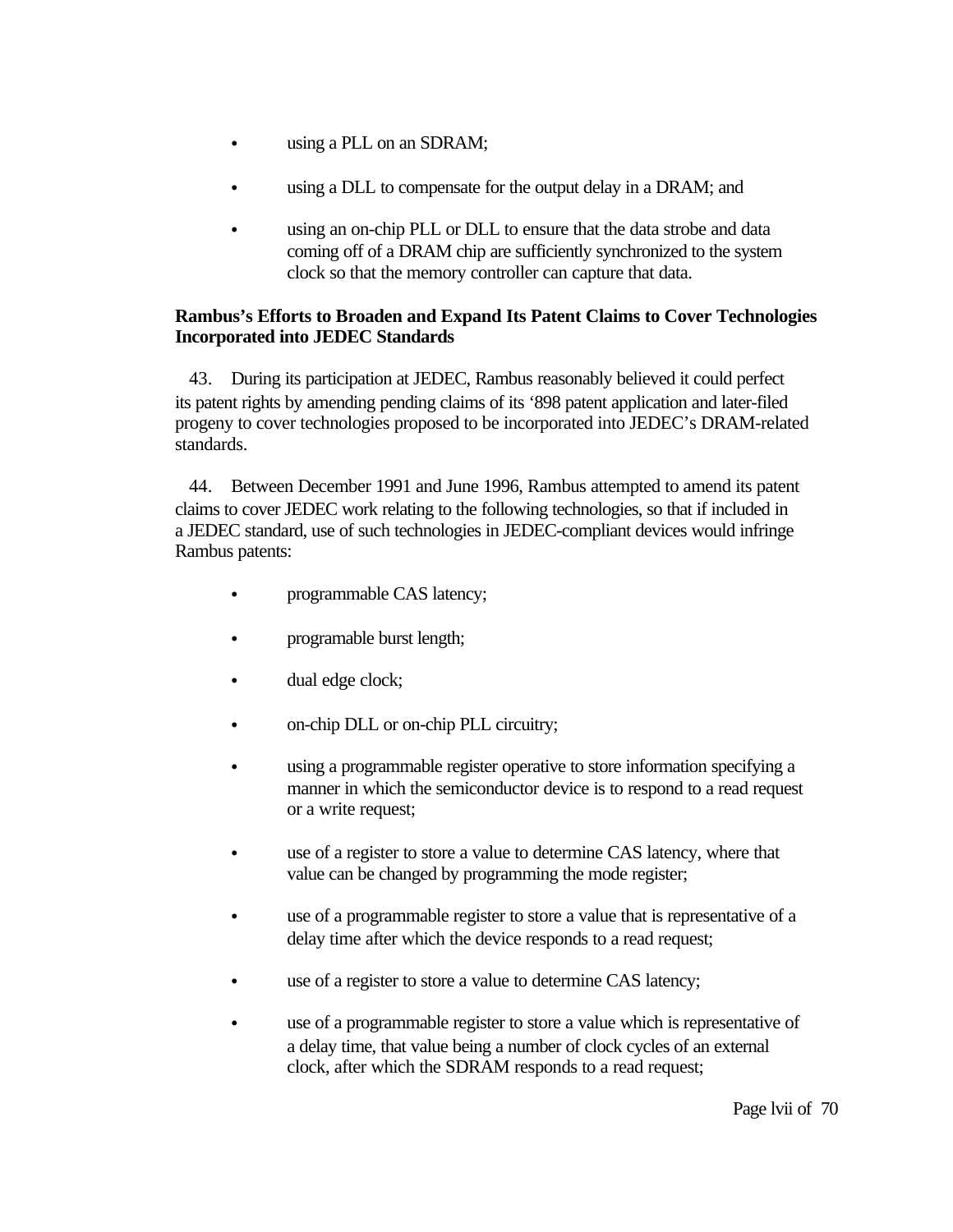- using a PLL on an SDRAM;
- using a DLL to compensate for the output delay in a DRAM; and
- using an on-chip PLL or DLL to ensure that the data strobe and data coming off of a DRAM chip are sufficiently synchronized to the system clock so that the memory controller can capture that data.

**Rambus's Efforts to Broaden and Expand Its Patent Claims to Cover Technologies Incorporated into JEDEC Standards**

43. During its participation at JEDEC, Rambus reasonably believed it could perfect its patent rights by amending pending claims of its '898 patent application and later-filed progeny to cover technologies proposed to be incorporated into JEDEC's DRAM-related standards.

44. Between December 1991 and June 1996, Rambus attempted to amend its patent claims to cover JEDEC work relating to the following technologies, so that if included in a JEDEC standard, use of such technologies in JEDEC-compliant devices would infringe Rambus patents:

- programmable CAS latency;
- programable burst length;
- dual edge clock;
- on-chip DLL or on-chip PLL circuitry;
- using a programmable register operative to store information specifying a manner in which the semiconductor device is to respond to a read request or a write request;
- use of a register to store a value to determine CAS latency, where that value can be changed by programming the mode register;
- use of a programmable register to store a value that is representative of a delay time after which the device responds to a read request;
- use of a register to store a value to determine CAS latency;
- use of a programmable register to store a value which is representative of a delay time, that value being a number of clock cycles of an external clock, after which the SDRAM responds to a read request;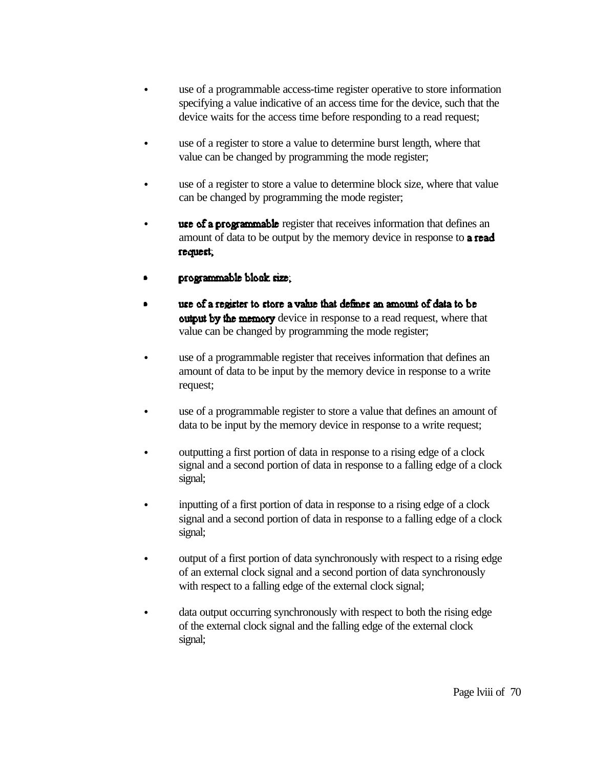- use of a programmable access-time register operative to store information specifying a value indicative of an access time for the device, such that the device waits for the access time before responding to a read request;

- use of a register to store a value to determine burst length, where that value can be changed by programming the mode register;

- use of a register to store a value to determine block size, where that value can be changed by programming the mode register;

- use of a programmable register that receives information that defines an amount of data to be output by the memory device in response to a read request;

- programmable block size;

- use of a register to store a value that defines an amount of data to be output by the memory device in response to a read request, where that value can be changed by programming the mode register;

- use of a programmable register that receives information that defines an amount of data to be input by the memory device in response to a write request;

- use of a programmable register to store a value that defines an amount of data to be input by the memory device in response to a write request;

- outputting a first portion of data in response to a rising edge of a clock signal and a second portion of data in response to a falling edge of a clock signal;

- inputting of a first portion of data in response to a rising edge of a clock signal and a second portion of data in response to a falling edge of a clock signal;

- output of a first portion of data synchronously with respect to a rising edge of an external clock signal and a second portion of data synchronously with respect to a falling edge of the external clock signal;

- data output occurring synchronously with respect to both the rising edge of the external clock signal and the falling edge of the external clock signal;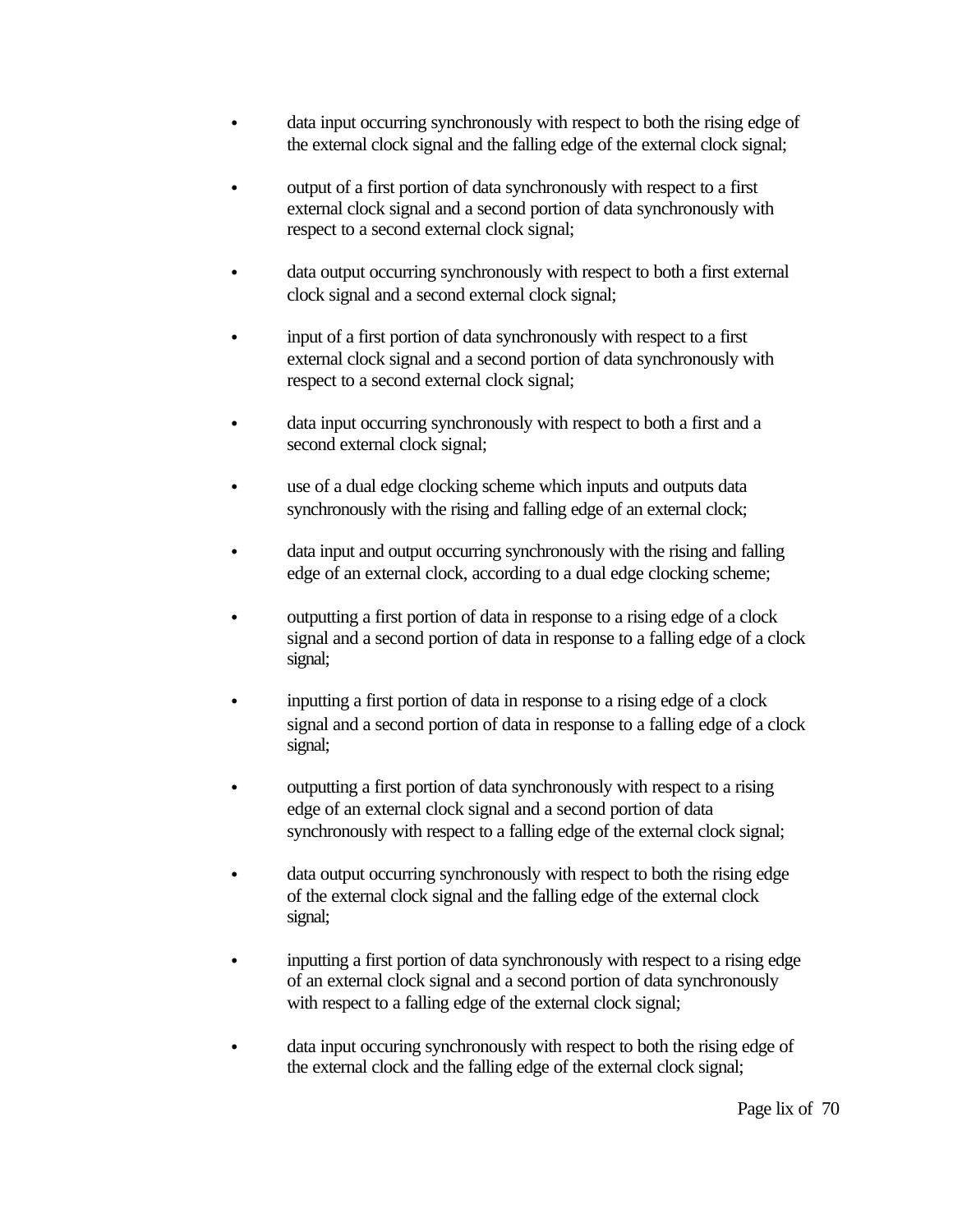- data input occurring synchronously with respect to both the rising edge of the external clock signal and the falling edge of the external clock signal;

- output of a first portion of data synchronously with respect to a first external clock signal and a second portion of data synchronously with respect to a second external clock signal;

- data output occurring synchronously with respect to both a first external clock signal and a second external clock signal;

- input of a first portion of data synchronously with respect to a first external clock signal and a second portion of data synchronously with respect to a second external clock signal;

- data input occurring synchronously with respect to both a first and a second external clock signal;

- use of a dual edge clocking scheme which inputs and outputs data synchronously with the rising and falling edge of an external clock;

- data input and output occurring synchronously with the rising and falling edge of an external clock, according to a dual edge clocking scheme;

- outputting a first portion of data in response to a rising edge of a clock signal and a second portion of data in response to a falling edge of a clock signal;

- inputting a first portion of data in response to a rising edge of a clock signal and a second portion of data in response to a falling edge of a clock signal;

- outputting a first portion of data synchronously with respect to a rising edge of an external clock signal and a second portion of data synchronously with respect to a falling edge of the external clock signal;

- data output occurring synchronously with respect to both the rising edge of the external clock signal and the falling edge of the external clock signal;

- inputting a first portion of data synchronously with respect to a rising edge of an external clock signal and a second portion of data synchronously with respect to a falling edge of the external clock signal;

- data input occuring synchronously with respect to both the rising edge of the external clock and the falling edge of the external clock signal;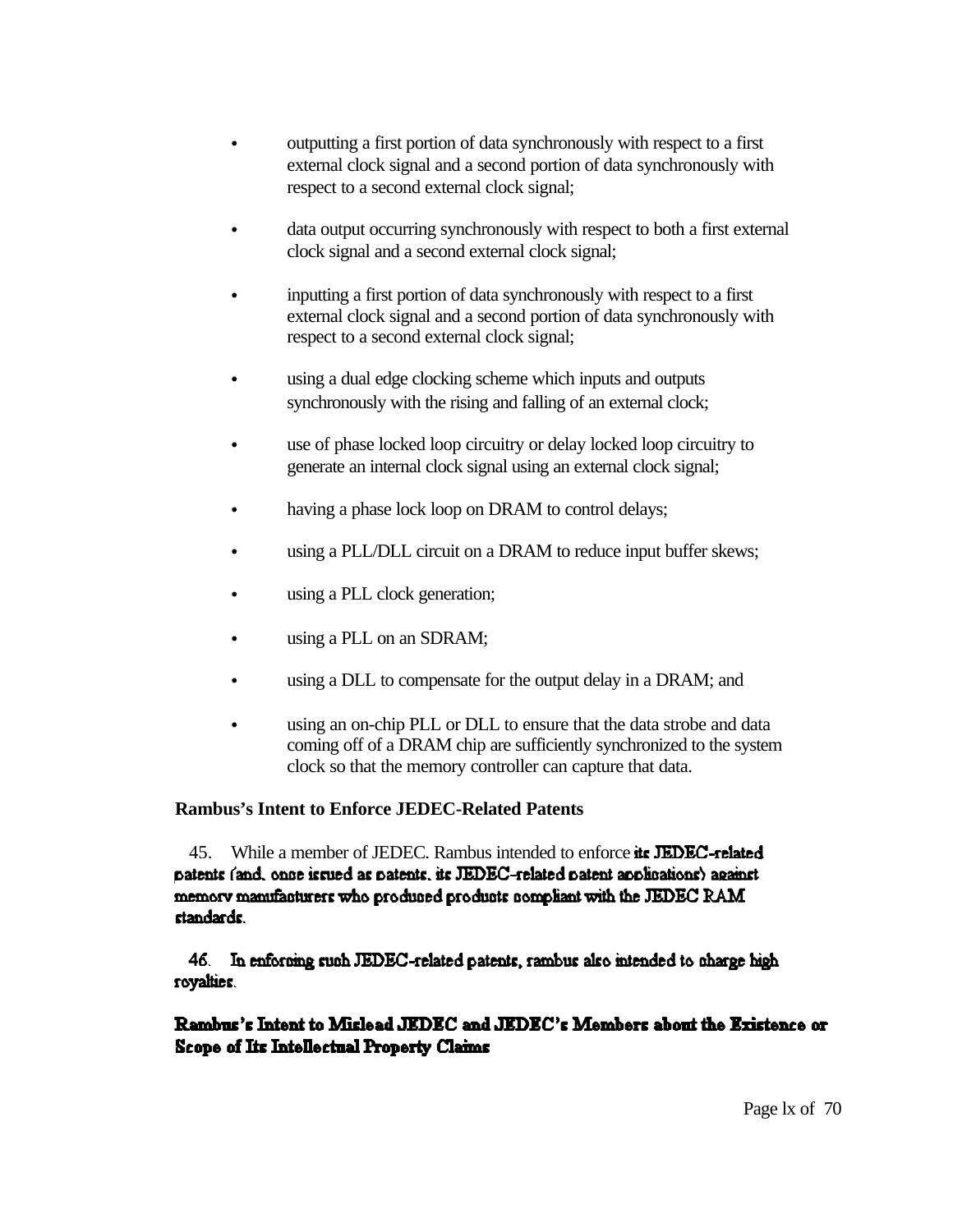- outputting a first portion of data synchronously with respect to a first external clock signal and a second portion of data synchronously with respect to a second external clock signal;

- data output occurring synchronously with respect to both a first external clock signal and a second external clock signal;

- inputting a first portion of data synchronously with respect to a first external clock signal and a second portion of data synchronously with respect to a second external clock signal;

- using a dual edge clocking scheme which inputs and outputs synchronously with the rising and falling of an external clock;

- use of phase locked loop circuitry or delay locked loop circuitry to generate an internal clock signal using an external clock signal;

- having a phase lock loop on DRAM to control delays;

- using a PLL/DLL circuit on a DRAM to reduce input buffer skews;

- using a PLL clock generation;

- using a PLL on an SDRAM;

- using a DLL to compensate for the output delay in a DRAM; and

- using an on-chip PLL or DLL to ensure that the data strobe and data coming off of a DRAM chip are sufficiently synchronized to the system clock so that the memory controller can capture that data.

**Rambus's Intent to Enforce JEDEC-Related Patents**

45. While a member of JEDEC. Rambus intended to enforce its JEDEC-related patents (and, once issued as patents, its JEDEC-related patent applications) against memory manufacturers who produced products compliant with the JEDEC RAM standards.

46. In enforcing such JEDEC-related patents, rambus also intended to charge high royalties.

**Rambus's Intent to Mislead JEDEC and JEDEC's Members about the Existence or Scope of Its Intellectual Property Claims**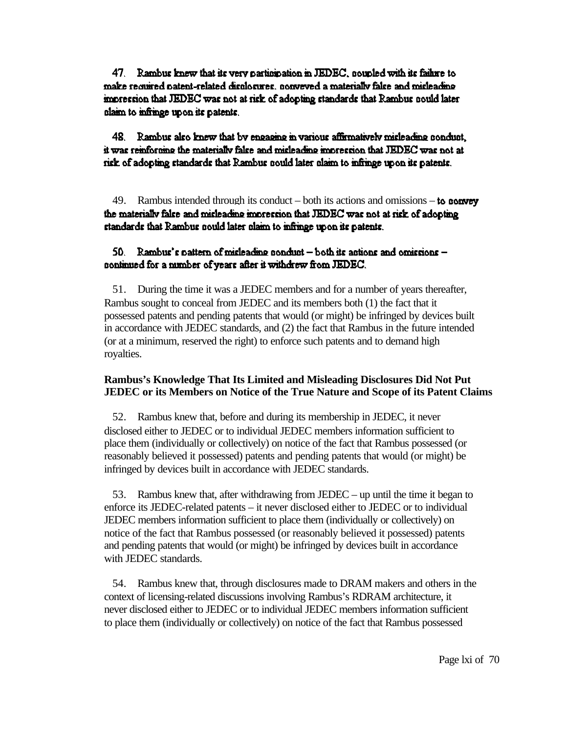47. Rambus knew that its very participation in JEDEC, coupled with its failure to make required patent-related disclosures, conveyed a materially false and misleading impression that JEDEC was not at risk of adopting standards that Rambus could later claim to infringe upon its patents.

48. Rambus also knew that by engaging in various affirmatively misleading conduct, it was reinforcing the materially false and misleading impression that JEDEC was not at risk of adopting standards that Rambus could later claim to infringe upon its patents.

49. Rambus intended through its conduct – both its actions and omissions – to convey the materially false and misleading impression that JEDEC was not at risk of adopting standards that Rambus could later claim to infringe upon its patents.

50. Rambus's pattern of misleading conduct – both its actions and omissions – continued for a number of years after it withdrew from JEDEC.

51. During the time it was a JEDEC members and for a number of years thereafter, Rambus sought to conceal from JEDEC and its members both (1) the fact that it possessed patents and pending patents that would (or might) be infringed by devices built in accordance with JEDEC standards, and (2) the fact that Rambus in the future intended (or at a minimum, reserved the right) to enforce such patents and to demand high royalties.

**Rambus's Knowledge That Its Limited and Misleading Disclosures Did Not Put JEDEC or its Members on Notice of the True Nature and Scope of its Patent Claims**

52. Rambus knew that, before and during its membership in JEDEC, it never disclosed either to JEDEC or to individual JEDEC members information sufficient to place them (individually or collectively) on notice of the fact that Rambus possessed (or reasonably believed it possessed) patents and pending patents that would (or might) be infringed by devices built in accordance with JEDEC standards.

53. Rambus knew that, after withdrawing from JEDEC – up until the time it began to enforce its JEDEC-related patents – it never disclosed either to JEDEC or to individual JEDEC members information sufficient to place them (individually or collectively) on notice of the fact that Rambus possessed (or reasonably believed it possessed) patents and pending patents that would (or might) be infringed by devices built in accordance with JEDEC standards.

54. Rambus knew that, through disclosures made to DRAM makers and others in the context of licensing-related discussions involving Rambus's RDRAM architecture, it never disclosed either to JEDEC or to individual JEDEC members information sufficient to place them (individually or collectively) on notice of the fact that Rambus possessed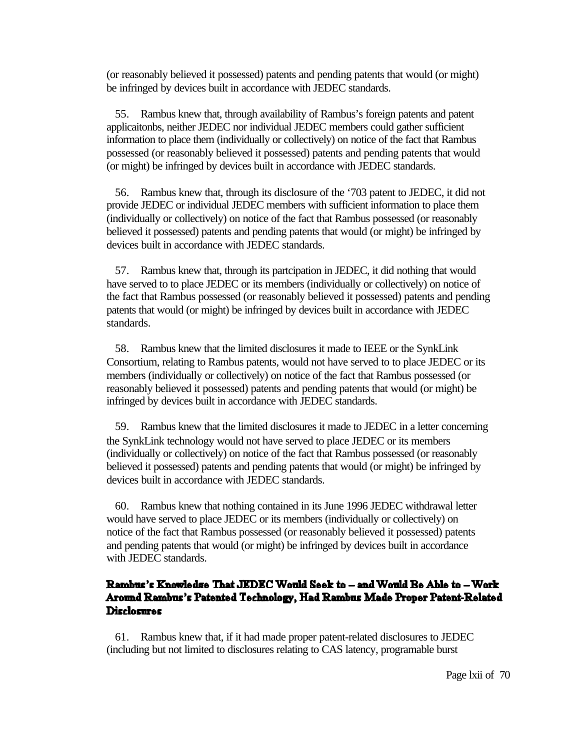(or reasonably believed it possessed) patents and pending patents that would (or might) be infringed by devices built in accordance with JEDEC standards.

55. Rambus knew that, through availability of Rambus's foreign patents and patent applicaitonbs, neither JEDEC nor individual JEDEC members could gather sufficient information to place them (individually or collectively) on notice of the fact that Rambus possessed (or reasonably believed it possessed) patents and pending patents that would (or might) be infringed by devices built in accordance with JEDEC standards.

56. Rambus knew that, through its disclosure of the '703 patent to JEDEC, it did not provide JEDEC or individual JEDEC members with sufficient information to place them (individually or collectively) on notice of the fact that Rambus possessed (or reasonably believed it possessed) patents and pending patents that would (or might) be infringed by devices built in accordance with JEDEC standards.

57. Rambus knew that, through its partcipation in JEDEC, it did nothing that would have served to to place JEDEC or its members (individually or collectively) on notice of the fact that Rambus possessed (or reasonably believed it possessed) patents and pending patents that would (or might) be infringed by devices built in accordance with JEDEC standards.

58. Rambus knew that the limited disclosures it made to IEEE or the SynkLink Consortium, relating to Rambus patents, would not have served to to place JEDEC or its members (individually or collectively) on notice of the fact that Rambus possessed (or reasonably believed it possessed) patents and pending patents that would (or might) be infringed by devices built in accordance with JEDEC standards.

59. Rambus knew that the limited disclosures it made to JEDEC in a letter concerning the SynkLink technology would not have served to place JEDEC or its members (individually or collectively) on notice of the fact that Rambus possessed (or reasonably believed it possessed) patents and pending patents that would (or might) be infringed by devices built in accordance with JEDEC standards.

60. Rambus knew that nothing contained in its June 1996 JEDEC withdrawal letter would have served to place JEDEC or its members (individually or collectively) on notice of the fact that Rambus possessed (or reasonably believed it possessed) patents and pending patents that would (or might) be infringed by devices built in accordance with JEDEC standards.

### Rambus's Knowledge That JEDEC Would Seek to – and Would Be Able to – Work Around Rambus's Patented Technology, Had Rambus Made Proper Patent-Related Disclosures

61. Rambus knew that, if it had made proper patent-related disclosures to JEDEC (including but not limited to disclosures relating to CAS latency, programable burst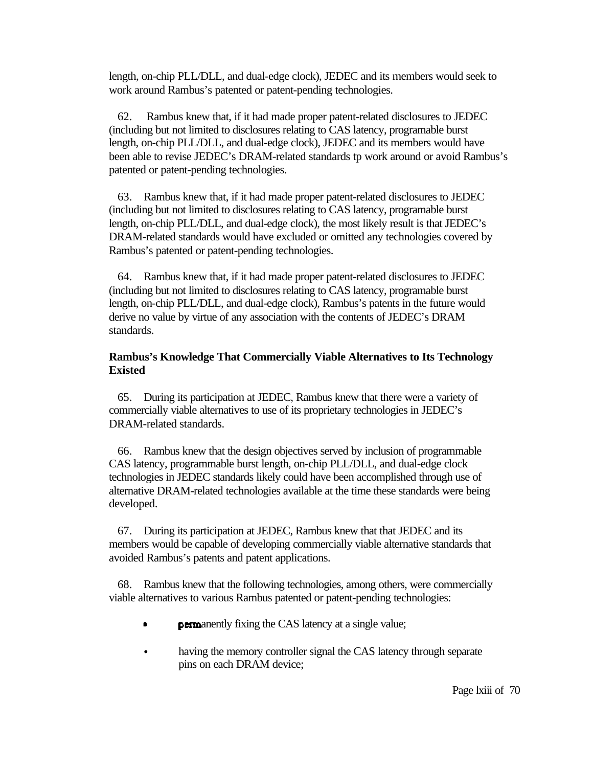length, on-chip PLL/DLL, and dual-edge clock), JEDEC and its members would seek to work around Rambus's patented or patent-pending technologies.

62. Rambus knew that, if it had made proper patent-related disclosures to JEDEC (including but not limited to disclosures relating to CAS latency, programable burst length, on-chip PLL/DLL, and dual-edge clock), JEDEC and its members would have been able to revise JEDEC's DRAM-related standards tp work around or avoid Rambus's patented or patent-pending technologies.

63. Rambus knew that, if it had made proper patent-related disclosures to JEDEC (including but not limited to disclosures relating to CAS latency, programable burst length, on-chip PLL/DLL, and dual-edge clock), the most likely result is that JEDEC's DRAM-related standards would have excluded or omitted any technologies covered by Rambus's patented or patent-pending technologies.

64. Rambus knew that, if it had made proper patent-related disclosures to JEDEC (including but not limited to disclosures relating to CAS latency, programable burst length, on-chip PLL/DLL, and dual-edge clock), Rambus's patents in the future would derive no value by virtue of any association with the contents of JEDEC's DRAM standards.

**Rambus's Knowledge That Commercially Viable Alternatives to Its Technology Existed**

65. During its participation at JEDEC, Rambus knew that there were a variety of commercially viable alternatives to use of its proprietary technologies in JEDEC's DRAM-related standards.

66. Rambus knew that the design objectives served by inclusion of programmable CAS latency, programmable burst length, on-chip PLL/DLL, and dual-edge clock technologies in JEDEC standards likely could have been accomplished through use of alternative DRAM-related technologies available at the time these standards were being developed.

67. During its participation at JEDEC, Rambus knew that that JEDEC and its members would be capable of developing commercially viable alternative standards that avoided Rambus's patents and patent applications.

68. Rambus knew that the following technologies, among others, were commercially viable alternatives to various Rambus patented or patent-pending technologies:

- permanently fixing the CAS latency at a single value;
- having the memory controller signal the CAS latency through separate pins on each DRAM device;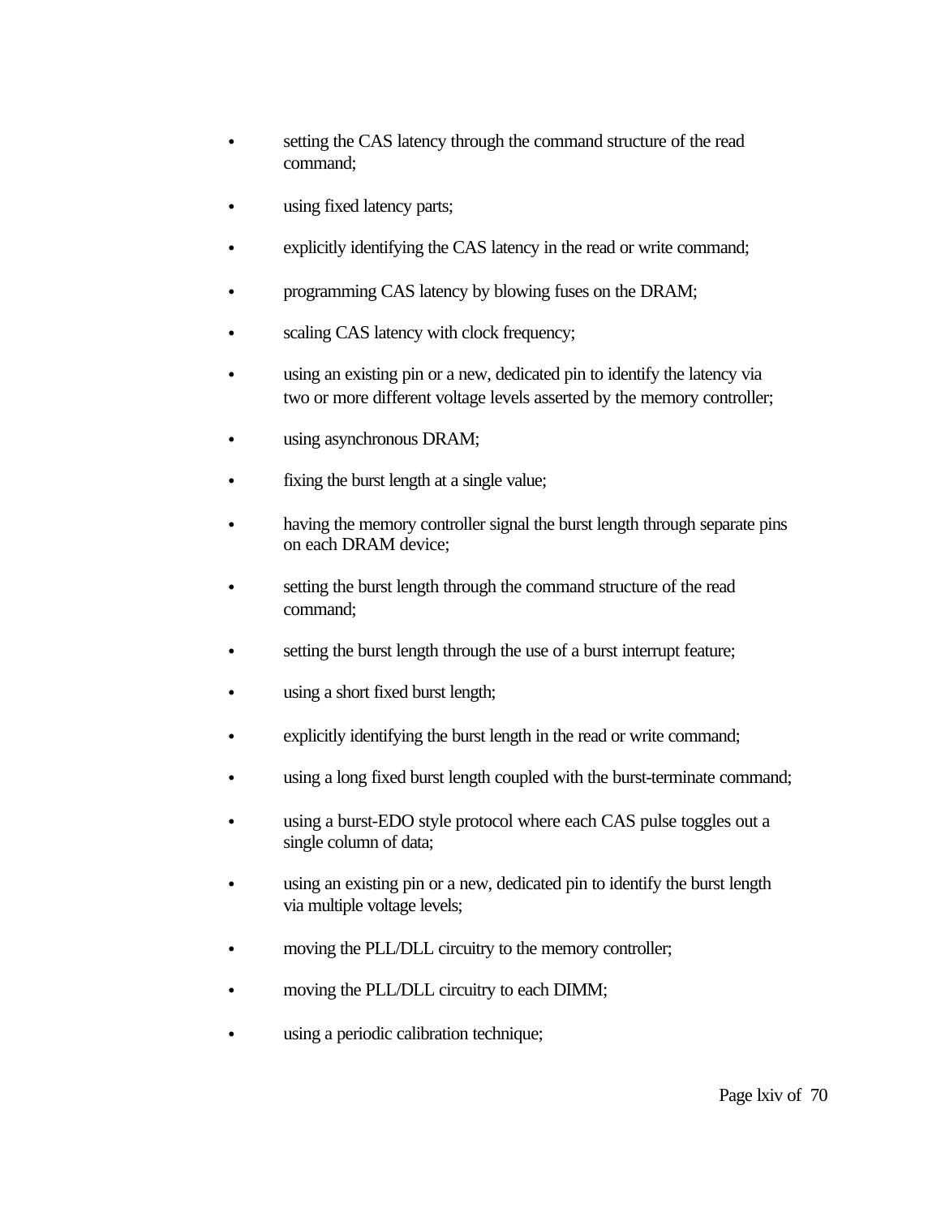- setting the CAS latency through the command structure of the read command;
- using fixed latency parts;
- explicitly identifying the CAS latency in the read or write command;
- programming CAS latency by blowing fuses on the DRAM;
- scaling CAS latency with clock frequency;
- using an existing pin or a new, dedicated pin to identify the latency via two or more different voltage levels asserted by the memory controller;
- using asynchronous DRAM;
- fixing the burst length at a single value;
- having the memory controller signal the burst length through separate pins on each DRAM device;
- setting the burst length through the command structure of the read command;
- setting the burst length through the use of a burst interrupt feature;
- using a short fixed burst length;
- explicitly identifying the burst length in the read or write command;
- using a long fixed burst length coupled with the burst-terminate command;
- using a burst-EDO style protocol where each CAS pulse toggles out a single column of data;
- using an existing pin or a new, dedicated pin to identify the burst length via multiple voltage levels;
- moving the PLL/DLL circuitry to the memory controller;
- moving the PLL/DLL circuitry to each DIMM;
- using a periodic calibration technique;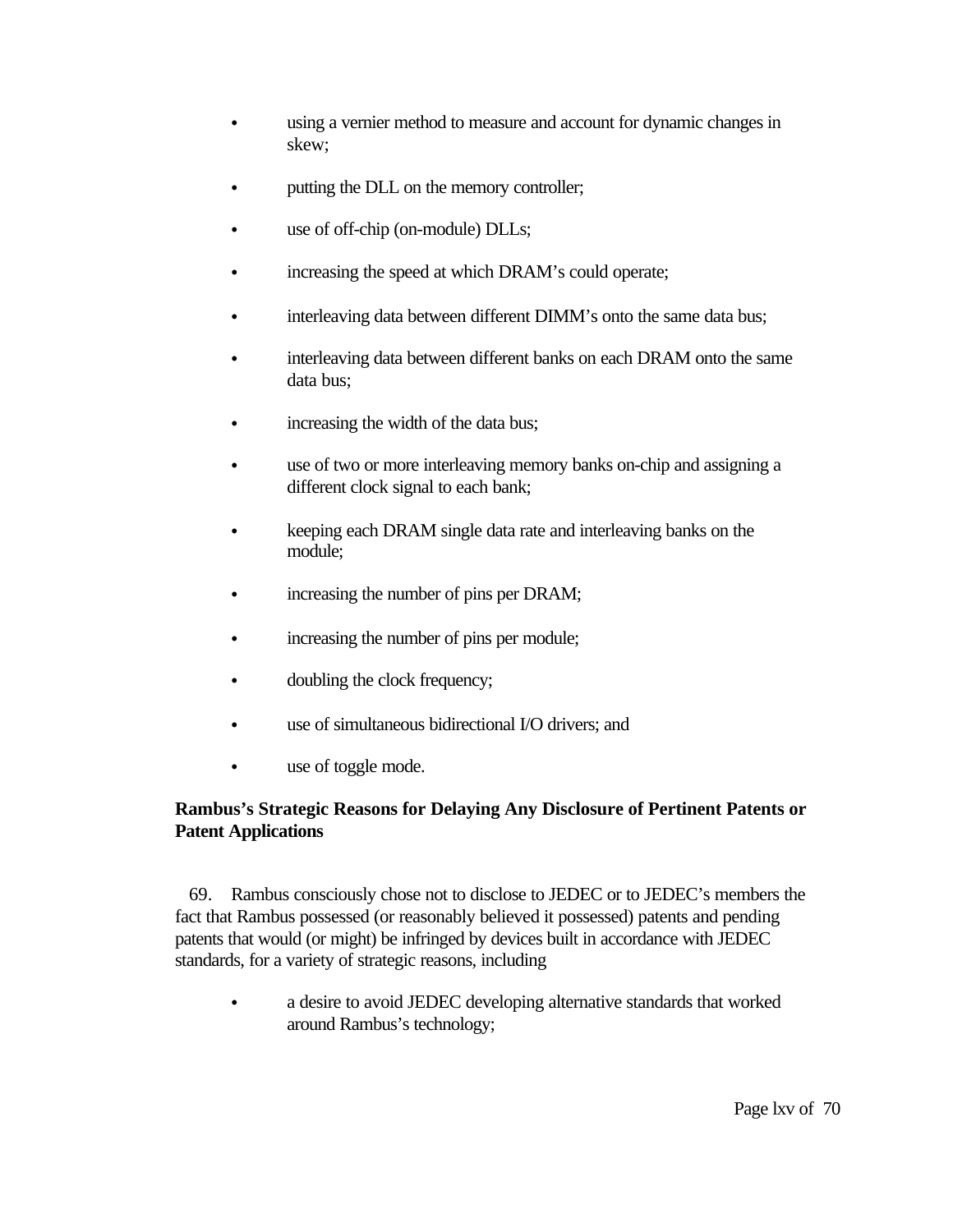- using a vernier method to measure and account for dynamic changes in skew;
- putting the DLL on the memory controller;
- use of off-chip (on-module) DLLs;
- increasing the speed at which DRAM's could operate;
- interleaving data between different DIMM's onto the same data bus;
- interleaving data between different banks on each DRAM onto the same data bus;
- increasing the width of the data bus;
- use of two or more interleaving memory banks on-chip and assigning a different clock signal to each bank;
- keeping each DRAM single data rate and interleaving banks on the module;
- increasing the number of pins per DRAM;
- increasing the number of pins per module;
- doubling the clock frequency;
- use of simultaneous bidirectional I/O drivers; and
- use of toggle mode.

**Rambus's Strategic Reasons for Delaying Any Disclosure of Pertinent Patents or Patent Applications**

69. Rambus consciously chose not to disclose to JEDEC or to JEDEC's members the fact that Rambus possessed (or reasonably believed it possessed) patents and pending patents that would (or might) be infringed by devices built in accordance with JEDEC standards, for a variety of strategic reasons, including

- a desire to avoid JEDEC developing alternative standards that worked around Rambus's technology;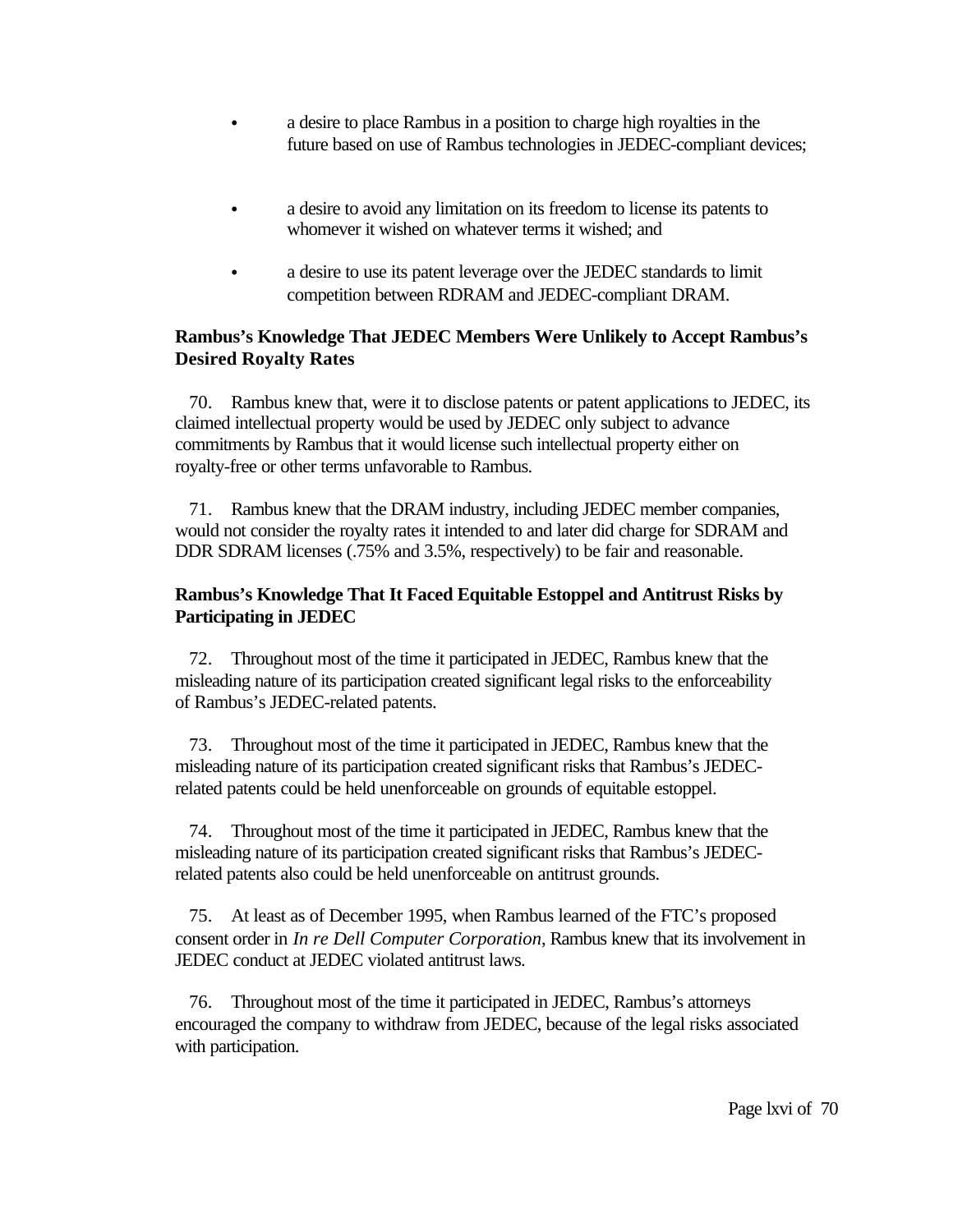- a desire to place Rambus in a position to charge high royalties in the future based on use of Rambus technologies in JEDEC-compliant devices;
- a desire to avoid any limitation on its freedom to license its patents to whomever it wished on whatever terms it wished; and
- a desire to use its patent leverage over the JEDEC standards to limit competition between RDRAM and JEDEC-compliant DRAM.

**Rambus's Knowledge That JEDEC Members Were Unlikely to Accept Rambus's Desired Royalty Rates**

70. Rambus knew that, were it to disclose patents or patent applications to JEDEC, its claimed intellectual property would be used by JEDEC only subject to advance commitments by Rambus that it would license such intellectual property either on royalty-free or other terms unfavorable to Rambus.

71. Rambus knew that the DRAM industry, including JEDEC member companies, would not consider the royalty rates it intended to and later did charge for SDRAM and DDR SDRAM licenses (.75% and 3.5%, respectively) to be fair and reasonable.

**Rambus's Knowledge That It Faced Equitable Estoppel and Antitrust Risks by Participating in JEDEC**

72. Throughout most of the time it participated in JEDEC, Rambus knew that the misleading nature of its participation created significant legal risks to the enforceability of Rambus's JEDEC-related patents.

73. Throughout most of the time it participated in JEDEC, Rambus knew that the misleading nature of its participation created significant risks that Rambus's JEDEC-related patents could be held unenforceable on grounds of equitable estoppel.

74. Throughout most of the time it participated in JEDEC, Rambus knew that the misleading nature of its participation created significant risks that Rambus's JEDEC-related patents also could be held unenforceable on antitrust grounds.

75. At least as of December 1995, when Rambus learned of the FTC's proposed consent order in *In re Dell Computer Corporation*, Rambus knew that its involvement in JEDEC conduct at JEDEC violated antitrust laws.

76. Throughout most of the time it participated in JEDEC, Rambus's attorneys encouraged the company to withdraw from JEDEC, because of the legal risks associated with participation.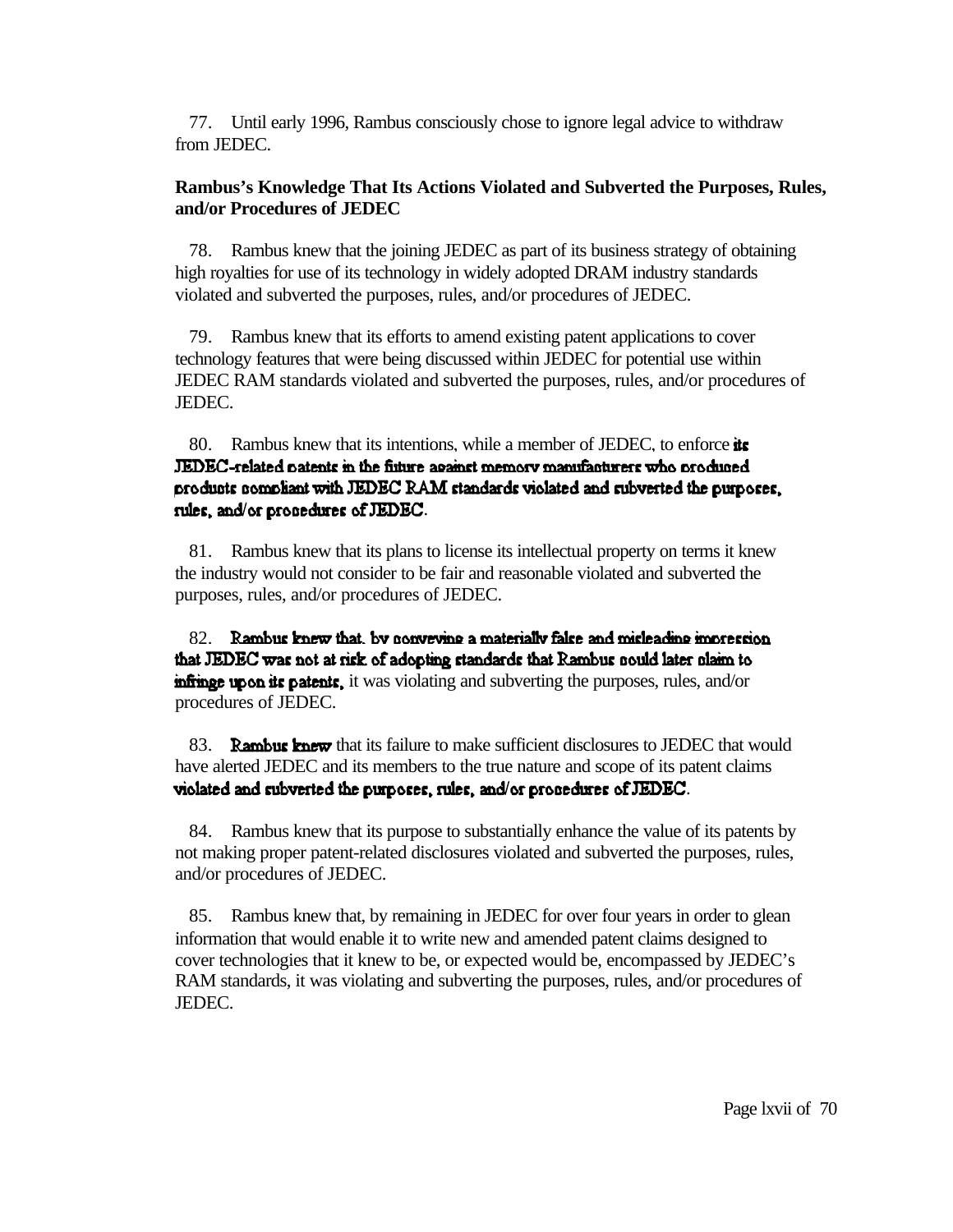77. Until early 1996, Rambus consciously chose to ignore legal advice to withdraw from JEDEC.

**Rambus's Knowledge That Its Actions Violated and Subverted the Purposes, Rules, and/or Procedures of JEDEC**

78. Rambus knew that the joining JEDEC as part of its business strategy of obtaining high royalties for use of its technology in widely adopted DRAM industry standards violated and subverted the purposes, rules, and/or procedures of JEDEC.

79. Rambus knew that its efforts to amend existing patent applications to cover technology features that were being discussed within JEDEC for potential use within JEDEC RAM standards violated and subverted the purposes, rules, and/or procedures of JEDEC.

80. Rambus knew that its intentions, while a member of JEDEC, to enforce its JEDEC-related patents in the future against memory manufacturers who produced products compliant with JEDEC RAM standards violated and subverted the purposes, rules, and/or procedures of JEDEC.

81. Rambus knew that its plans to license its intellectual property on terms it knew the industry would not consider to be fair and reasonable violated and subverted the purposes, rules, and/or procedures of JEDEC.

82. Rambus knew that, by conveying a materially false and misleading impression that JEDEC was not at risk of adopting standards that Rambus could later claim to infringe upon its patents, it was violating and subverting the purposes, rules, and/or procedures of JEDEC.

83. Rambus knew that its failure to make sufficient disclosures to JEDEC that would have alerted JEDEC and its members to the true nature and scope of its patent claims violated and subverted the purposes, rules, and/or procedures of JEDEC.

84. Rambus knew that its purpose to substantially enhance the value of its patents by not making proper patent-related disclosures violated and subverted the purposes, rules, and/or procedures of JEDEC.

85. Rambus knew that, by remaining in JEDEC for over four years in order to glean information that would enable it to write new and amended patent claims designed to cover technologies that it knew to be, or expected would be, encompassed by JEDEC's RAM standards, it was violating and subverting the purposes, rules, and/or procedures of JEDEC.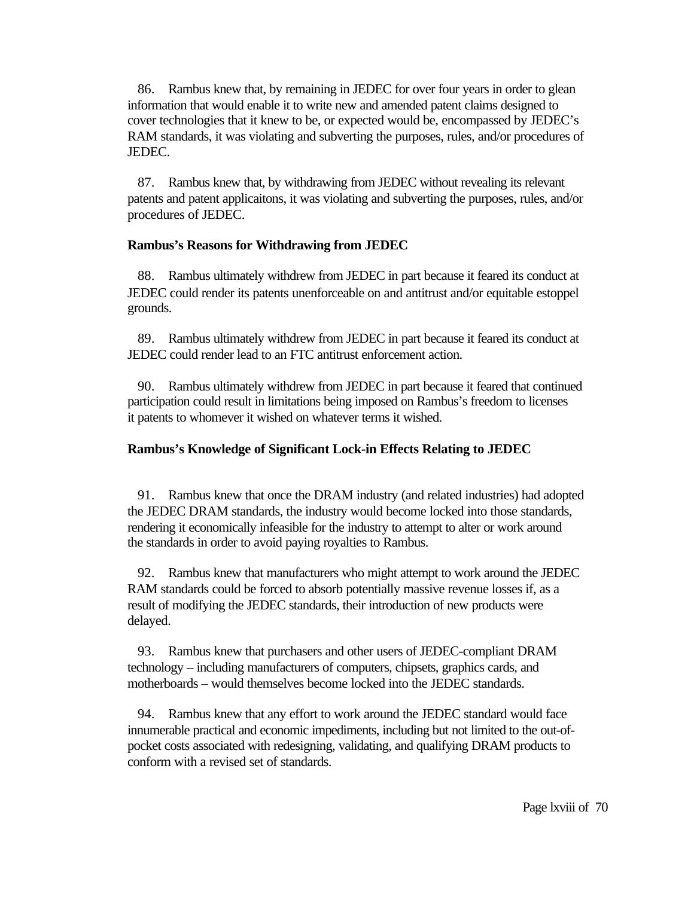86. Rambus knew that, by remaining in JEDEC for over four years in order to glean information that would enable it to write new and amended patent claims designed to cover technologies that it knew to be, or expected would be, encompassed by JEDEC's RAM standards, it was violating and subverting the purposes, rules, and/or procedures of JEDEC.

87. Rambus knew that, by withdrawing from JEDEC without revealing its relevant patents and patent applicaitons, it was violating and subverting the purposes, rules, and/or procedures of JEDEC.

**Rambus's Reasons for Withdrawing from JEDEC**

88. Rambus ultimately withdrew from JEDEC in part because it feared its conduct at JEDEC could render its patents unenforceable on and antitrust and/or equitable estoppel grounds.

89. Rambus ultimately withdrew from JEDEC in part because it feared its conduct at JEDEC could render lead to an FTC antitrust enforcement action.

90. Rambus ultimately withdrew from JEDEC in part because it feared that continued participation could result in limitations being imposed on Rambus's freedom to licenses it patents to whomever it wished on whatever terms it wished.

**Rambus's Knowledge of Significant Lock-in Effects Relating to JEDEC**

91. Rambus knew that once the DRAM industry (and related industries) had adopted the JEDEC DRAM standards, the industry would become locked into those standards, rendering it economically infeasible for the industry to attempt to alter or work around the standards in order to avoid paying royalties to Rambus.

92. Rambus knew that manufacturers who might attempt to work around the JEDEC RAM standards could be forced to absorb potentially massive revenue losses if, as a result of modifying the JEDEC standards, their introduction of new products were delayed.

93. Rambus knew that purchasers and other users of JEDEC-compliant DRAM technology – including manufacturers of computers, chipsets, graphics cards, and motherboards – would themselves become locked into the JEDEC standards.

94. Rambus knew that any effort to work around the JEDEC standard would face innumerable practical and economic impediments, including but not limited to the out-of-pocket costs associated with redesigning, validating, and qualifying DRAM products to conform with a revised set of standards.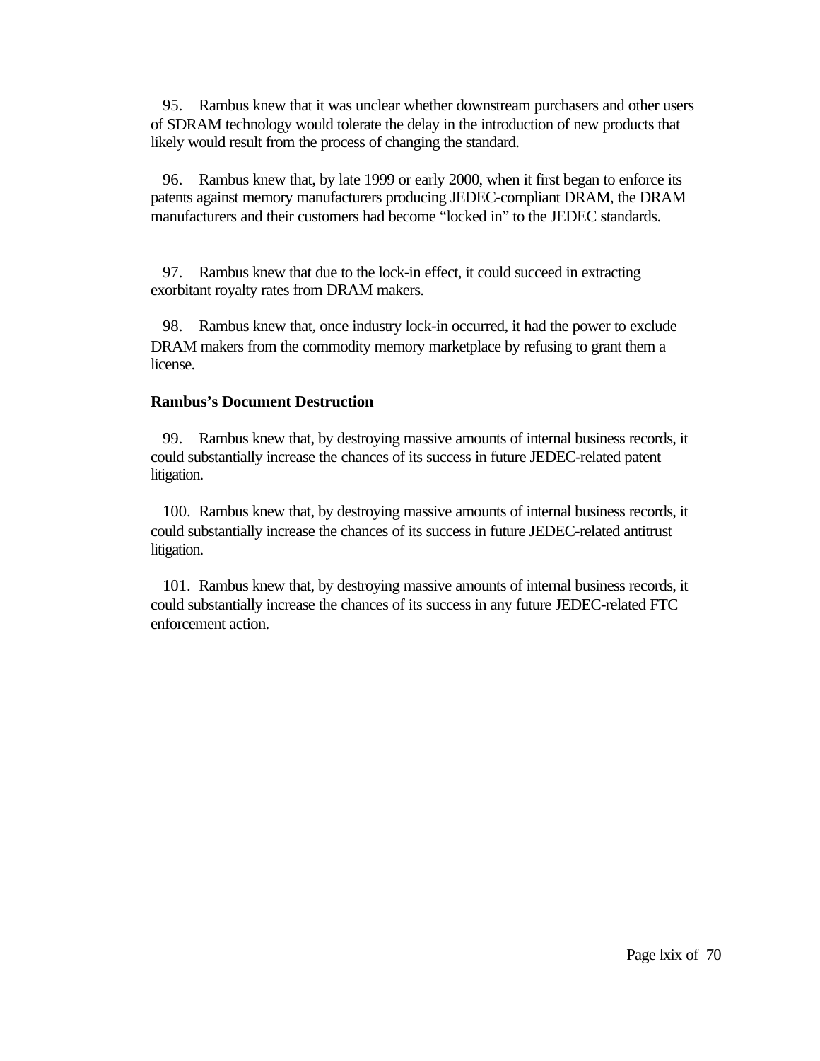95. Rambus knew that it was unclear whether downstream purchasers and other users of SDRAM technology would tolerate the delay in the introduction of new products that likely would result from the process of changing the standard.

96. Rambus knew that, by late 1999 or early 2000, when it first began to enforce its patents against memory manufacturers producing JEDEC-compliant DRAM, the DRAM manufacturers and their customers had become "locked in" to the JEDEC standards.

97. Rambus knew that due to the lock-in effect, it could succeed in extracting exorbitant royalty rates from DRAM makers.

98. Rambus knew that, once industry lock-in occurred, it had the power to exclude DRAM makers from the commodity memory marketplace by refusing to grant them a license.

**Rambus's Document Destruction**

99. Rambus knew that, by destroying massive amounts of internal business records, it could substantially increase the chances of its success in future JEDEC-related patent litigation.

100. Rambus knew that, by destroying massive amounts of internal business records, it could substantially increase the chances of its success in future JEDEC-related antitrust litigation.

101. Rambus knew that, by destroying massive amounts of internal business records, it could substantially increase the chances of its success in any future JEDEC-related FTC enforcement action.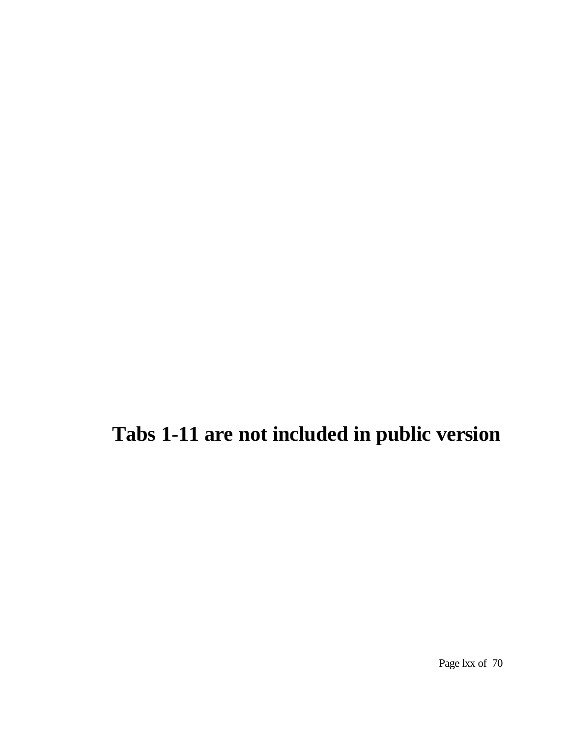**Tabs 1-11 are not included in public version**